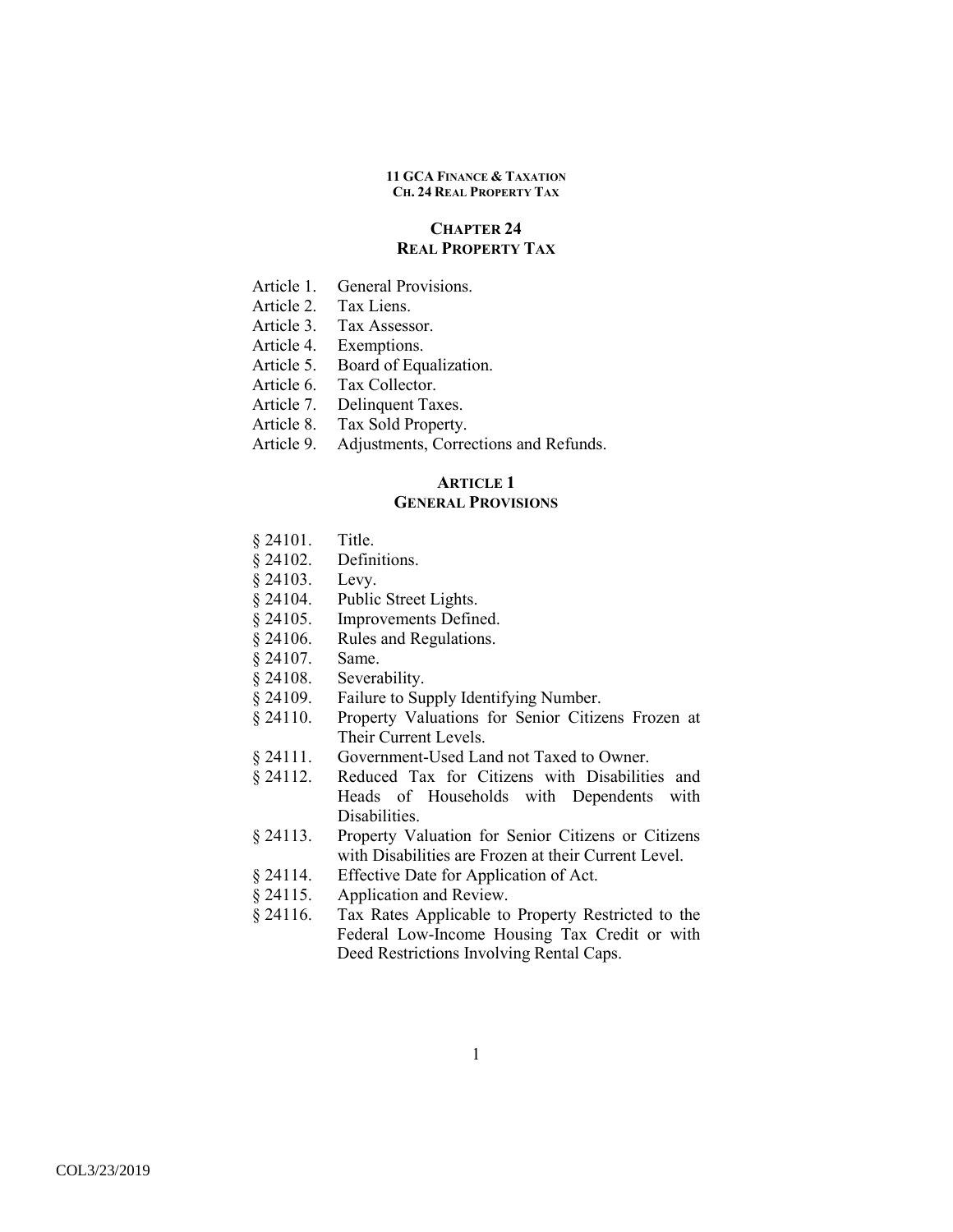# CHAPTER 24
# REAL PROPERTY TAX

Article 1. General Provisions.
Article 2. Tax Liens.
Article 3. Tax Assessor.
Article 4. Exemptions.
Article 5. Board of Equalization.
Article 6. Tax Collector.
Article 7. Delinquent Taxes.
Article 8. Tax Sold Property.
Article 9. Adjustments, Corrections and Refunds.

## ARTICLE 1
## GENERAL PROVISIONS

§ 24101. Title.
§ 24102. Definitions.
§ 24103. Levy.
§ 24104. Public Street Lights.
§ 24105. Improvements Defined.
§ 24106. Rules and Regulations.
§ 24107. Same.
§ 24108. Severability.
§ 24109. Failure to Supply Identifying Number.
§ 24110. Property Valuations for Senior Citizens Frozen at Their Current Levels.
§ 24111. Government-Used Land not Taxed to Owner.
§ 24112. Reduced Tax for Citizens with Disabilities and Heads of Households with Dependents with Disabilities.
§ 24113. Property Valuation for Senior Citizens or Citizens with Disabilities are Frozen at their Current Level.
§ 24114. Effective Date for Application of Act.
§ 24115. Application and Review.
§ 24116. Tax Rates Applicable to Property Restricted to the Federal Low-Income Housing Tax Credit or with Deed Restrictions Involving Rental Caps.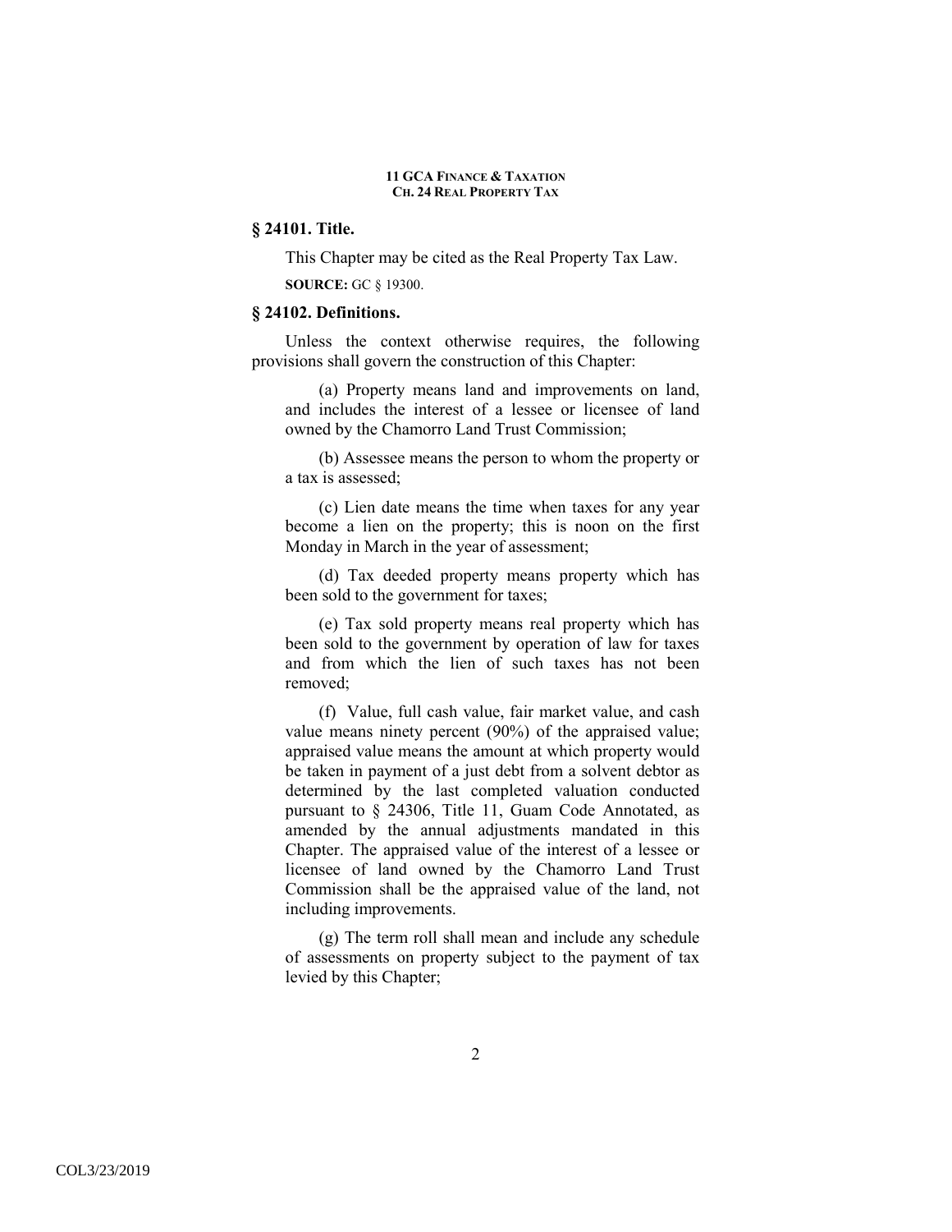### § 24101. Title.

This Chapter may be cited as the Real Property Tax Law.

**SOURCE:** GC § 19300.

### § 24102. Definitions.

Unless the context otherwise requires, the following provisions shall govern the construction of this Chapter:

(a) Property means land and improvements on land, and includes the interest of a lessee or licensee of land owned by the Chamorro Land Trust Commission;

(b) Assessee means the person to whom the property or a tax is assessed;

(c) Lien date means the time when taxes for any year become a lien on the property; this is noon on the first Monday in March in the year of assessment;

(d) Tax deeded property means property which has been sold to the government for taxes;

(e) Tax sold property means real property which has been sold to the government by operation of law for taxes and from which the lien of such taxes has not been removed;

(f) Value, full cash value, fair market value, and cash value means ninety percent (90%) of the appraised value; appraised value means the amount at which property would be taken in payment of a just debt from a solvent debtor as determined by the last completed valuation conducted pursuant to § 24306, Title 11, Guam Code Annotated, as amended by the annual adjustments mandated in this Chapter. The appraised value of the interest of a lessee or licensee of land owned by the Chamorro Land Trust Commission shall be the appraised value of the land, not including improvements.

(g) The term roll shall mean and include any schedule of assessments on property subject to the payment of tax levied by this Chapter;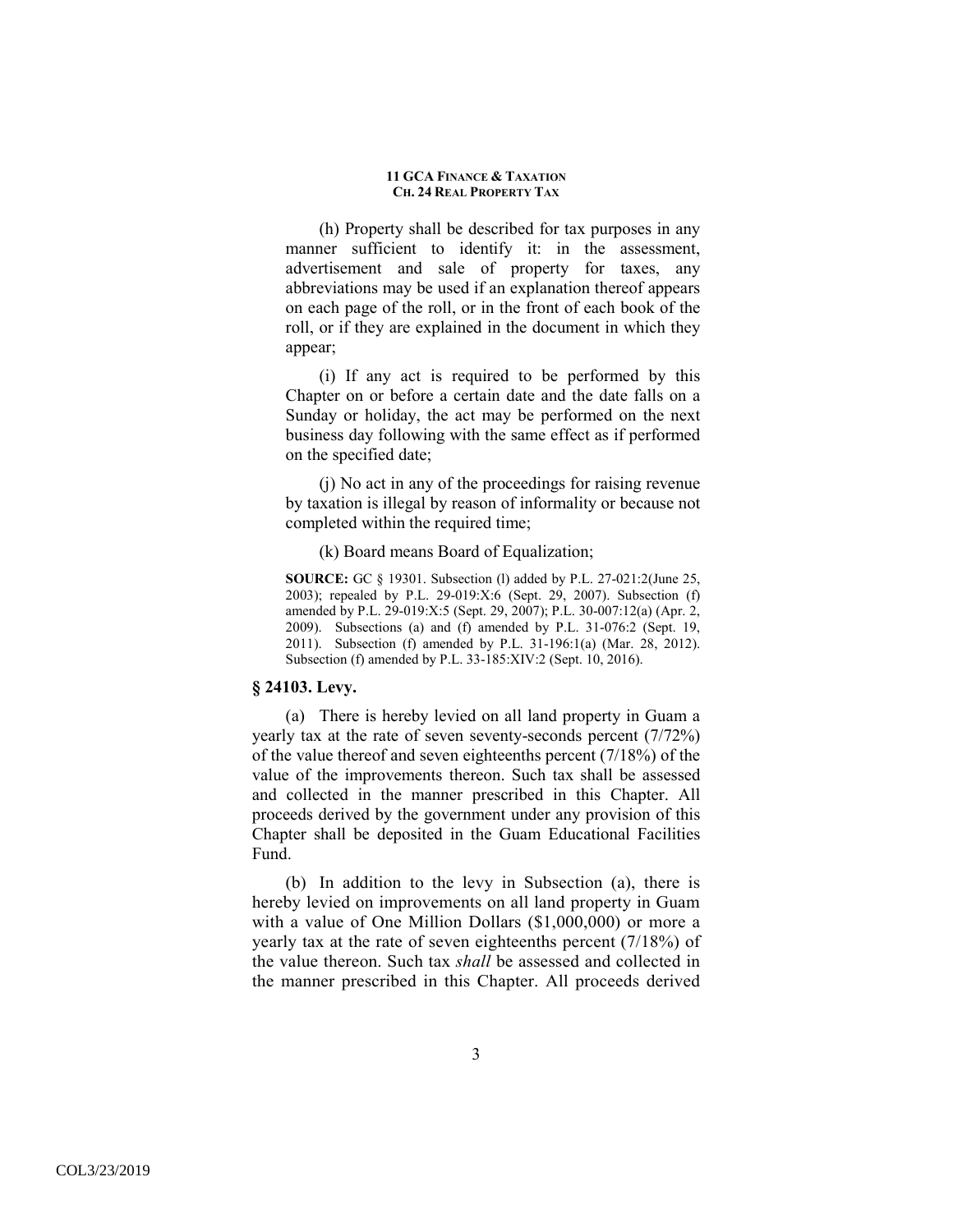(h) Property shall be described for tax purposes in any manner sufficient to identify it: in the assessment, advertisement and sale of property for taxes, any abbreviations may be used if an explanation thereof appears on each page of the roll, or in the front of each book of the roll, or if they are explained in the document in which they appear;

(i) If any act is required to be performed by this Chapter on or before a certain date and the date falls on a Sunday or holiday, the act may be performed on the next business day following with the same effect as if performed on the specified date;

(j) No act in any of the proceedings for raising revenue by taxation is illegal by reason of informality or because not completed within the required time;

(k) Board means Board of Equalization;

**SOURCE:** GC § 19301. Subsection (l) added by P.L. 27-021:2(June 25, 2003); repealed by P.L. 29-019:X:6 (Sept. 29, 2007). Subsection (f) amended by P.L. 29-019:X:5 (Sept. 29, 2007); P.L. 30-007:12(a) (Apr. 2, 2009). Subsections (a) and (f) amended by P.L. 31-076:2 (Sept. 19, 2011). Subsection (f) amended by P.L. 31-196:1(a) (Mar. 28, 2012). Subsection (f) amended by P.L. 33-185:XIV:2 (Sept. 10, 2016).

### § 24103. Levy.

(a) There is hereby levied on all land property in Guam a yearly tax at the rate of seven seventy-seconds percent (7/72%) of the value thereof and seven eighteenths percent (7/18%) of the value of the improvements thereon. Such tax shall be assessed and collected in the manner prescribed in this Chapter. All proceeds derived by the government under any provision of this Chapter shall be deposited in the Guam Educational Facilities Fund.

(b) In addition to the levy in Subsection (a), there is hereby levied on improvements on all land property in Guam with a value of One Million Dollars ($1,000,000) or more a yearly tax at the rate of seven eighteenths percent (7/18%) of the value thereon. Such tax *shall* be assessed and collected in the manner prescribed in this Chapter. All proceeds derived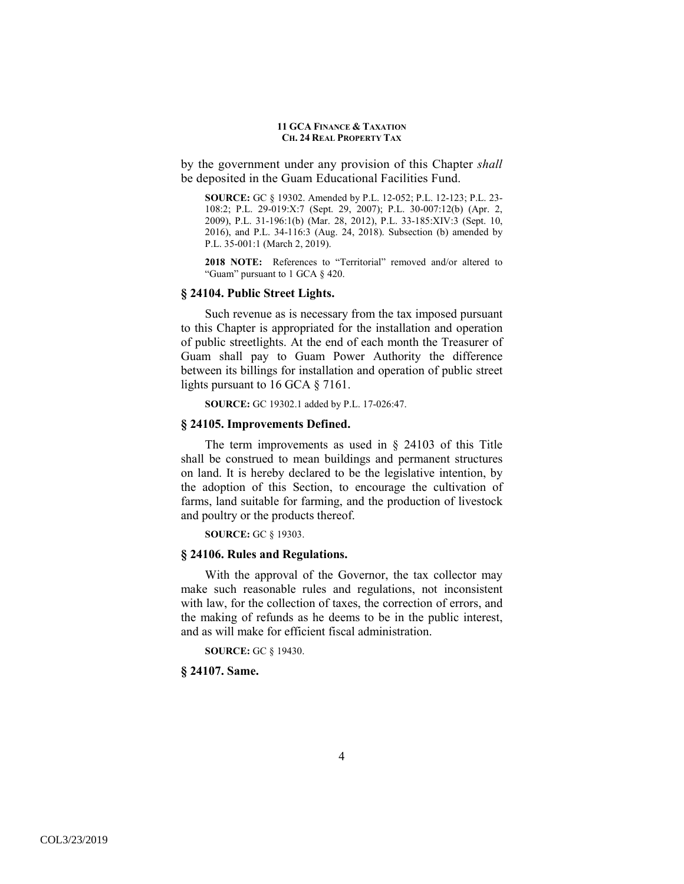by the government under any provision of this Chapter *shall* be deposited in the Guam Educational Facilities Fund.

**SOURCE:** GC § 19302. Amended by P.L. 12-052; P.L. 12-123; P.L. 23-108:2; P.L. 29-019:X:7 (Sept. 29, 2007); P.L. 30-007:12(b) (Apr. 2, 2009), P.L. 31-196:1(b) (Mar. 28, 2012), P.L. 33-185:XIV:3 (Sept. 10, 2016), and P.L. 34-116:3 (Aug. 24, 2018). Subsection (b) amended by P.L. 35-001:1 (March 2, 2019).

**2018 NOTE:** References to "Territorial" removed and/or altered to "Guam" pursuant to 1 GCA § 420.

### § 24104. Public Street Lights.

Such revenue as is necessary from the tax imposed pursuant to this Chapter is appropriated for the installation and operation of public streetlights. At the end of each month the Treasurer of Guam shall pay to Guam Power Authority the difference between its billings for installation and operation of public street lights pursuant to 16 GCA § 7161.

**SOURCE:** GC 19302.1 added by P.L. 17-026:47.

### § 24105. Improvements Defined.

The term improvements as used in § 24103 of this Title shall be construed to mean buildings and permanent structures on land. It is hereby declared to be the legislative intention, by the adoption of this Section, to encourage the cultivation of farms, land suitable for farming, and the production of livestock and poultry or the products thereof.

**SOURCE:** GC § 19303.

### § 24106. Rules and Regulations.

With the approval of the Governor, the tax collector may make such reasonable rules and regulations, not inconsistent with law, for the collection of taxes, the correction of errors, and the making of refunds as he deems to be in the public interest, and as will make for efficient fiscal administration.

**SOURCE:** GC § 19430.

### § 24107. Same.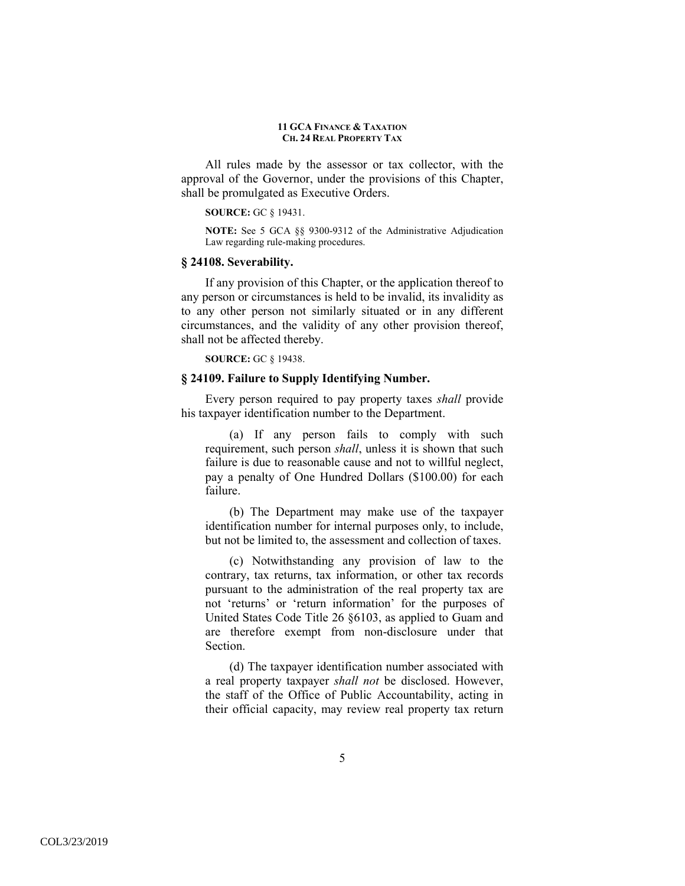All rules made by the assessor or tax collector, with the approval of the Governor, under the provisions of this Chapter, shall be promulgated as Executive Orders.

**SOURCE:** GC § 19431.

**NOTE:** See 5 GCA §§ 9300-9312 of the Administrative Adjudication Law regarding rule-making procedures.

### § 24108. Severability.

If any provision of this Chapter, or the application thereof to any person or circumstances is held to be invalid, its invalidity as to any other person not similarly situated or in any different circumstances, and the validity of any other provision thereof, shall not be affected thereby.

**SOURCE:** GC § 19438.

### § 24109. Failure to Supply Identifying Number.

Every person required to pay property taxes *shall* provide his taxpayer identification number to the Department.

(a) If any person fails to comply with such requirement, such person *shall*, unless it is shown that such failure is due to reasonable cause and not to willful neglect, pay a penalty of One Hundred Dollars ($100.00) for each failure.

(b) The Department may make use of the taxpayer identification number for internal purposes only, to include, but not be limited to, the assessment and collection of taxes.

(c) Notwithstanding any provision of law to the contrary, tax returns, tax information, or other tax records pursuant to the administration of the real property tax are not 'returns' or 'return information' for the purposes of United States Code Title 26 §6103, as applied to Guam and are therefore exempt from non-disclosure under that Section.

(d) The taxpayer identification number associated with a real property taxpayer *shall not* be disclosed. However, the staff of the Office of Public Accountability, acting in their official capacity, may review real property tax return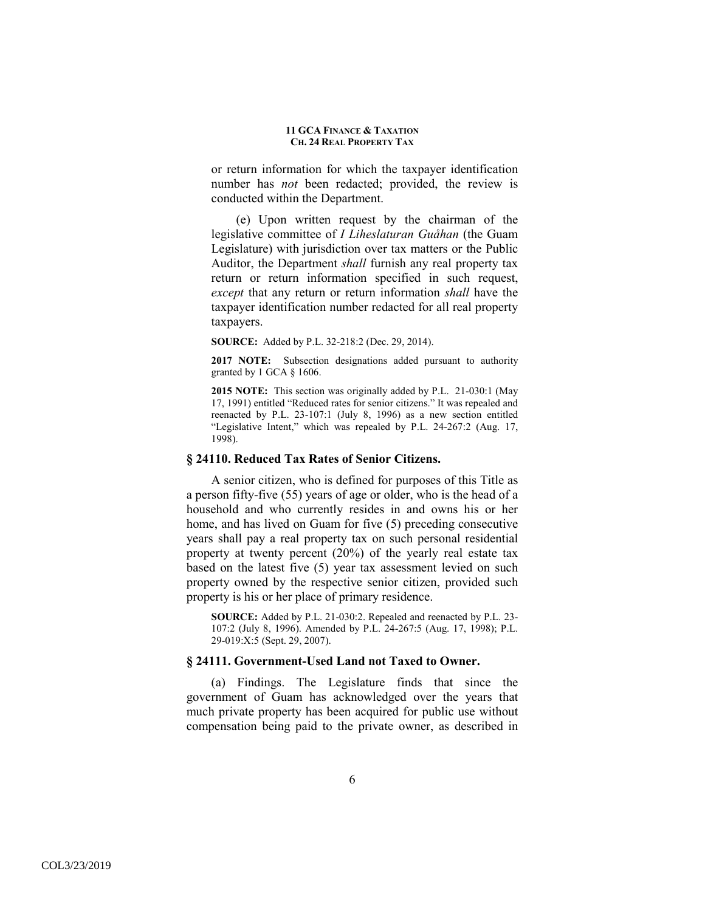or return information for which the taxpayer identification number has *not* been redacted; provided, the review is conducted within the Department.

(e) Upon written request by the chairman of the legislative committee of *I Liheslaturan Guåhan* (the Guam Legislature) with jurisdiction over tax matters or the Public Auditor, the Department *shall* furnish any real property tax return or return information specified in such request, *except* that any return or return information *shall* have the taxpayer identification number redacted for all real property taxpayers.

**SOURCE:** Added by P.L. 32-218:2 (Dec. 29, 2014).

**2017 NOTE:** Subsection designations added pursuant to authority granted by 1 GCA § 1606.

**2015 NOTE:** This section was originally added by P.L. 21-030:1 (May 17, 1991) entitled "Reduced rates for senior citizens." It was repealed and reenacted by P.L. 23-107:1 (July 8, 1996) as a new section entitled "Legislative Intent," which was repealed by P.L. 24-267:2 (Aug. 17, 1998).

### § 24110. Reduced Tax Rates of Senior Citizens.

A senior citizen, who is defined for purposes of this Title as a person fifty-five (55) years of age or older, who is the head of a household and who currently resides in and owns his or her home, and has lived on Guam for five (5) preceding consecutive years shall pay a real property tax on such personal residential property at twenty percent (20%) of the yearly real estate tax based on the latest five (5) year tax assessment levied on such property owned by the respective senior citizen, provided such property is his or her place of primary residence.

**SOURCE:** Added by P.L. 21-030:2. Repealed and reenacted by P.L. 23-107:2 (July 8, 1996). Amended by P.L. 24-267:5 (Aug. 17, 1998); P.L. 29-019:X:5 (Sept. 29, 2007).

### § 24111. Government-Used Land not Taxed to Owner.

(a) Findings. The Legislature finds that since the government of Guam has acknowledged over the years that much private property has been acquired for public use without compensation being paid to the private owner, as described in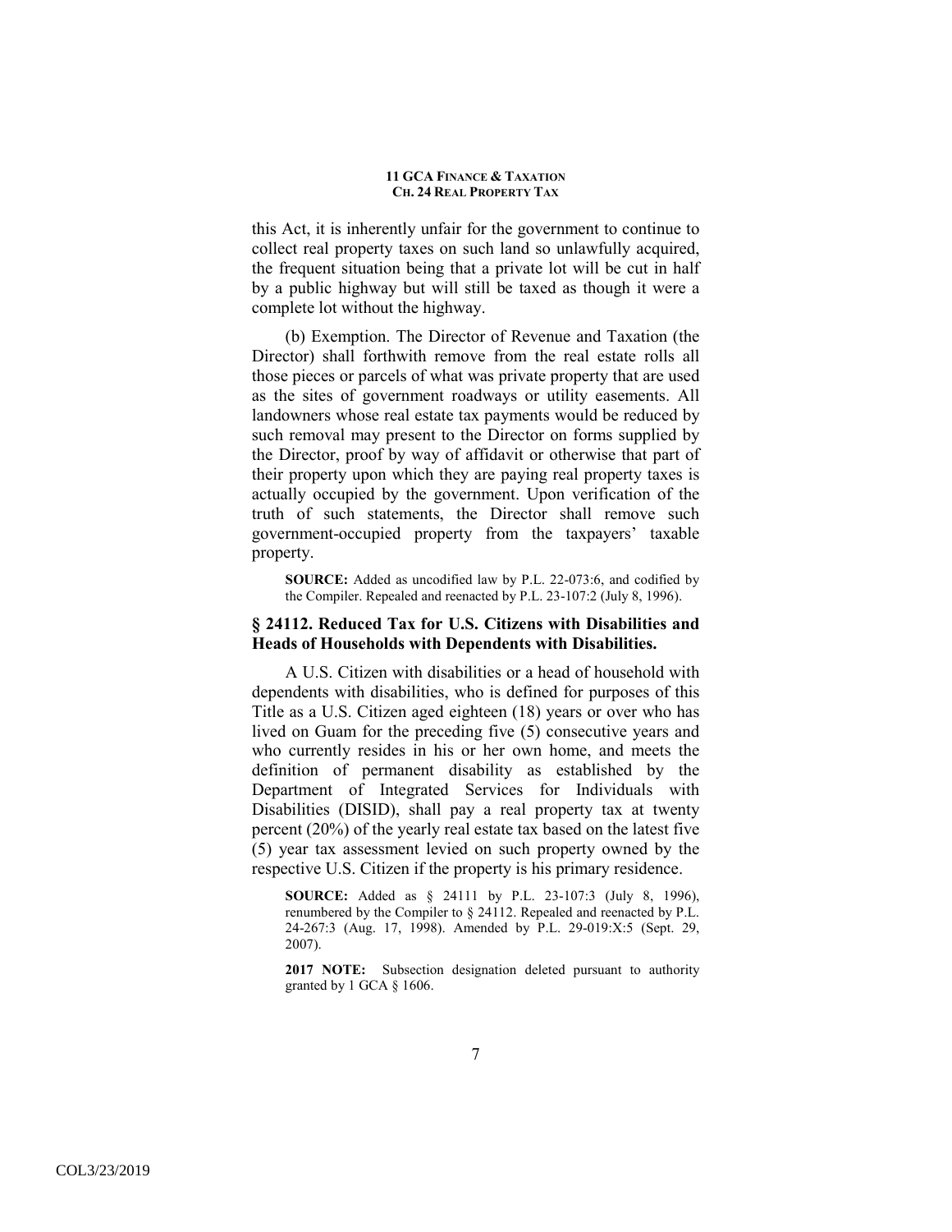this Act, it is inherently unfair for the government to continue to collect real property taxes on such land so unlawfully acquired, the frequent situation being that a private lot will be cut in half by a public highway but will still be taxed as though it were a complete lot without the highway.

(b) Exemption. The Director of Revenue and Taxation (the Director) shall forthwith remove from the real estate rolls all those pieces or parcels of what was private property that are used as the sites of government roadways or utility easements. All landowners whose real estate tax payments would be reduced by such removal may present to the Director on forms supplied by the Director, proof by way of affidavit or otherwise that part of their property upon which they are paying real property taxes is actually occupied by the government. Upon verification of the truth of such statements, the Director shall remove such government-occupied property from the taxpayers' taxable property.

**SOURCE:** Added as uncodified law by P.L. 22-073:6, and codified by the Compiler. Repealed and reenacted by P.L. 23-107:2 (July 8, 1996).

### § 24112. Reduced Tax for U.S. Citizens with Disabilities and Heads of Households with Dependents with Disabilities.

A U.S. Citizen with disabilities or a head of household with dependents with disabilities, who is defined for purposes of this Title as a U.S. Citizen aged eighteen (18) years or over who has lived on Guam for the preceding five (5) consecutive years and who currently resides in his or her own home, and meets the definition of permanent disability as established by the Department of Integrated Services for Individuals with Disabilities (DISID), shall pay a real property tax at twenty percent (20%) of the yearly real estate tax based on the latest five (5) year tax assessment levied on such property owned by the respective U.S. Citizen if the property is his primary residence.

**SOURCE:** Added as § 24111 by P.L. 23-107:3 (July 8, 1996), renumbered by the Compiler to § 24112. Repealed and reenacted by P.L. 24-267:3 (Aug. 17, 1998). Amended by P.L. 29-019:X:5 (Sept. 29, 2007).

**2017 NOTE:** Subsection designation deleted pursuant to authority granted by 1 GCA § 1606.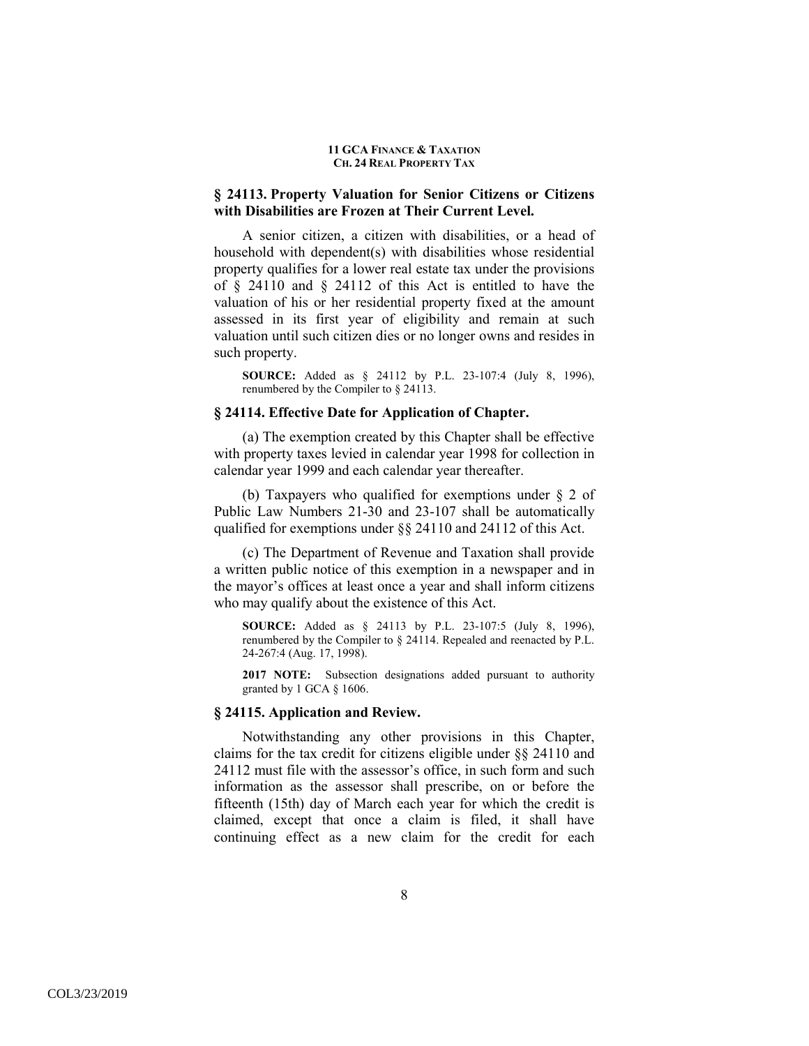### § 24113. Property Valuation for Senior Citizens or Citizens with Disabilities are Frozen at Their Current Level.

A senior citizen, a citizen with disabilities, or a head of household with dependent(s) with disabilities whose residential property qualifies for a lower real estate tax under the provisions of § 24110 and § 24112 of this Act is entitled to have the valuation of his or her residential property fixed at the amount assessed in its first year of eligibility and remain at such valuation until such citizen dies or no longer owns and resides in such property.

**SOURCE:** Added as § 24112 by P.L. 23-107:4 (July 8, 1996), renumbered by the Compiler to § 24113.

### § 24114. Effective Date for Application of Chapter.

(a) The exemption created by this Chapter shall be effective with property taxes levied in calendar year 1998 for collection in calendar year 1999 and each calendar year thereafter.

(b) Taxpayers who qualified for exemptions under § 2 of Public Law Numbers 21-30 and 23-107 shall be automatically qualified for exemptions under §§ 24110 and 24112 of this Act.

(c) The Department of Revenue and Taxation shall provide a written public notice of this exemption in a newspaper and in the mayor's offices at least once a year and shall inform citizens who may qualify about the existence of this Act.

**SOURCE:** Added as § 24113 by P.L. 23-107:5 (July 8, 1996), renumbered by the Compiler to § 24114. Repealed and reenacted by P.L. 24-267:4 (Aug. 17, 1998).

**2017 NOTE:** Subsection designations added pursuant to authority granted by 1 GCA § 1606.

### § 24115. Application and Review.

Notwithstanding any other provisions in this Chapter, claims for the tax credit for citizens eligible under §§ 24110 and 24112 must file with the assessor's office, in such form and such information as the assessor shall prescribe, on or before the fifteenth (15th) day of March each year for which the credit is claimed, except that once a claim is filed, it shall have continuing effect as a new claim for the credit for each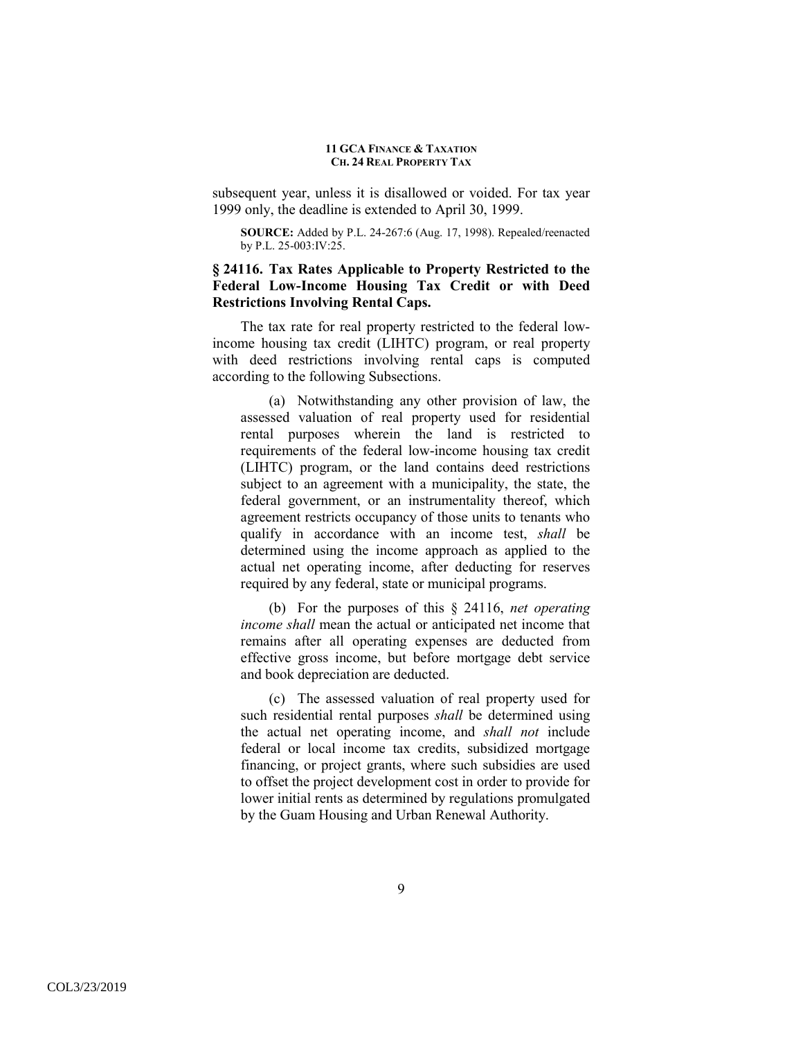subsequent year, unless it is disallowed or voided. For tax year 1999 only, the deadline is extended to April 30, 1999.

**SOURCE:** Added by P.L. 24-267:6 (Aug. 17, 1998). Repealed/reenacted by P.L. 25-003:IV:25.

### § 24116. Tax Rates Applicable to Property Restricted to the Federal Low-Income Housing Tax Credit or with Deed Restrictions Involving Rental Caps.

The tax rate for real property restricted to the federal low-income housing tax credit (LIHTC) program, or real property with deed restrictions involving rental caps is computed according to the following Subsections.

(a) Notwithstanding any other provision of law, the assessed valuation of real property used for residential rental purposes wherein the land is restricted to requirements of the federal low-income housing tax credit (LIHTC) program, or the land contains deed restrictions subject to an agreement with a municipality, the state, the federal government, or an instrumentality thereof, which agreement restricts occupancy of those units to tenants who qualify in accordance with an income test, *shall* be determined using the income approach as applied to the actual net operating income, after deducting for reserves required by any federal, state or municipal programs.

(b) For the purposes of this § 24116, *net operating income shall* mean the actual or anticipated net income that remains after all operating expenses are deducted from effective gross income, but before mortgage debt service and book depreciation are deducted.

(c) The assessed valuation of real property used for such residential rental purposes *shall* be determined using the actual net operating income, and *shall not* include federal or local income tax credits, subsidized mortgage financing, or project grants, where such subsidies are used to offset the project development cost in order to provide for lower initial rents as determined by regulations promulgated by the Guam Housing and Urban Renewal Authority.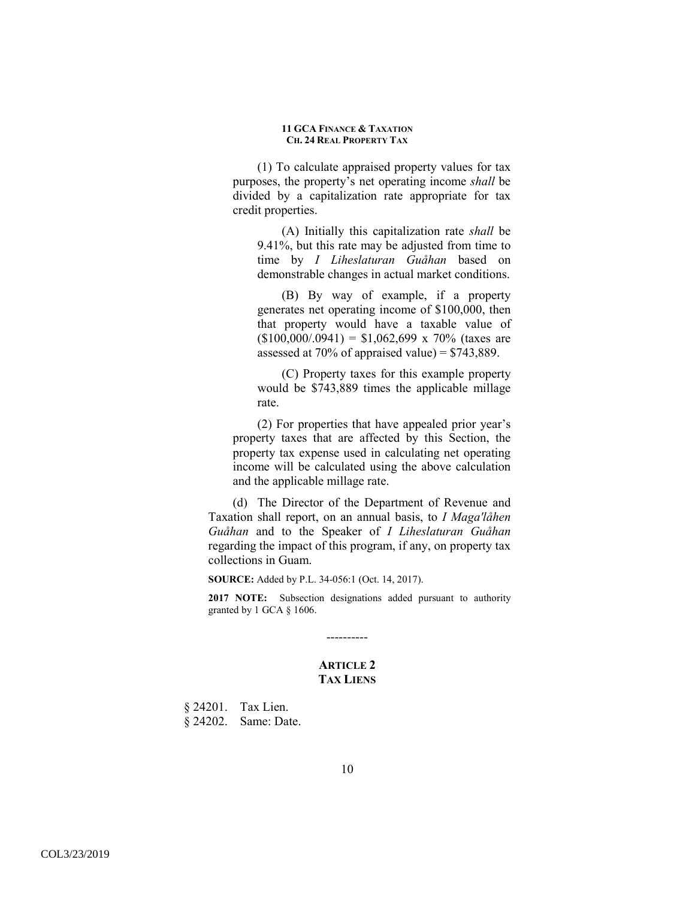(1) To calculate appraised property values for tax purposes, the property's net operating income *shall* be divided by a capitalization rate appropriate for tax credit properties.

(A) Initially this capitalization rate *shall* be 9.41%, but this rate may be adjusted from time to time by *I Liheslaturan Guåhan* based on demonstrable changes in actual market conditions.

(B) By way of example, if a property generates net operating income of $100,000, then that property would have a taxable value of ($100,000/.0941) = $1,062,699 x 70% (taxes are assessed at 70% of appraised value) = $743,889.

(C) Property taxes for this example property would be $743,889 times the applicable millage rate.

(2) For properties that have appealed prior year's property taxes that are affected by this Section, the property tax expense used in calculating net operating income will be calculated using the above calculation and the applicable millage rate.

(d) The Director of the Department of Revenue and Taxation shall report, on an annual basis, to *I Maga'låhen Guåhan* and to the Speaker of *I Liheslaturan Guåhan* regarding the impact of this program, if any, on property tax collections in Guam.

**SOURCE:** Added by P.L. 34-056:1 (Oct. 14, 2017).

**2017 NOTE:** Subsection designations added pursuant to authority granted by 1 GCA § 1606.

----------

## ARTICLE 2
## TAX LIENS

§ 24201. Tax Lien.
§ 24202. Same: Date.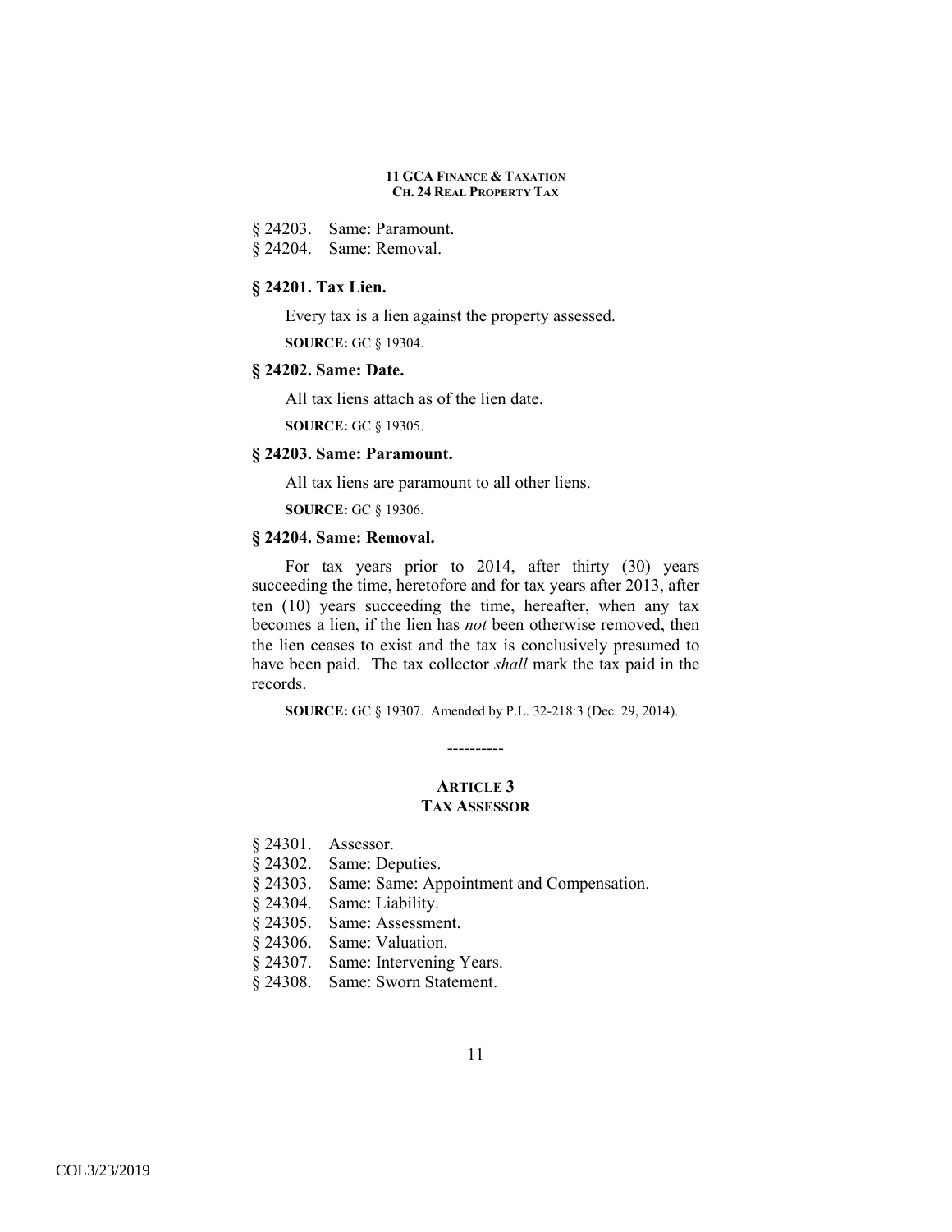§ 24203. Same: Paramount.
§ 24204. Same: Removal.

### § 24201. Tax Lien.

Every tax is a lien against the property assessed.

**SOURCE:** GC § 19304.

### § 24202. Same: Date.

All tax liens attach as of the lien date.

**SOURCE:** GC § 19305.

### § 24203. Same: Paramount.

All tax liens are paramount to all other liens.

**SOURCE:** GC § 19306.

### § 24204. Same: Removal.

For tax years prior to 2014, after thirty (30) years succeeding the time, heretofore and for tax years after 2013, after ten (10) years succeeding the time, hereafter, when any tax becomes a lien, if the lien has *not* been otherwise removed, then the lien ceases to exist and the tax is conclusively presumed to have been paid. The tax collector *shall* mark the tax paid in the records.

**SOURCE:** GC § 19307. Amended by P.L. 32-218:3 (Dec. 29, 2014).

----------

## ARTICLE 3
## TAX ASSESSOR

§ 24301. Assessor.
§ 24302. Same: Deputies.
§ 24303. Same: Same: Appointment and Compensation.
§ 24304. Same: Liability.
§ 24305. Same: Assessment.
§ 24306. Same: Valuation.
§ 24307. Same: Intervening Years.
§ 24308. Same: Sworn Statement.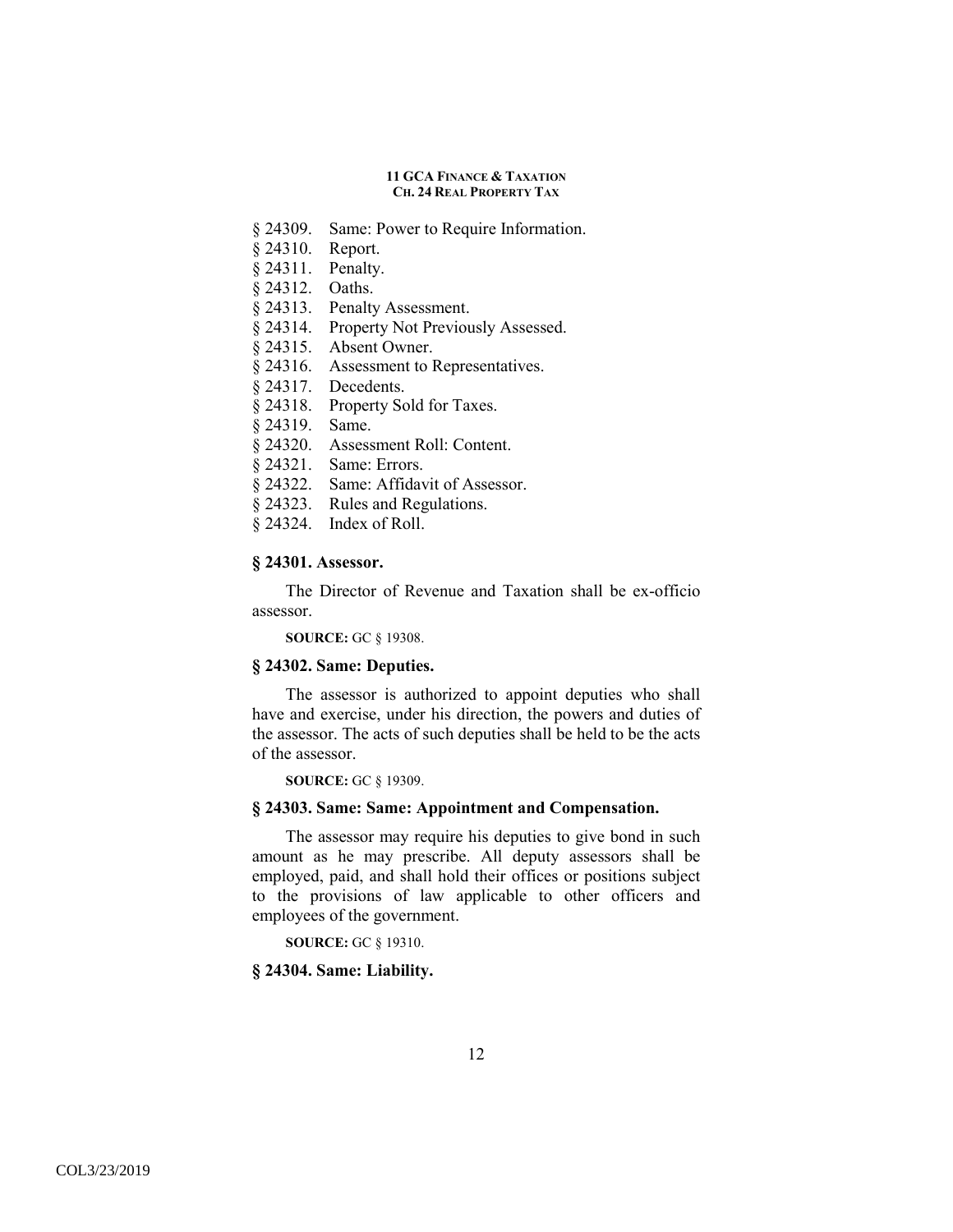§ 24309. Same: Power to Require Information.
§ 24310. Report.
§ 24311. Penalty.
§ 24312. Oaths.
§ 24313. Penalty Assessment.
§ 24314. Property Not Previously Assessed.
§ 24315. Absent Owner.
§ 24316. Assessment to Representatives.
§ 24317. Decedents.
§ 24318. Property Sold for Taxes.
§ 24319. Same.
§ 24320. Assessment Roll: Content.
§ 24321. Same: Errors.
§ 24322. Same: Affidavit of Assessor.
§ 24323. Rules and Regulations.
§ 24324. Index of Roll.

### § 24301. Assessor.

The Director of Revenue and Taxation shall be ex-officio assessor.

**SOURCE:** GC § 19308.

### § 24302. Same: Deputies.

The assessor is authorized to appoint deputies who shall have and exercise, under his direction, the powers and duties of the assessor. The acts of such deputies shall be held to be the acts of the assessor.

**SOURCE:** GC § 19309.

### § 24303. Same: Same: Appointment and Compensation.

The assessor may require his deputies to give bond in such amount as he may prescribe. All deputy assessors shall be employed, paid, and shall hold their offices or positions subject to the provisions of law applicable to other officers and employees of the government.

**SOURCE:** GC § 19310.

### § 24304. Same: Liability.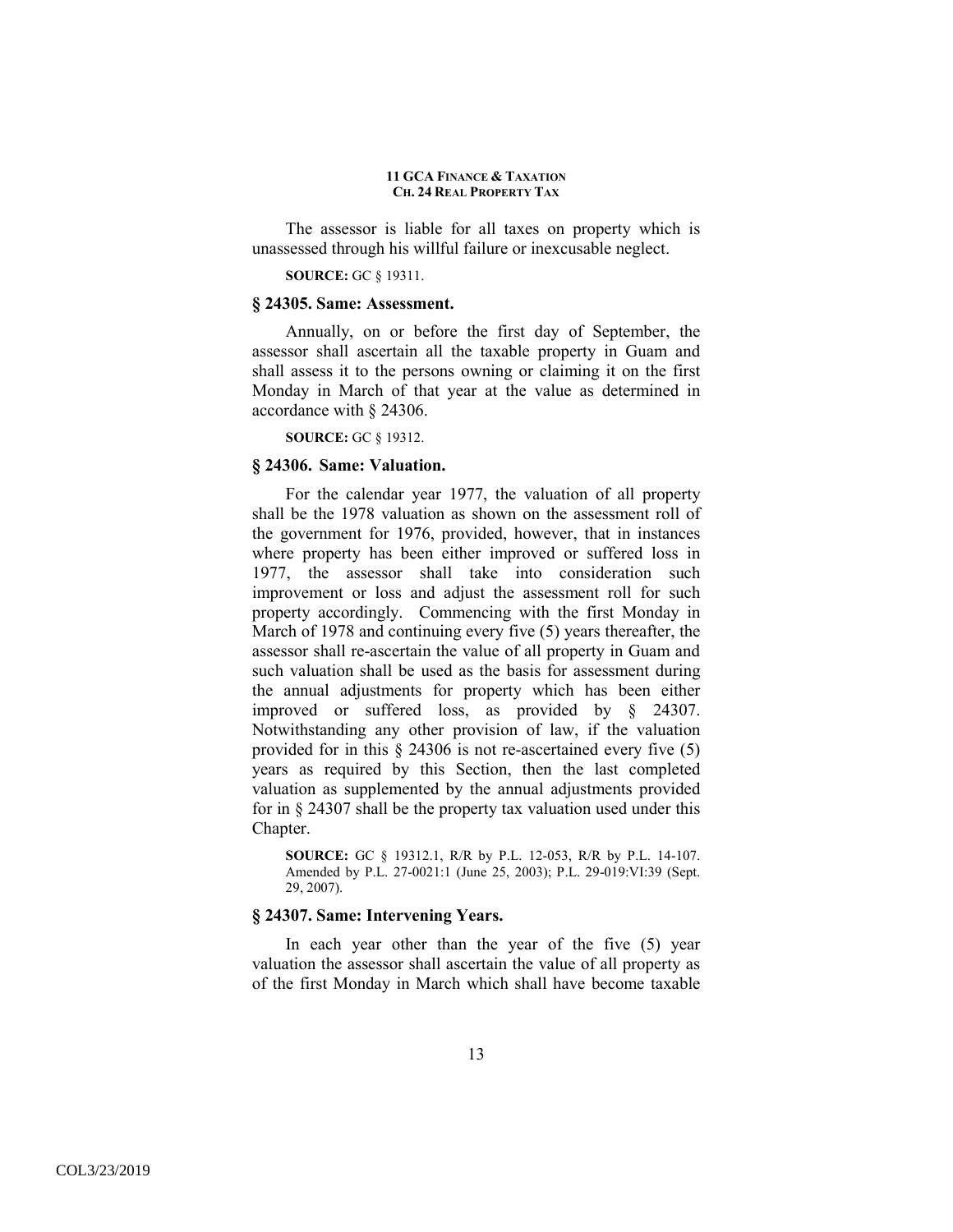The assessor is liable for all taxes on property which is unassessed through his willful failure or inexcusable neglect.

**SOURCE:** GC § 19311.

### § 24305. Same: Assessment.

Annually, on or before the first day of September, the assessor shall ascertain all the taxable property in Guam and shall assess it to the persons owning or claiming it on the first Monday in March of that year at the value as determined in accordance with § 24306.

**SOURCE:** GC § 19312.

### § 24306. Same: Valuation.

For the calendar year 1977, the valuation of all property shall be the 1978 valuation as shown on the assessment roll of the government for 1976, provided, however, that in instances where property has been either improved or suffered loss in 1977, the assessor shall take into consideration such improvement or loss and adjust the assessment roll for such property accordingly. Commencing with the first Monday in March of 1978 and continuing every five (5) years thereafter, the assessor shall re-ascertain the value of all property in Guam and such valuation shall be used as the basis for assessment during the annual adjustments for property which has been either improved or suffered loss, as provided by § 24307. Notwithstanding any other provision of law, if the valuation provided for in this § 24306 is not re-ascertained every five (5) years as required by this Section, then the last completed valuation as supplemented by the annual adjustments provided for in § 24307 shall be the property tax valuation used under this Chapter.

**SOURCE:** GC § 19312.1, R/R by P.L. 12-053, R/R by P.L. 14-107. Amended by P.L. 27-0021:1 (June 25, 2003); P.L. 29-019:VI:39 (Sept. 29, 2007).

### § 24307. Same: Intervening Years.

In each year other than the year of the five (5) year valuation the assessor shall ascertain the value of all property as of the first Monday in March which shall have become taxable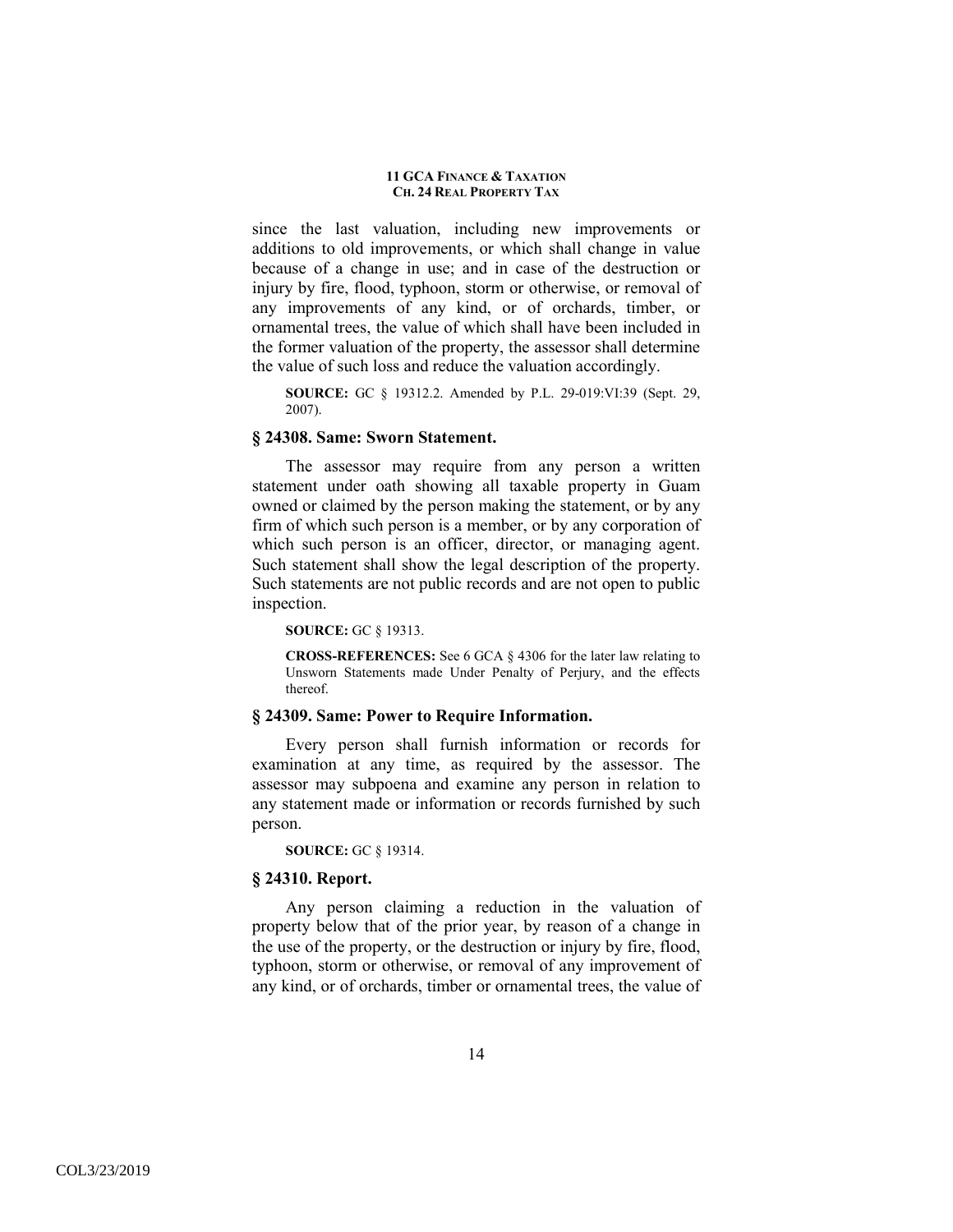since the last valuation, including new improvements or additions to old improvements, or which shall change in value because of a change in use; and in case of the destruction or injury by fire, flood, typhoon, storm or otherwise, or removal of any improvements of any kind, or of orchards, timber, or ornamental trees, the value of which shall have been included in the former valuation of the property, the assessor shall determine the value of such loss and reduce the valuation accordingly.

**SOURCE:** GC § 19312.2. Amended by P.L. 29-019:VI:39 (Sept. 29, 2007).

### § 24308. Same: Sworn Statement.

The assessor may require from any person a written statement under oath showing all taxable property in Guam owned or claimed by the person making the statement, or by any firm of which such person is a member, or by any corporation of which such person is an officer, director, or managing agent. Such statement shall show the legal description of the property. Such statements are not public records and are not open to public inspection.

**SOURCE:** GC § 19313.

**CROSS-REFERENCES:** See 6 GCA § 4306 for the later law relating to Unsworn Statements made Under Penalty of Perjury, and the effects thereof.

### § 24309. Same: Power to Require Information.

Every person shall furnish information or records for examination at any time, as required by the assessor. The assessor may subpoena and examine any person in relation to any statement made or information or records furnished by such person.

**SOURCE:** GC § 19314.

### § 24310. Report.

Any person claiming a reduction in the valuation of property below that of the prior year, by reason of a change in the use of the property, or the destruction or injury by fire, flood, typhoon, storm or otherwise, or removal of any improvement of any kind, or of orchards, timber or ornamental trees, the value of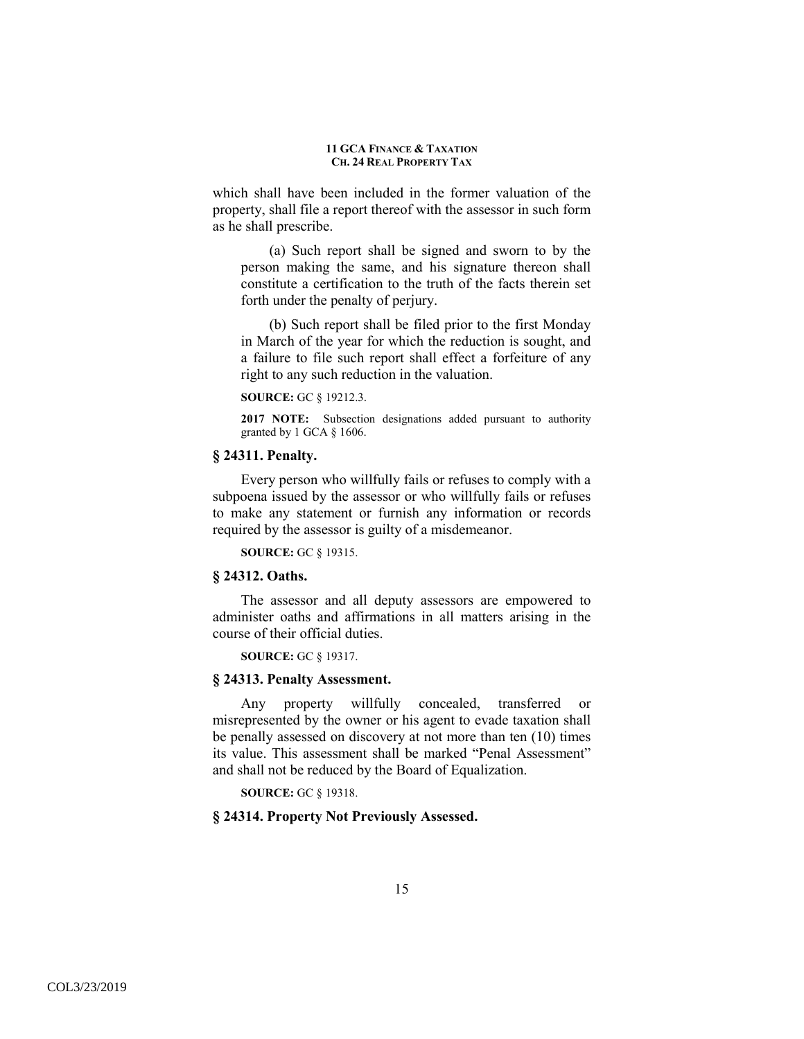which shall have been included in the former valuation of the property, shall file a report thereof with the assessor in such form as he shall prescribe.

(a) Such report shall be signed and sworn to by the person making the same, and his signature thereon shall constitute a certification to the truth of the facts therein set forth under the penalty of perjury.

(b) Such report shall be filed prior to the first Monday in March of the year for which the reduction is sought, and a failure to file such report shall effect a forfeiture of any right to any such reduction in the valuation.

**SOURCE:** GC § 19212.3.

**2017 NOTE:** Subsection designations added pursuant to authority granted by 1 GCA § 1606.

### § 24311. Penalty.

Every person who willfully fails or refuses to comply with a subpoena issued by the assessor or who willfully fails or refuses to make any statement or furnish any information or records required by the assessor is guilty of a misdemeanor.

**SOURCE:** GC § 19315.

### § 24312. Oaths.

The assessor and all deputy assessors are empowered to administer oaths and affirmations in all matters arising in the course of their official duties.

**SOURCE:** GC § 19317.

### § 24313. Penalty Assessment.

Any property willfully concealed, transferred or misrepresented by the owner or his agent to evade taxation shall be penally assessed on discovery at not more than ten (10) times its value. This assessment shall be marked "Penal Assessment" and shall not be reduced by the Board of Equalization.

**SOURCE:** GC § 19318.

### § 24314. Property Not Previously Assessed.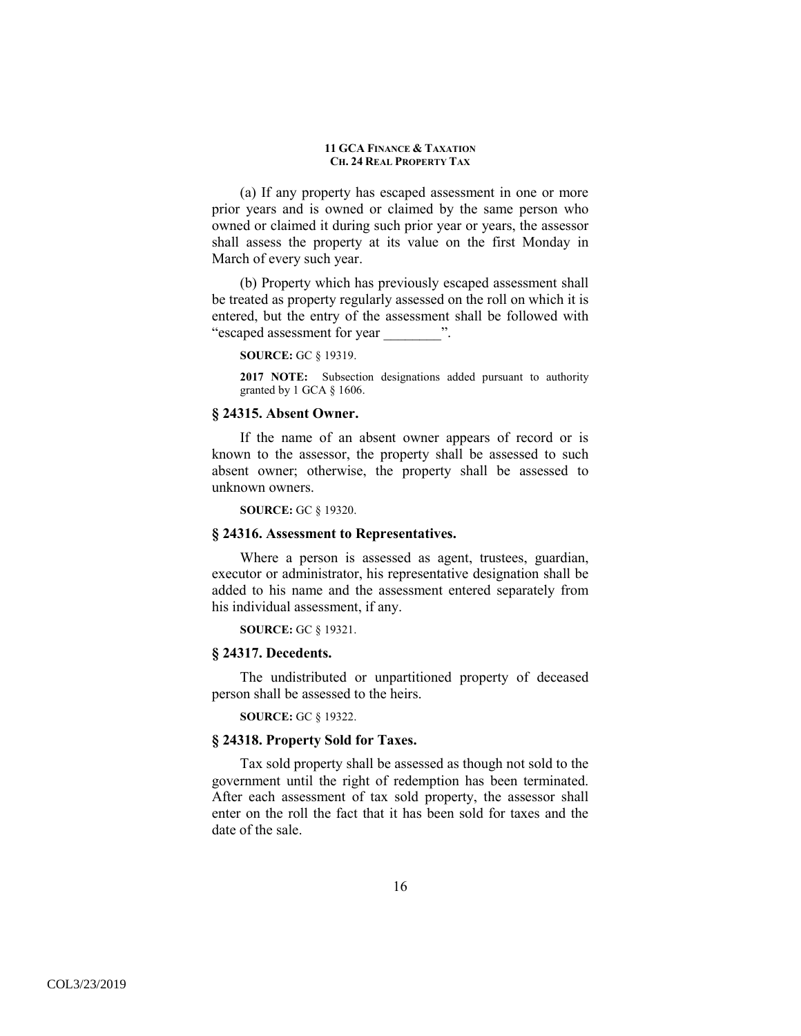(a) If any property has escaped assessment in one or more prior years and is owned or claimed by the same person who owned or claimed it during such prior year or years, the assessor shall assess the property at its value on the first Monday in March of every such year.

(b) Property which has previously escaped assessment shall be treated as property regularly assessed on the roll on which it is entered, but the entry of the assessment shall be followed with "escaped assessment for year ________".

**SOURCE:** GC § 19319.

**2017 NOTE:** Subsection designations added pursuant to authority granted by 1 GCA § 1606.

### § 24315. Absent Owner.

If the name of an absent owner appears of record or is known to the assessor, the property shall be assessed to such absent owner; otherwise, the property shall be assessed to unknown owners.

**SOURCE:** GC § 19320.

### § 24316. Assessment to Representatives.

Where a person is assessed as agent, trustees, guardian, executor or administrator, his representative designation shall be added to his name and the assessment entered separately from his individual assessment, if any.

**SOURCE:** GC § 19321.

### § 24317. Decedents.

The undistributed or unpartitioned property of deceased person shall be assessed to the heirs.

**SOURCE:** GC § 19322.

### § 24318. Property Sold for Taxes.

Tax sold property shall be assessed as though not sold to the government until the right of redemption has been terminated. After each assessment of tax sold property, the assessor shall enter on the roll the fact that it has been sold for taxes and the date of the sale.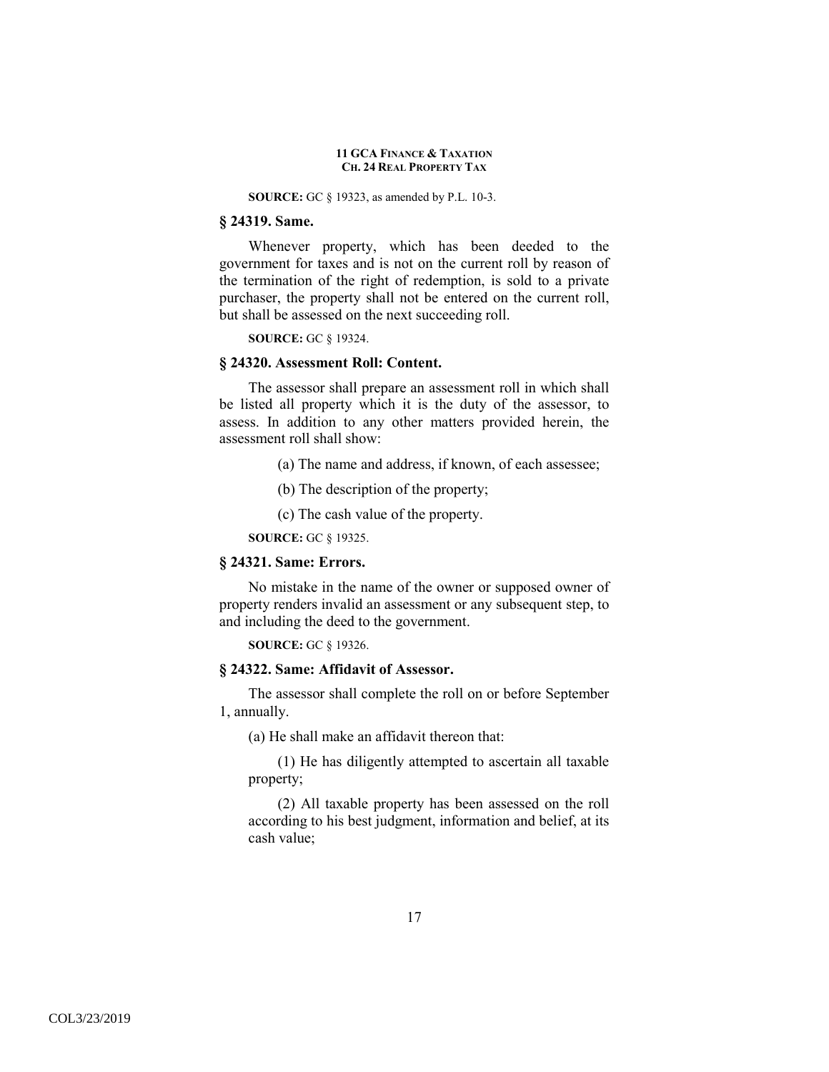**SOURCE:** GC § 19323, as amended by P.L. 10-3.

### § 24319. Same.

Whenever property, which has been deeded to the government for taxes and is not on the current roll by reason of the termination of the right of redemption, is sold to a private purchaser, the property shall not be entered on the current roll, but shall be assessed on the next succeeding roll.

**SOURCE:** GC § 19324.

### § 24320. Assessment Roll: Content.

The assessor shall prepare an assessment roll in which shall be listed all property which it is the duty of the assessor, to assess. In addition to any other matters provided herein, the assessment roll shall show:

(a) The name and address, if known, of each assessee;

(b) The description of the property;

(c) The cash value of the property.

**SOURCE:** GC § 19325.

### § 24321. Same: Errors.

No mistake in the name of the owner or supposed owner of property renders invalid an assessment or any subsequent step, to and including the deed to the government.

**SOURCE:** GC § 19326.

### § 24322. Same: Affidavit of Assessor.

The assessor shall complete the roll on or before September 1, annually.

(a) He shall make an affidavit thereon that:

(1) He has diligently attempted to ascertain all taxable property;

(2) All taxable property has been assessed on the roll according to his best judgment, information and belief, at its cash value;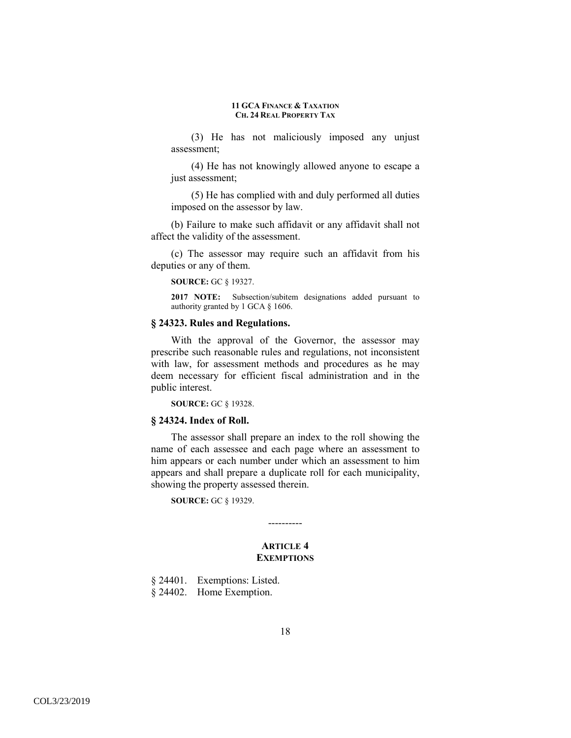(3) He has not maliciously imposed any unjust assessment;

(4) He has not knowingly allowed anyone to escape a just assessment;

(5) He has complied with and duly performed all duties imposed on the assessor by law.

(b) Failure to make such affidavit or any affidavit shall not affect the validity of the assessment.

(c) The assessor may require such an affidavit from his deputies or any of them.

**SOURCE:** GC § 19327.

**2017 NOTE:** Subsection/subitem designations added pursuant to authority granted by 1 GCA § 1606.

### § 24323. Rules and Regulations.

With the approval of the Governor, the assessor may prescribe such reasonable rules and regulations, not inconsistent with law, for assessment methods and procedures as he may deem necessary for efficient fiscal administration and in the public interest.

**SOURCE:** GC § 19328.

### § 24324. Index of Roll.

The assessor shall prepare an index to the roll showing the name of each assessee and each page where an assessment to him appears or each number under which an assessment to him appears and shall prepare a duplicate roll for each municipality, showing the property assessed therein.

**SOURCE:** GC § 19329.

----------

## ARTICLE 4
## EXEMPTIONS

§ 24401. Exemptions: Listed.
§ 24402. Home Exemption.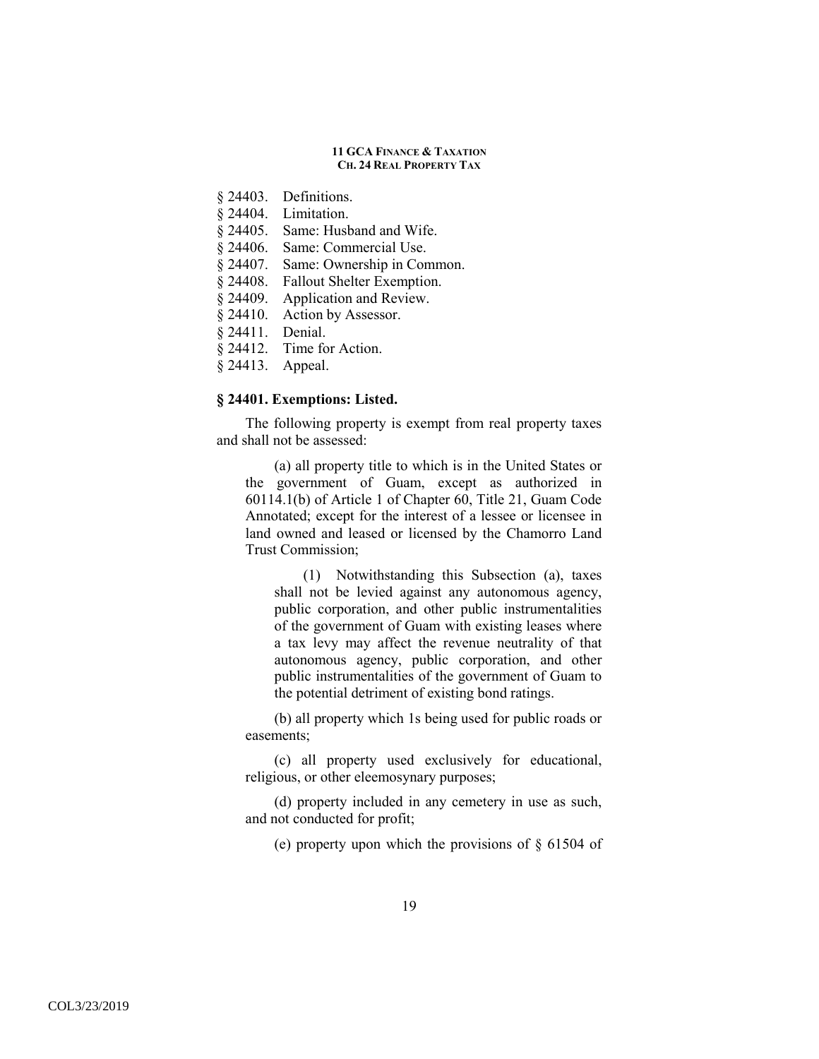§ 24403. Definitions.
§ 24404. Limitation.
§ 24405. Same: Husband and Wife.
§ 24406. Same: Commercial Use.
§ 24407. Same: Ownership in Common.
§ 24408. Fallout Shelter Exemption.
§ 24409. Application and Review.
§ 24410. Action by Assessor.
§ 24411. Denial.
§ 24412. Time for Action.
§ 24413. Appeal.

**§ 24401. Exemptions: Listed.**

The following property is exempt from real property taxes and shall not be assessed:

(a) all property title to which is in the United States or the government of Guam, except as authorized in 60114.1(b) of Article 1 of Chapter 60, Title 21, Guam Code Annotated; except for the interest of a lessee or licensee in land owned and leased or licensed by the Chamorro Land Trust Commission;

(1) Notwithstanding this Subsection (a), taxes shall not be levied against any autonomous agency, public corporation, and other public instrumentalities of the government of Guam with existing leases where a tax levy may affect the revenue neutrality of that autonomous agency, public corporation, and other public instrumentalities of the government of Guam to the potential detriment of existing bond ratings.

(b) all property which 1s being used for public roads or easements;

(c) all property used exclusively for educational, religious, or other eleemosynary purposes;

(d) property included in any cemetery in use as such, and not conducted for profit;

(e) property upon which the provisions of § 61504 of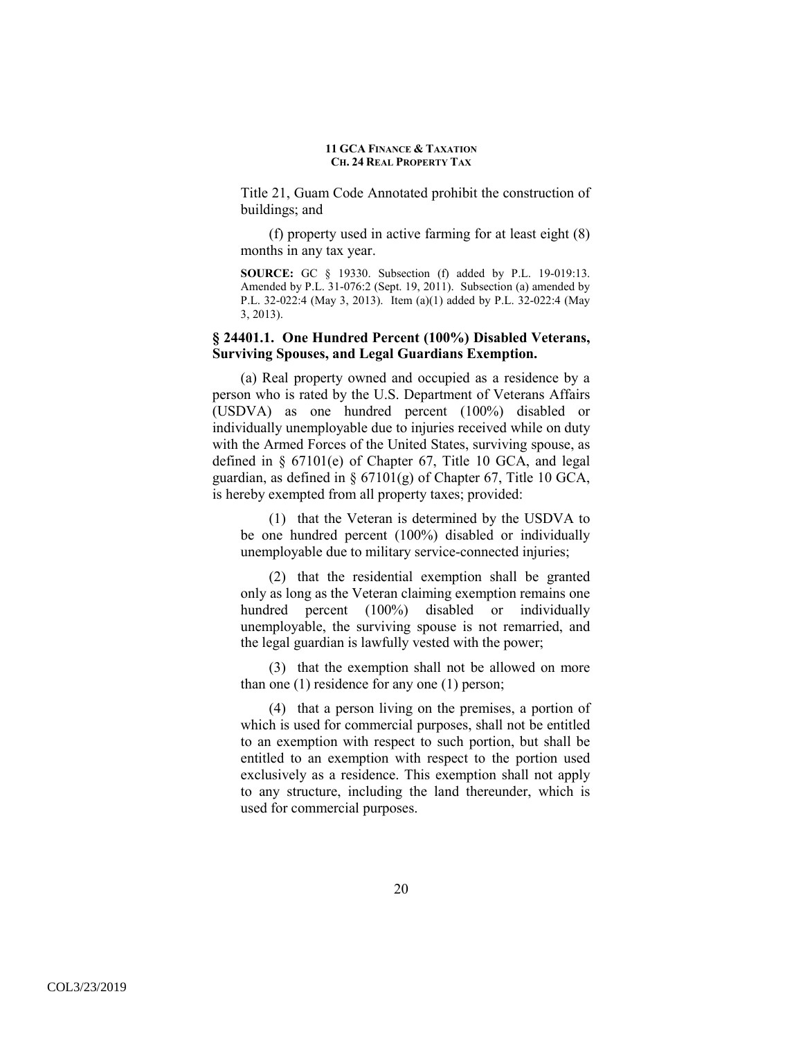Title 21, Guam Code Annotated prohibit the construction of buildings; and

(f) property used in active farming for at least eight (8) months in any tax year.

**SOURCE:** GC § 19330. Subsection (f) added by P.L. 19-019:13. Amended by P.L. 31-076:2 (Sept. 19, 2011). Subsection (a) amended by P.L. 32-022:4 (May 3, 2013). Item (a)(1) added by P.L. 32-022:4 (May 3, 2013).

### § 24401.1. One Hundred Percent (100%) Disabled Veterans, Surviving Spouses, and Legal Guardians Exemption.

(a) Real property owned and occupied as a residence by a person who is rated by the U.S. Department of Veterans Affairs (USDVA) as one hundred percent (100%) disabled or individually unemployable due to injuries received while on duty with the Armed Forces of the United States, surviving spouse, as defined in § 67101(e) of Chapter 67, Title 10 GCA, and legal guardian, as defined in § 67101(g) of Chapter 67, Title 10 GCA, is hereby exempted from all property taxes; provided:

(1) that the Veteran is determined by the USDVA to be one hundred percent (100%) disabled or individually unemployable due to military service-connected injuries;

(2) that the residential exemption shall be granted only as long as the Veteran claiming exemption remains one hundred percent (100%) disabled or individually unemployable, the surviving spouse is not remarried, and the legal guardian is lawfully vested with the power;

(3) that the exemption shall not be allowed on more than one (1) residence for any one (1) person;

(4) that a person living on the premises, a portion of which is used for commercial purposes, shall not be entitled to an exemption with respect to such portion, but shall be entitled to an exemption with respect to the portion used exclusively as a residence. This exemption shall not apply to any structure, including the land thereunder, which is used for commercial purposes.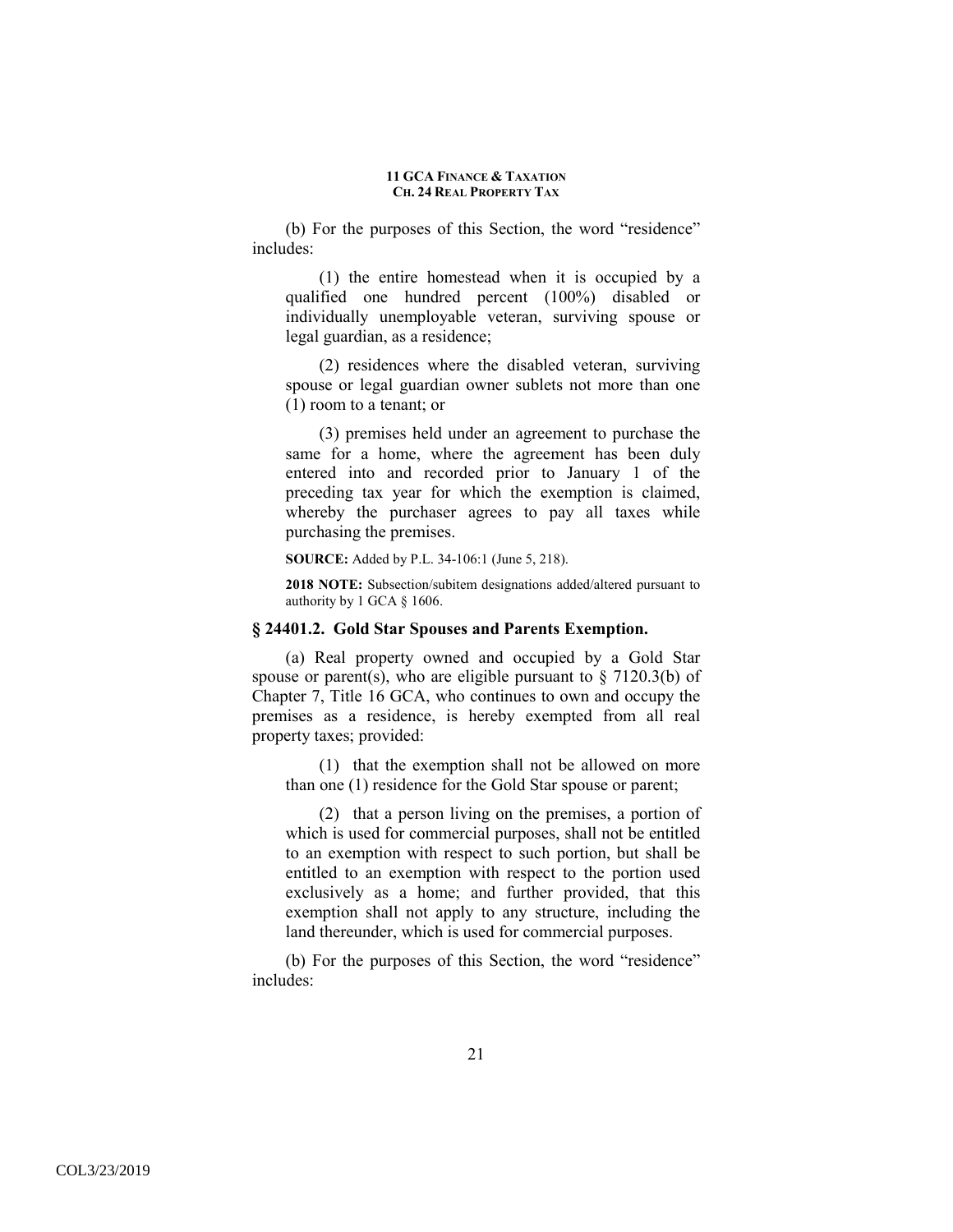(b) For the purposes of this Section, the word "residence" includes:

(1) the entire homestead when it is occupied by a qualified one hundred percent (100%) disabled or individually unemployable veteran, surviving spouse or legal guardian, as a residence;

(2) residences where the disabled veteran, surviving spouse or legal guardian owner sublets not more than one (1) room to a tenant; or

(3) premises held under an agreement to purchase the same for a home, where the agreement has been duly entered into and recorded prior to January 1 of the preceding tax year for which the exemption is claimed, whereby the purchaser agrees to pay all taxes while purchasing the premises.

**SOURCE:** Added by P.L. 34-106:1 (June 5, 218).

**2018 NOTE:** Subsection/subitem designations added/altered pursuant to authority by 1 GCA § 1606.

### § 24401.2. Gold Star Spouses and Parents Exemption.

(a) Real property owned and occupied by a Gold Star spouse or parent(s), who are eligible pursuant to § 7120.3(b) of Chapter 7, Title 16 GCA, who continues to own and occupy the premises as a residence, is hereby exempted from all real property taxes; provided:

(1) that the exemption shall not be allowed on more than one (1) residence for the Gold Star spouse or parent;

(2) that a person living on the premises, a portion of which is used for commercial purposes, shall not be entitled to an exemption with respect to such portion, but shall be entitled to an exemption with respect to the portion used exclusively as a home; and further provided, that this exemption shall not apply to any structure, including the land thereunder, which is used for commercial purposes.

(b) For the purposes of this Section, the word "residence" includes: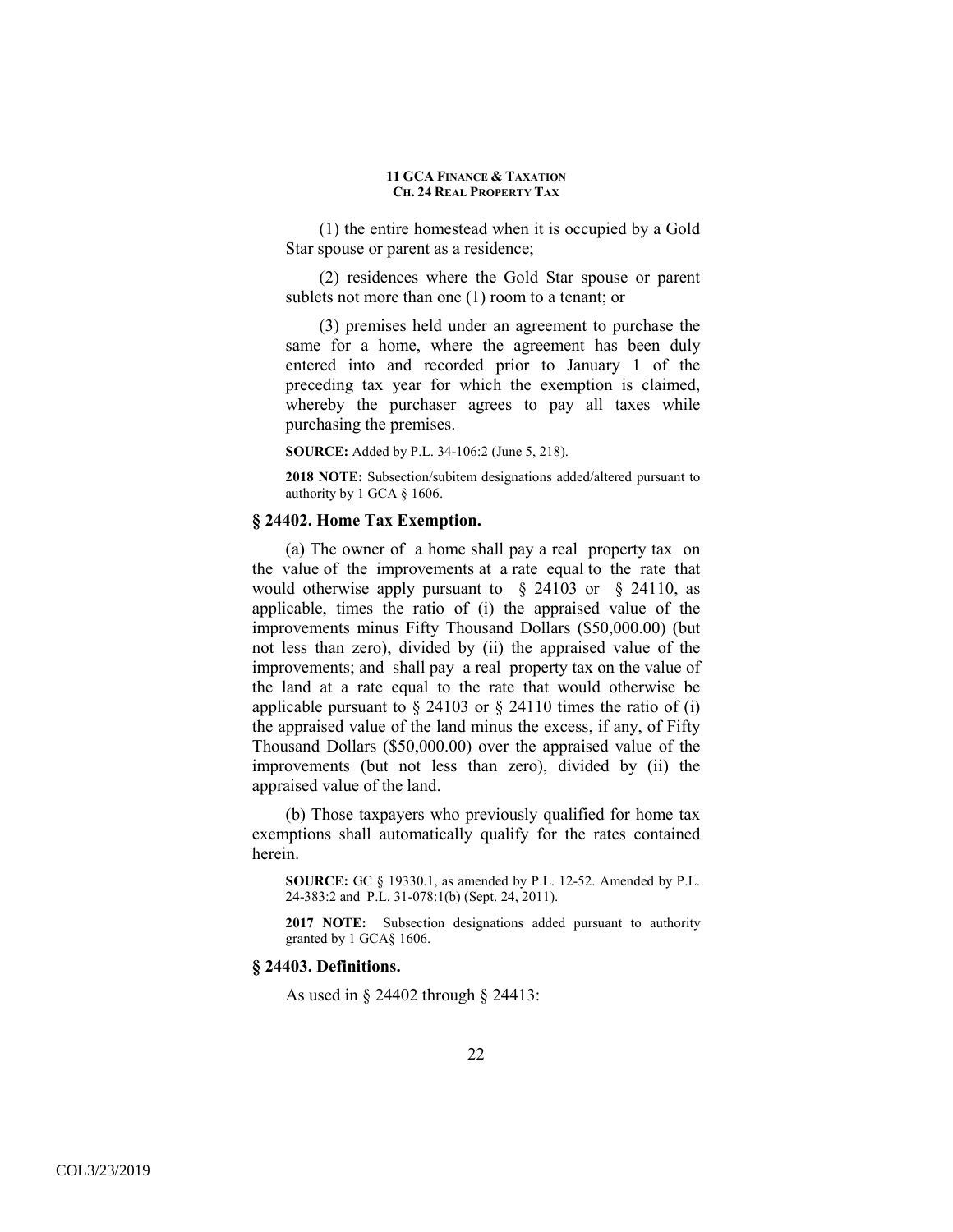(1) the entire homestead when it is occupied by a Gold Star spouse or parent as a residence;

(2) residences where the Gold Star spouse or parent sublets not more than one (1) room to a tenant; or

(3) premises held under an agreement to purchase the same for a home, where the agreement has been duly entered into and recorded prior to January 1 of the preceding tax year for which the exemption is claimed, whereby the purchaser agrees to pay all taxes while purchasing the premises.

**SOURCE:** Added by P.L. 34-106:2 (June 5, 218).

**2018 NOTE:** Subsection/subitem designations added/altered pursuant to authority by 1 GCA § 1606.

### § 24402. Home Tax Exemption.

(a) The owner of a home shall pay a real property tax on the value of the improvements at a rate equal to the rate that would otherwise apply pursuant to § 24103 or § 24110, as applicable, times the ratio of (i) the appraised value of the improvements minus Fifty Thousand Dollars ($50,000.00) (but not less than zero), divided by (ii) the appraised value of the improvements; and shall pay a real property tax on the value of the land at a rate equal to the rate that would otherwise be applicable pursuant to § 24103 or § 24110 times the ratio of (i) the appraised value of the land minus the excess, if any, of Fifty Thousand Dollars ($50,000.00) over the appraised value of the improvements (but not less than zero), divided by (ii) the appraised value of the land.

(b) Those taxpayers who previously qualified for home tax exemptions shall automatically qualify for the rates contained herein.

**SOURCE:** GC § 19330.1, as amended by P.L. 12-52. Amended by P.L. 24-383:2 and P.L. 31-078:1(b) (Sept. 24, 2011).

**2017 NOTE:** Subsection designations added pursuant to authority granted by 1 GCA§ 1606.

### § 24403. Definitions.

As used in § 24402 through § 24413: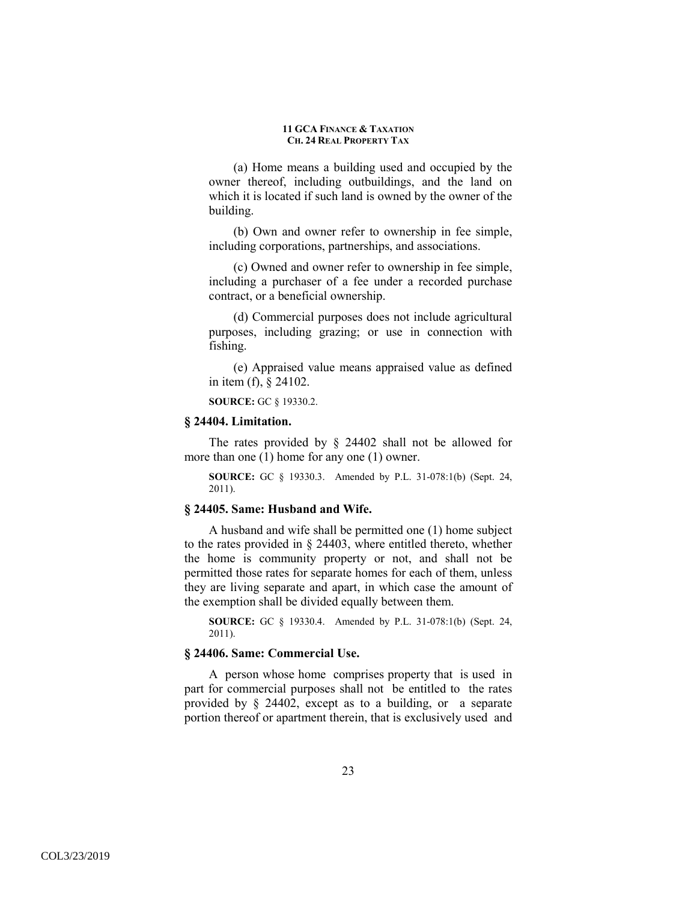(a) Home means a building used and occupied by the owner thereof, including outbuildings, and the land on which it is located if such land is owned by the owner of the building.

(b) Own and owner refer to ownership in fee simple, including corporations, partnerships, and associations.

(c) Owned and owner refer to ownership in fee simple, including a purchaser of a fee under a recorded purchase contract, or a beneficial ownership.

(d) Commercial purposes does not include agricultural purposes, including grazing; or use in connection with fishing.

(e) Appraised value means appraised value as defined in item (f), § 24102.

**SOURCE:** GC § 19330.2.

### § 24404. Limitation.

The rates provided by § 24402 shall not be allowed for more than one (1) home for any one (1) owner.

**SOURCE:** GC § 19330.3. Amended by P.L. 31-078:1(b) (Sept. 24, 2011).

### § 24405. Same: Husband and Wife.

A husband and wife shall be permitted one (1) home subject to the rates provided in § 24403, where entitled thereto, whether the home is community property or not, and shall not be permitted those rates for separate homes for each of them, unless they are living separate and apart, in which case the amount of the exemption shall be divided equally between them.

**SOURCE:** GC § 19330.4. Amended by P.L. 31-078:1(b) (Sept. 24, 2011).

### § 24406. Same: Commercial Use.

A person whose home comprises property that is used in part for commercial purposes shall not be entitled to the rates provided by § 24402, except as to a building, or a separate portion thereof or apartment therein, that is exclusively used and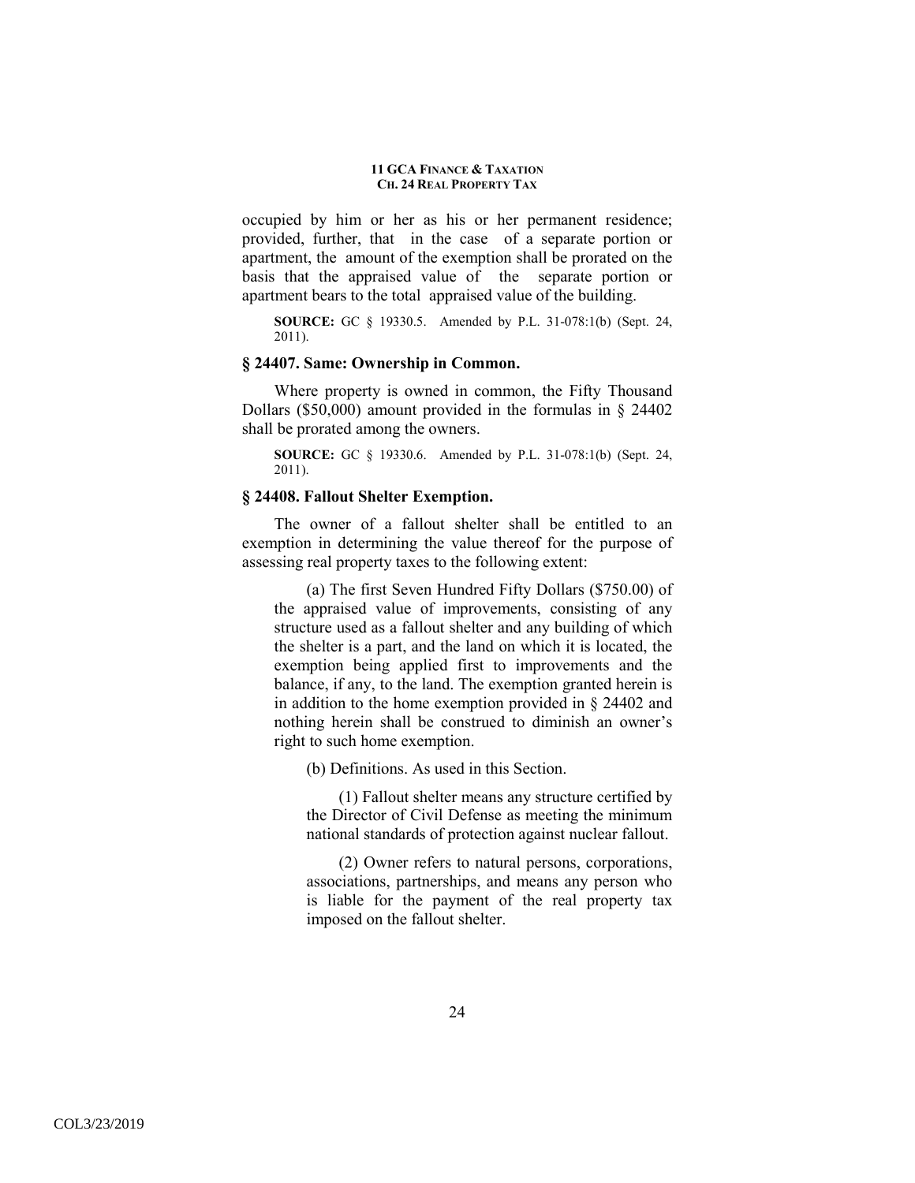occupied by him or her as his or her permanent residence; provided, further, that in the case of a separate portion or apartment, the amount of the exemption shall be prorated on the basis that the appraised value of the separate portion or apartment bears to the total appraised value of the building.

**SOURCE:** GC § 19330.5. Amended by P.L. 31-078:1(b) (Sept. 24, 2011).

### § 24407. Same: Ownership in Common.

Where property is owned in common, the Fifty Thousand Dollars ($50,000) amount provided in the formulas in § 24402 shall be prorated among the owners.

**SOURCE:** GC § 19330.6. Amended by P.L. 31-078:1(b) (Sept. 24, 2011).

### § 24408. Fallout Shelter Exemption.

The owner of a fallout shelter shall be entitled to an exemption in determining the value thereof for the purpose of assessing real property taxes to the following extent:

(a) The first Seven Hundred Fifty Dollars ($750.00) of the appraised value of improvements, consisting of any structure used as a fallout shelter and any building of which the shelter is a part, and the land on which it is located, the exemption being applied first to improvements and the balance, if any, to the land. The exemption granted herein is in addition to the home exemption provided in § 24402 and nothing herein shall be construed to diminish an owner's right to such home exemption.

(b) Definitions. As used in this Section.

(1) Fallout shelter means any structure certified by the Director of Civil Defense as meeting the minimum national standards of protection against nuclear fallout.

(2) Owner refers to natural persons, corporations, associations, partnerships, and means any person who is liable for the payment of the real property tax imposed on the fallout shelter.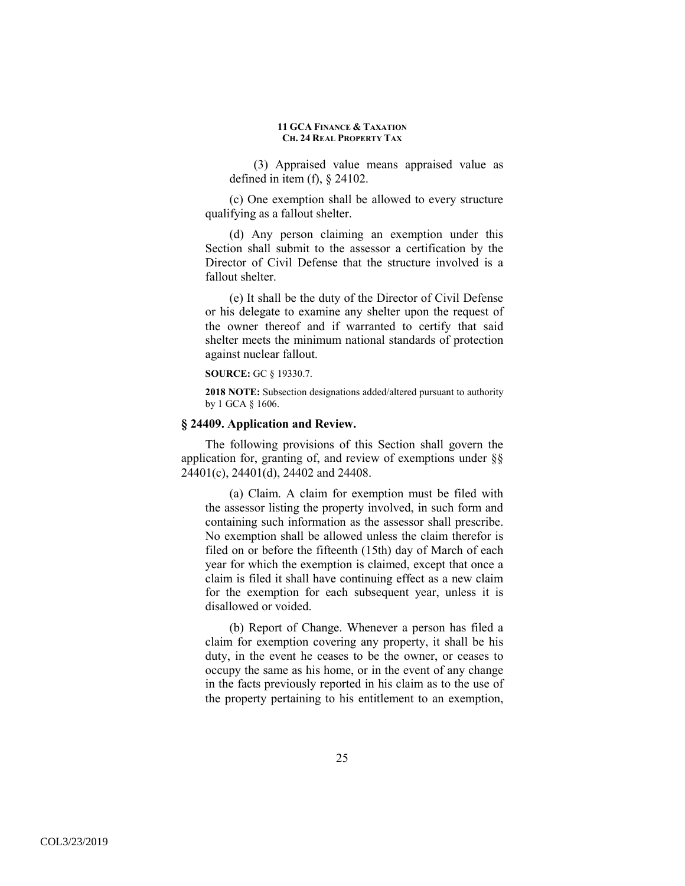(3) Appraised value means appraised value as defined in item (f), § 24102.

(c) One exemption shall be allowed to every structure qualifying as a fallout shelter.

(d) Any person claiming an exemption under this Section shall submit to the assessor a certification by the Director of Civil Defense that the structure involved is a fallout shelter.

(e) It shall be the duty of the Director of Civil Defense or his delegate to examine any shelter upon the request of the owner thereof and if warranted to certify that said shelter meets the minimum national standards of protection against nuclear fallout.

**SOURCE:** GC § 19330.7.

**2018 NOTE:** Subsection designations added/altered pursuant to authority by 1 GCA § 1606.

### § 24409. Application and Review.

The following provisions of this Section shall govern the application for, granting of, and review of exemptions under §§ 24401(c), 24401(d), 24402 and 24408.

(a) Claim. A claim for exemption must be filed with the assessor listing the property involved, in such form and containing such information as the assessor shall prescribe. No exemption shall be allowed unless the claim therefor is filed on or before the fifteenth (15th) day of March of each year for which the exemption is claimed, except that once a claim is filed it shall have continuing effect as a new claim for the exemption for each subsequent year, unless it is disallowed or voided.

(b) Report of Change. Whenever a person has filed a claim for exemption covering any property, it shall be his duty, in the event he ceases to be the owner, or ceases to occupy the same as his home, or in the event of any change in the facts previously reported in his claim as to the use of the property pertaining to his entitlement to an exemption,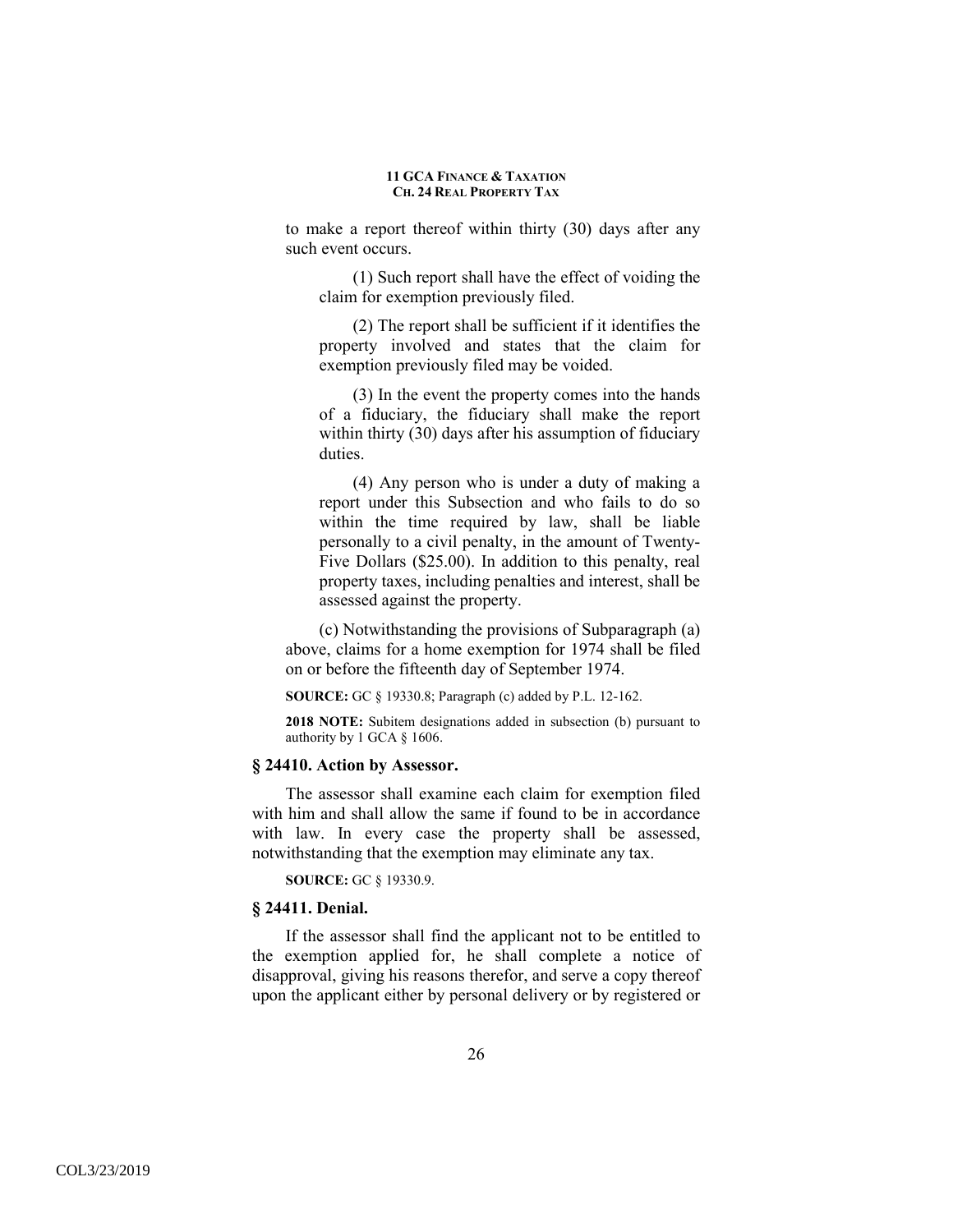to make a report thereof within thirty (30) days after any such event occurs.

(1) Such report shall have the effect of voiding the claim for exemption previously filed.

(2) The report shall be sufficient if it identifies the property involved and states that the claim for exemption previously filed may be voided.

(3) In the event the property comes into the hands of a fiduciary, the fiduciary shall make the report within thirty (30) days after his assumption of fiduciary duties.

(4) Any person who is under a duty of making a report under this Subsection and who fails to do so within the time required by law, shall be liable personally to a civil penalty, in the amount of Twenty-Five Dollars ($25.00). In addition to this penalty, real property taxes, including penalties and interest, shall be assessed against the property.

(c) Notwithstanding the provisions of Subparagraph (a) above, claims for a home exemption for 1974 shall be filed on or before the fifteenth day of September 1974.

**SOURCE:** GC § 19330.8; Paragraph (c) added by P.L. 12-162.

**2018 NOTE:** Subitem designations added in subsection (b) pursuant to authority by 1 GCA § 1606.

### § 24410. Action by Assessor.

The assessor shall examine each claim for exemption filed with him and shall allow the same if found to be in accordance with law. In every case the property shall be assessed, notwithstanding that the exemption may eliminate any tax.

**SOURCE:** GC § 19330.9.

### § 24411. Denial.

If the assessor shall find the applicant not to be entitled to the exemption applied for, he shall complete a notice of disapproval, giving his reasons therefor, and serve a copy thereof upon the applicant either by personal delivery or by registered or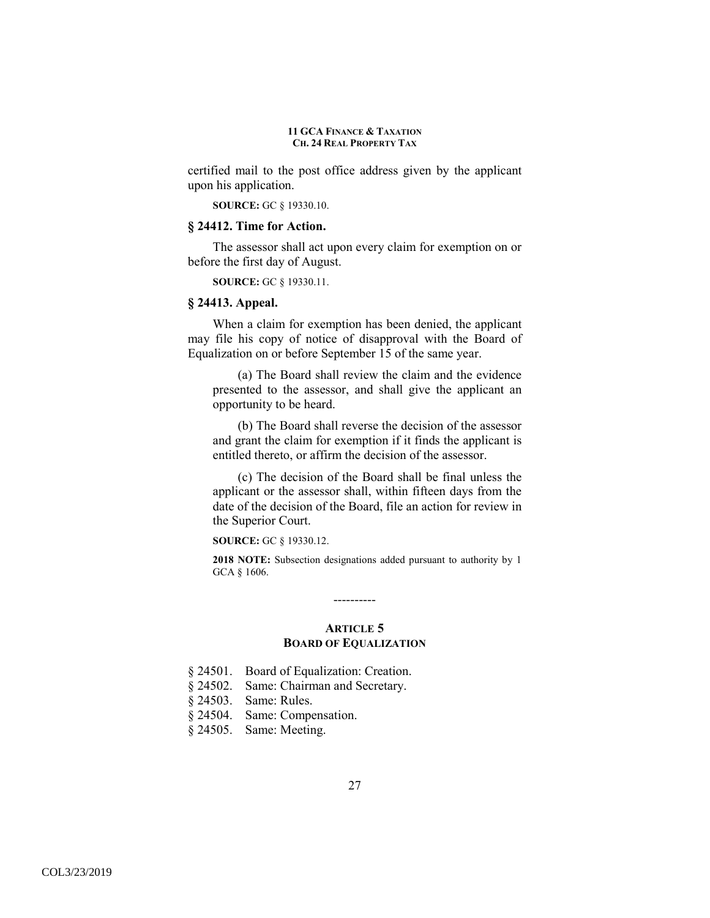certified mail to the post office address given by the applicant upon his application.

**SOURCE:** GC § 19330.10.

### § 24412. Time for Action.

The assessor shall act upon every claim for exemption on or before the first day of August.

**SOURCE:** GC § 19330.11.

### § 24413. Appeal.

When a claim for exemption has been denied, the applicant may file his copy of notice of disapproval with the Board of Equalization on or before September 15 of the same year.

(a) The Board shall review the claim and the evidence presented to the assessor, and shall give the applicant an opportunity to be heard.

(b) The Board shall reverse the decision of the assessor and grant the claim for exemption if it finds the applicant is entitled thereto, or affirm the decision of the assessor.

(c) The decision of the Board shall be final unless the applicant or the assessor shall, within fifteen days from the date of the decision of the Board, file an action for review in the Superior Court.

**SOURCE:** GC § 19330.12.

**2018 NOTE:** Subsection designations added pursuant to authority by 1 GCA § 1606.

----------

## ARTICLE 5
## BOARD OF EQUALIZATION

§ 24501. Board of Equalization: Creation.
§ 24502. Same: Chairman and Secretary.
§ 24503. Same: Rules.
§ 24504. Same: Compensation.
§ 24505. Same: Meeting.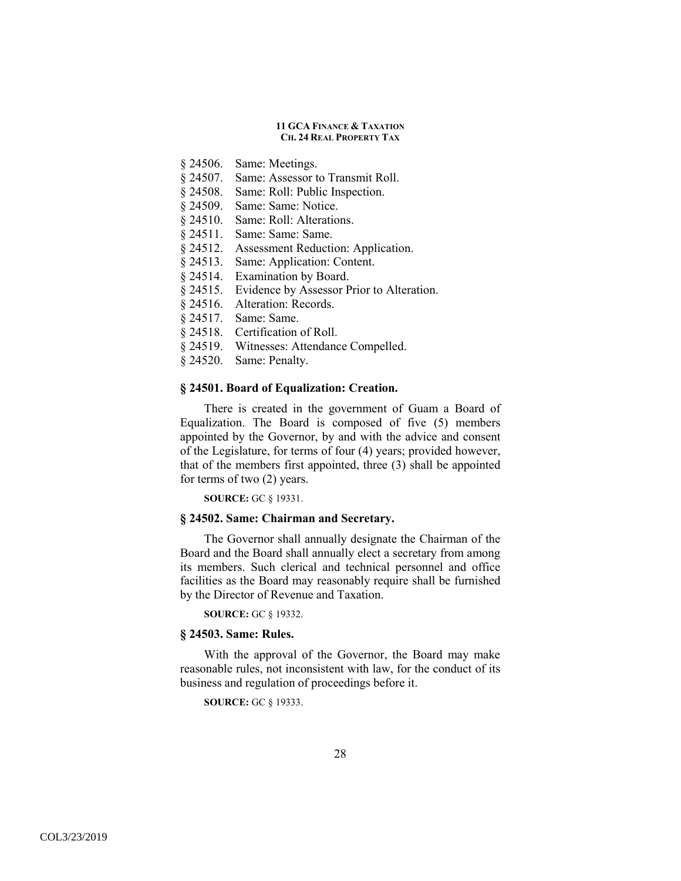§ 24506. Same: Meetings.
§ 24507. Same: Assessor to Transmit Roll.
§ 24508. Same: Roll: Public Inspection.
§ 24509. Same: Same: Notice.
§ 24510. Same: Roll: Alterations.
§ 24511. Same: Same: Same.
§ 24512. Assessment Reduction: Application.
§ 24513. Same: Application: Content.
§ 24514. Examination by Board.
§ 24515. Evidence by Assessor Prior to Alteration.
§ 24516. Alteration: Records.
§ 24517. Same: Same.
§ 24518. Certification of Roll.
§ 24519. Witnesses: Attendance Compelled.
§ 24520. Same: Penalty.

### § 24501. Board of Equalization: Creation.

There is created in the government of Guam a Board of Equalization. The Board is composed of five (5) members appointed by the Governor, by and with the advice and consent of the Legislature, for terms of four (4) years; provided however, that of the members first appointed, three (3) shall be appointed for terms of two (2) years.

**SOURCE:** GC § 19331.

### § 24502. Same: Chairman and Secretary.

The Governor shall annually designate the Chairman of the Board and the Board shall annually elect a secretary from among its members. Such clerical and technical personnel and office facilities as the Board may reasonably require shall be furnished by the Director of Revenue and Taxation.

**SOURCE:** GC § 19332.

### § 24503. Same: Rules.

With the approval of the Governor, the Board may make reasonable rules, not inconsistent with law, for the conduct of its business and regulation of proceedings before it.

**SOURCE:** GC § 19333.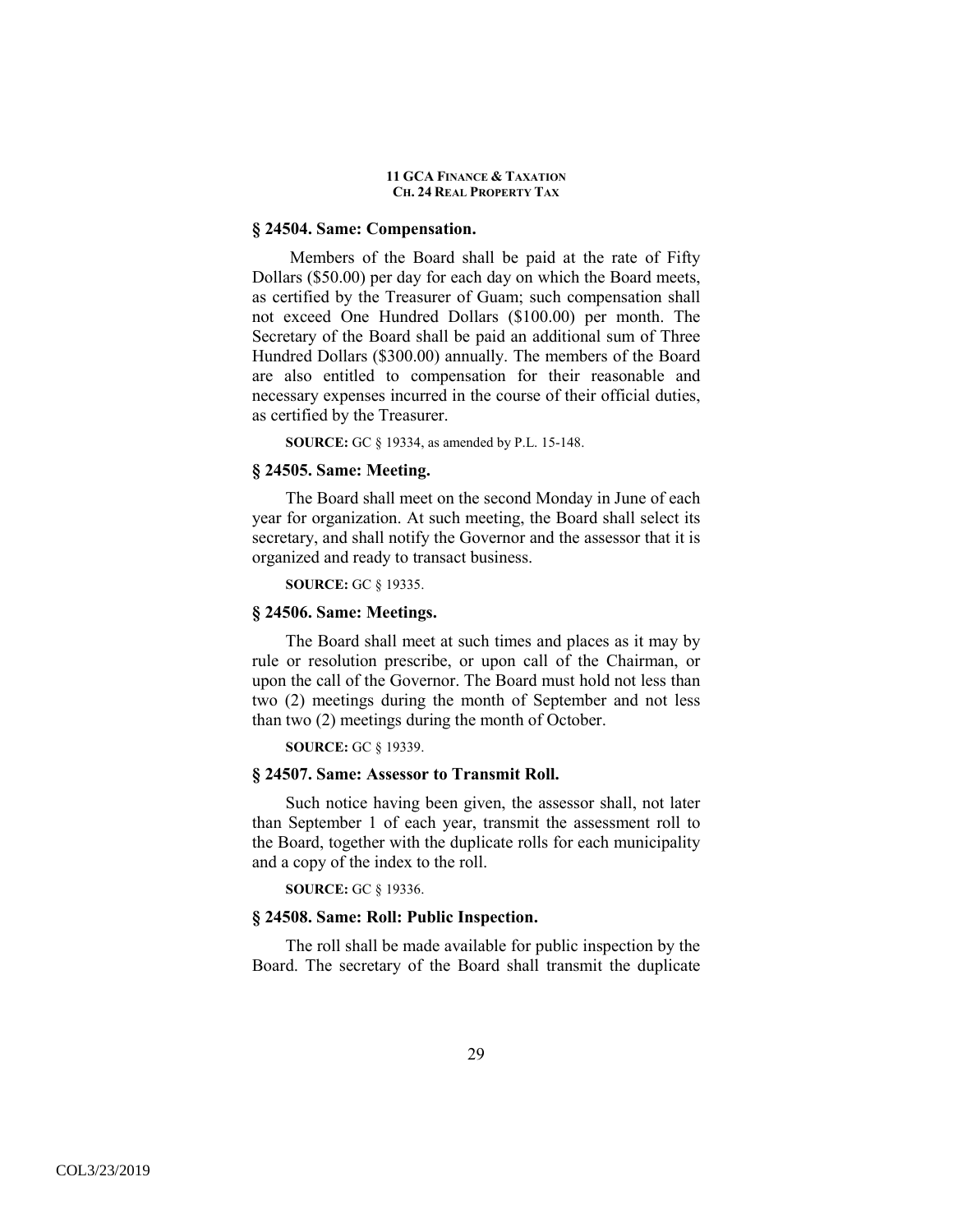### § 24504. Same: Compensation.

Members of the Board shall be paid at the rate of Fifty Dollars ($50.00) per day for each day on which the Board meets, as certified by the Treasurer of Guam; such compensation shall not exceed One Hundred Dollars ($100.00) per month. The Secretary of the Board shall be paid an additional sum of Three Hundred Dollars ($300.00) annually. The members of the Board are also entitled to compensation for their reasonable and necessary expenses incurred in the course of their official duties, as certified by the Treasurer.

**SOURCE:** GC § 19334, as amended by P.L. 15-148.

### § 24505. Same: Meeting.

The Board shall meet on the second Monday in June of each year for organization. At such meeting, the Board shall select its secretary, and shall notify the Governor and the assessor that it is organized and ready to transact business.

**SOURCE:** GC § 19335.

### § 24506. Same: Meetings.

The Board shall meet at such times and places as it may by rule or resolution prescribe, or upon call of the Chairman, or upon the call of the Governor. The Board must hold not less than two (2) meetings during the month of September and not less than two (2) meetings during the month of October.

**SOURCE:** GC § 19339.

### § 24507. Same: Assessor to Transmit Roll.

Such notice having been given, the assessor shall, not later than September 1 of each year, transmit the assessment roll to the Board, together with the duplicate rolls for each municipality and a copy of the index to the roll.

**SOURCE:** GC § 19336.

### § 24508. Same: Roll: Public Inspection.

The roll shall be made available for public inspection by the Board. The secretary of the Board shall transmit the duplicate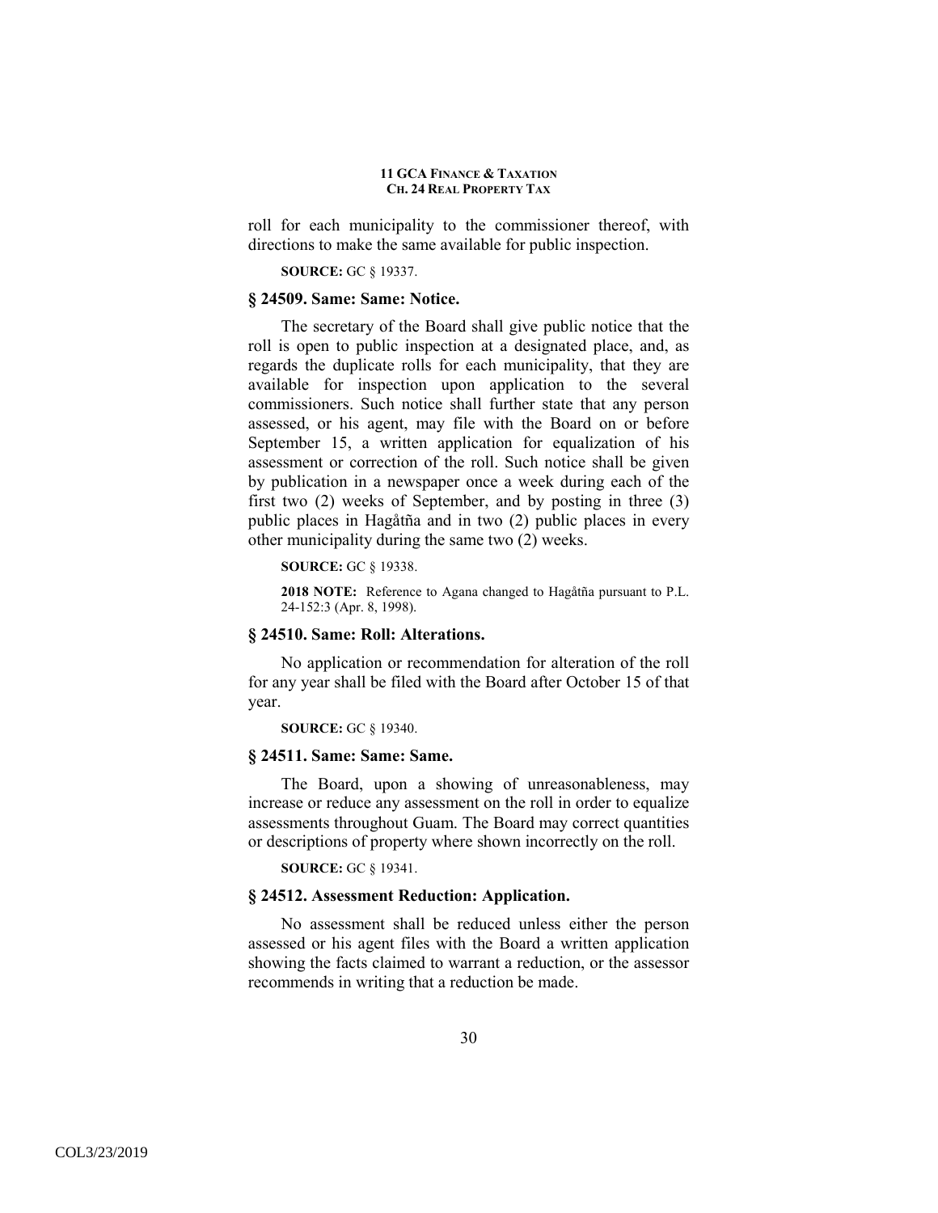roll for each municipality to the commissioner thereof, with directions to make the same available for public inspection.

**SOURCE:** GC § 19337.

### § 24509. Same: Same: Notice.

The secretary of the Board shall give public notice that the roll is open to public inspection at a designated place, and, as regards the duplicate rolls for each municipality, that they are available for inspection upon application to the several commissioners. Such notice shall further state that any person assessed, or his agent, may file with the Board on or before September 15, a written application for equalization of his assessment or correction of the roll. Such notice shall be given by publication in a newspaper once a week during each of the first two (2) weeks of September, and by posting in three (3) public places in Hagåtña and in two (2) public places in every other municipality during the same two (2) weeks.

**SOURCE:** GC § 19338.

**2018 NOTE:** Reference to Agana changed to Hagåtña pursuant to P.L. 24-152:3 (Apr. 8, 1998).

### § 24510. Same: Roll: Alterations.

No application or recommendation for alteration of the roll for any year shall be filed with the Board after October 15 of that year.

**SOURCE:** GC § 19340.

### § 24511. Same: Same: Same.

The Board, upon a showing of unreasonableness, may increase or reduce any assessment on the roll in order to equalize assessments throughout Guam. The Board may correct quantities or descriptions of property where shown incorrectly on the roll.

**SOURCE:** GC § 19341.

### § 24512. Assessment Reduction: Application.

No assessment shall be reduced unless either the person assessed or his agent files with the Board a written application showing the facts claimed to warrant a reduction, or the assessor recommends in writing that a reduction be made.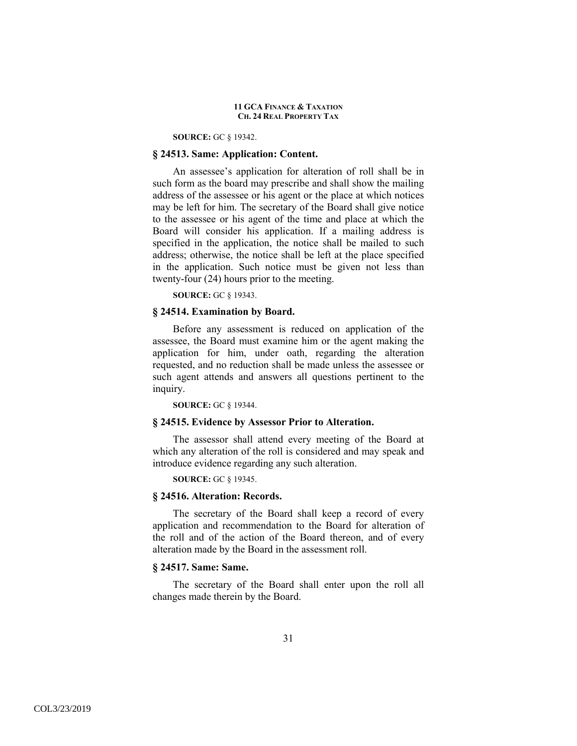**SOURCE:** GC § 19342.

### § 24513. Same: Application: Content.

An assessee's application for alteration of roll shall be in such form as the board may prescribe and shall show the mailing address of the assessee or his agent or the place at which notices may be left for him. The secretary of the Board shall give notice to the assessee or his agent of the time and place at which the Board will consider his application. If a mailing address is specified in the application, the notice shall be mailed to such address; otherwise, the notice shall be left at the place specified in the application. Such notice must be given not less than twenty-four (24) hours prior to the meeting.

**SOURCE:** GC § 19343.

### § 24514. Examination by Board.

Before any assessment is reduced on application of the assessee, the Board must examine him or the agent making the application for him, under oath, regarding the alteration requested, and no reduction shall be made unless the assessee or such agent attends and answers all questions pertinent to the inquiry.

**SOURCE:** GC § 19344.

### § 24515. Evidence by Assessor Prior to Alteration.

The assessor shall attend every meeting of the Board at which any alteration of the roll is considered and may speak and introduce evidence regarding any such alteration.

**SOURCE:** GC § 19345.

### § 24516. Alteration: Records.

The secretary of the Board shall keep a record of every application and recommendation to the Board for alteration of the roll and of the action of the Board thereon, and of every alteration made by the Board in the assessment roll.

### § 24517. Same: Same.

The secretary of the Board shall enter upon the roll all changes made therein by the Board.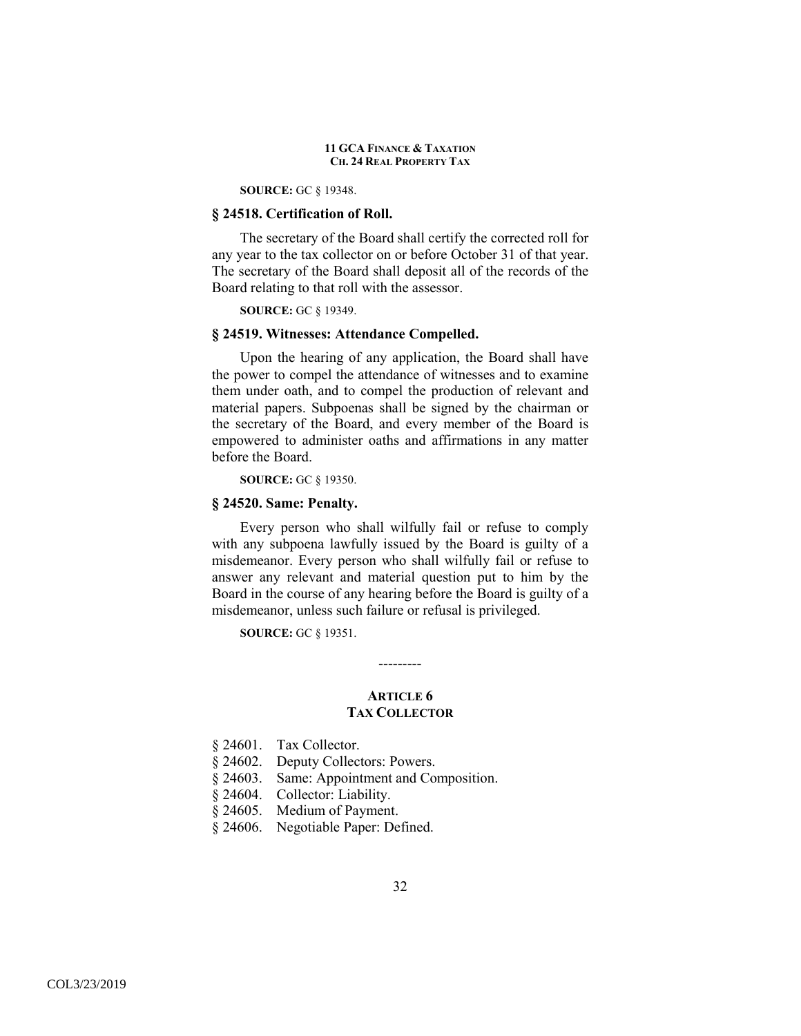**SOURCE:** GC § 19348.

### § 24518. Certification of Roll.

The secretary of the Board shall certify the corrected roll for any year to the tax collector on or before October 31 of that year. The secretary of the Board shall deposit all of the records of the Board relating to that roll with the assessor.

**SOURCE:** GC § 19349.

### § 24519. Witnesses: Attendance Compelled.

Upon the hearing of any application, the Board shall have the power to compel the attendance of witnesses and to examine them under oath, and to compel the production of relevant and material papers. Subpoenas shall be signed by the chairman or the secretary of the Board, and every member of the Board is empowered to administer oaths and affirmations in any matter before the Board.

**SOURCE:** GC § 19350.

### § 24520. Same: Penalty.

Every person who shall wilfully fail or refuse to comply with any subpoena lawfully issued by the Board is guilty of a misdemeanor. Every person who shall wilfully fail or refuse to answer any relevant and material question put to him by the Board in the course of any hearing before the Board is guilty of a misdemeanor, unless such failure or refusal is privileged.

**SOURCE:** GC § 19351.

---------

## ARTICLE 6
## TAX COLLECTOR

§ 24601. Tax Collector.
§ 24602. Deputy Collectors: Powers.
§ 24603. Same: Appointment and Composition.
§ 24604. Collector: Liability.
§ 24605. Medium of Payment.
§ 24606. Negotiable Paper: Defined.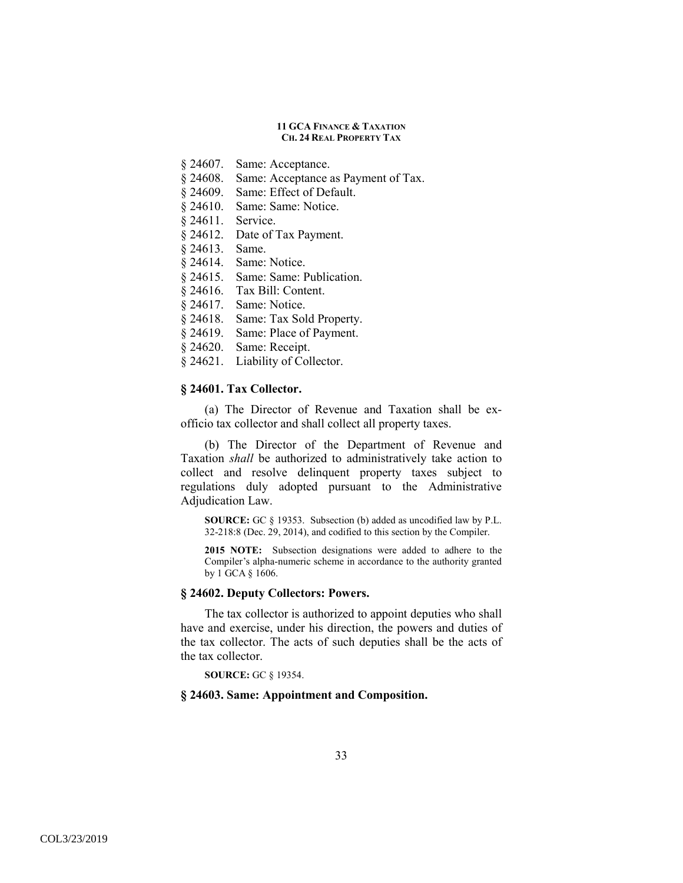§ 24607. Same: Acceptance.
§ 24608. Same: Acceptance as Payment of Tax.
§ 24609. Same: Effect of Default.
§ 24610. Same: Same: Notice.
§ 24611. Service.
§ 24612. Date of Tax Payment.
§ 24613. Same.
§ 24614. Same: Notice.
§ 24615. Same: Same: Publication.
§ 24616. Tax Bill: Content.
§ 24617. Same: Notice.
§ 24618. Same: Tax Sold Property.
§ 24619. Same: Place of Payment.
§ 24620. Same: Receipt.
§ 24621. Liability of Collector.

### § 24601. Tax Collector.

(a) The Director of Revenue and Taxation shall be ex-officio tax collector and shall collect all property taxes.

(b) The Director of the Department of Revenue and Taxation *shall* be authorized to administratively take action to collect and resolve delinquent property taxes subject to regulations duly adopted pursuant to the Administrative Adjudication Law.

**SOURCE:** GC § 19353. Subsection (b) added as uncodified law by P.L. 32-218:8 (Dec. 29, 2014), and codified to this section by the Compiler.

**2015 NOTE:** Subsection designations were added to adhere to the Compiler's alpha-numeric scheme in accordance to the authority granted by 1 GCA § 1606.

### § 24602. Deputy Collectors: Powers.

The tax collector is authorized to appoint deputies who shall have and exercise, under his direction, the powers and duties of the tax collector. The acts of such deputies shall be the acts of the tax collector.

**SOURCE:** GC § 19354.

### § 24603. Same: Appointment and Composition.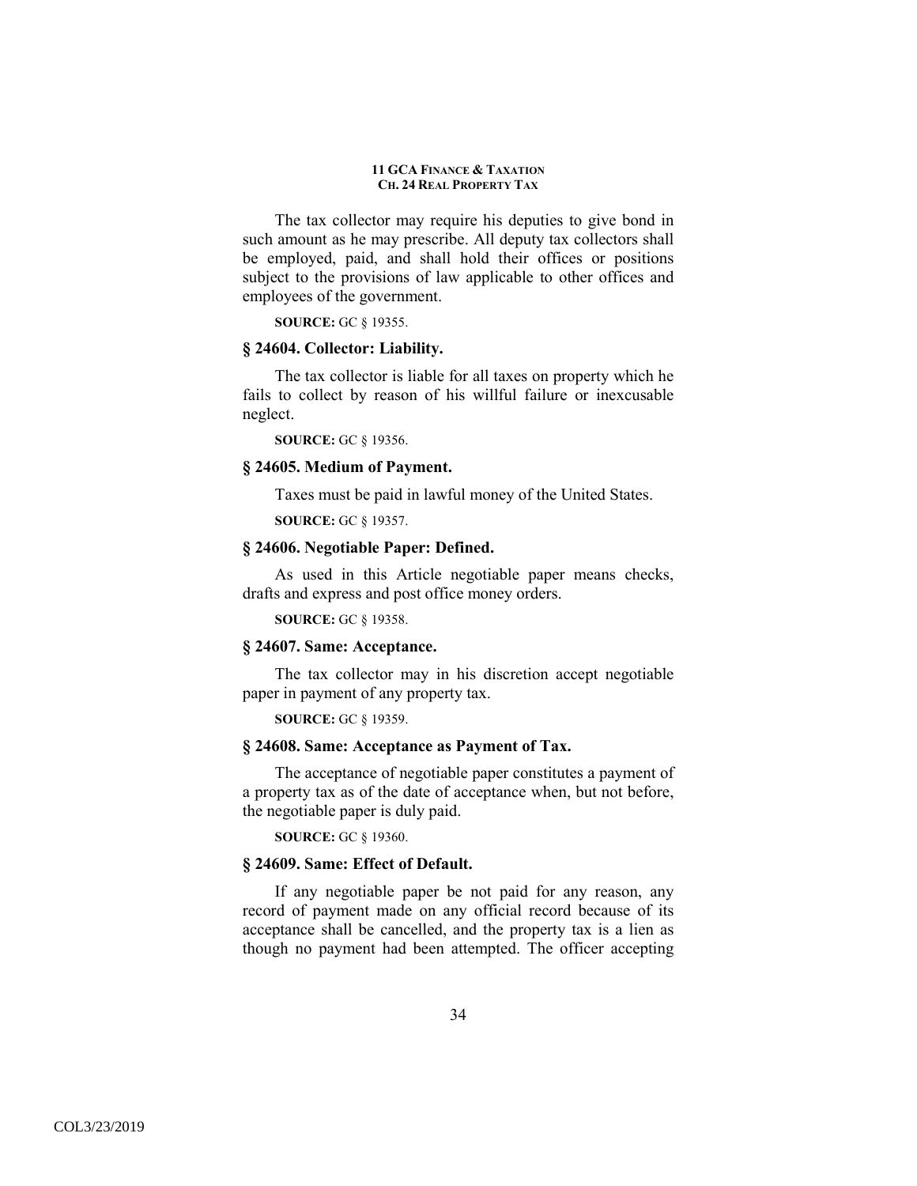The tax collector may require his deputies to give bond in such amount as he may prescribe. All deputy tax collectors shall be employed, paid, and shall hold their offices or positions subject to the provisions of law applicable to other offices and employees of the government.

**SOURCE:** GC § 19355.

### § 24604. Collector: Liability.

The tax collector is liable for all taxes on property which he fails to collect by reason of his willful failure or inexcusable neglect.

**SOURCE:** GC § 19356.

### § 24605. Medium of Payment.

Taxes must be paid in lawful money of the United States.

**SOURCE:** GC § 19357.

### § 24606. Negotiable Paper: Defined.

As used in this Article negotiable paper means checks, drafts and express and post office money orders.

**SOURCE:** GC § 19358.

### § 24607. Same: Acceptance.

The tax collector may in his discretion accept negotiable paper in payment of any property tax.

**SOURCE:** GC § 19359.

### § 24608. Same: Acceptance as Payment of Tax.

The acceptance of negotiable paper constitutes a payment of a property tax as of the date of acceptance when, but not before, the negotiable paper is duly paid.

**SOURCE:** GC § 19360.

### § 24609. Same: Effect of Default.

If any negotiable paper be not paid for any reason, any record of payment made on any official record because of its acceptance shall be cancelled, and the property tax is a lien as though no payment had been attempted. The officer accepting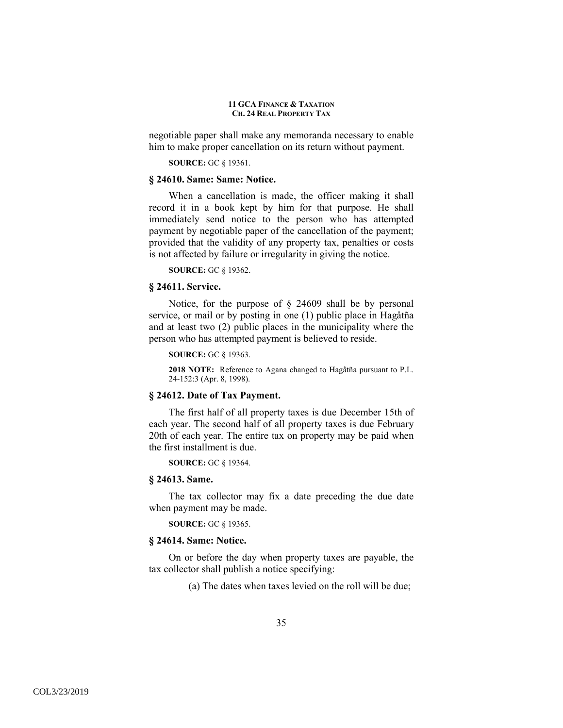negotiable paper shall make any memoranda necessary to enable him to make proper cancellation on its return without payment.

**SOURCE:** GC § 19361.

### § 24610. Same: Same: Notice.

When a cancellation is made, the officer making it shall record it in a book kept by him for that purpose. He shall immediately send notice to the person who has attempted payment by negotiable paper of the cancellation of the payment; provided that the validity of any property tax, penalties or costs is not affected by failure or irregularity in giving the notice.

**SOURCE:** GC § 19362.

### § 24611. Service.

Notice, for the purpose of § 24609 shall be by personal service, or mail or by posting in one (1) public place in Hagåtña and at least two (2) public places in the municipality where the person who has attempted payment is believed to reside.

**SOURCE:** GC § 19363.

**2018 NOTE:** Reference to Agana changed to Hagåtña pursuant to P.L. 24-152:3 (Apr. 8, 1998).

### § 24612. Date of Tax Payment.

The first half of all property taxes is due December 15th of each year. The second half of all property taxes is due February 20th of each year. The entire tax on property may be paid when the first installment is due.

**SOURCE:** GC § 19364.

### § 24613. Same.

The tax collector may fix a date preceding the due date when payment may be made.

**SOURCE:** GC § 19365.

### § 24614. Same: Notice.

On or before the day when property taxes are payable, the tax collector shall publish a notice specifying:

(a) The dates when taxes levied on the roll will be due;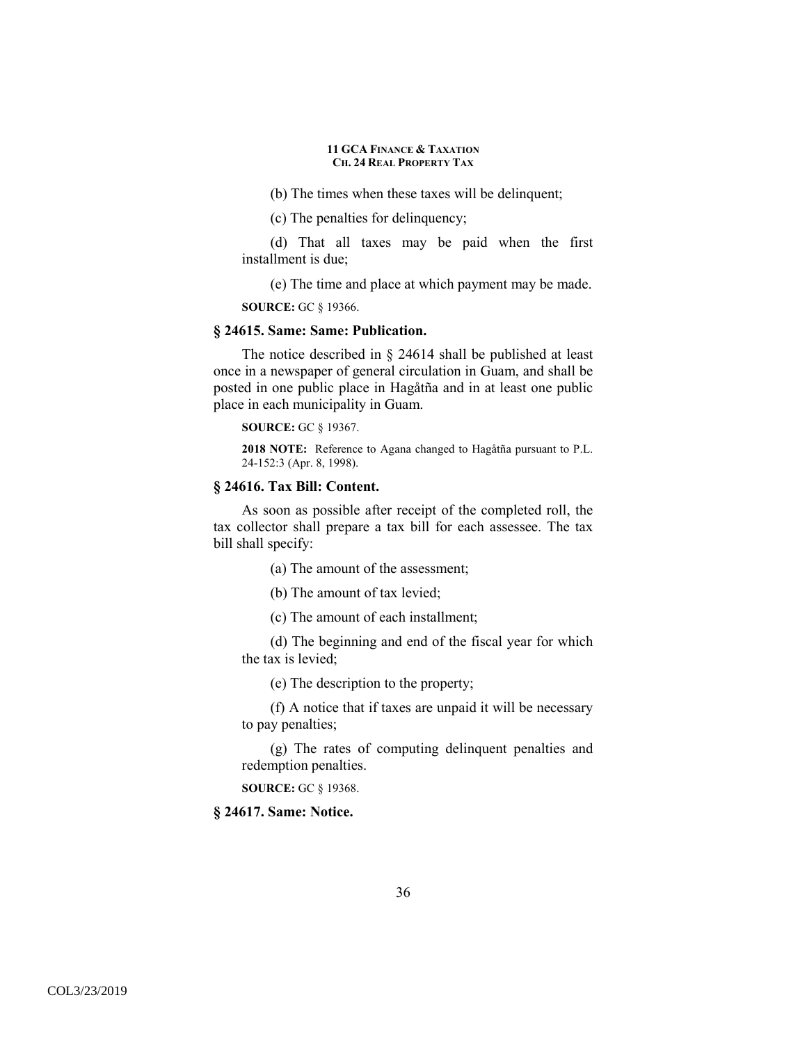(b) The times when these taxes will be delinquent;

(c) The penalties for delinquency;

(d) That all taxes may be paid when the first installment is due;

(e) The time and place at which payment may be made.

**SOURCE:** GC § 19366.

### § 24615. Same: Same: Publication.

The notice described in § 24614 shall be published at least once in a newspaper of general circulation in Guam, and shall be posted in one public place in Hagåtña and in at least one public place in each municipality in Guam.

**SOURCE:** GC § 19367.

**2018 NOTE:** Reference to Agana changed to Hagåtña pursuant to P.L. 24-152:3 (Apr. 8, 1998).

### § 24616. Tax Bill: Content.

As soon as possible after receipt of the completed roll, the tax collector shall prepare a tax bill for each assessee. The tax bill shall specify:

(a) The amount of the assessment;

(b) The amount of tax levied;

(c) The amount of each installment;

(d) The beginning and end of the fiscal year for which the tax is levied;

(e) The description to the property;

(f) A notice that if taxes are unpaid it will be necessary to pay penalties;

(g) The rates of computing delinquent penalties and redemption penalties.

**SOURCE:** GC § 19368.

### § 24617. Same: Notice.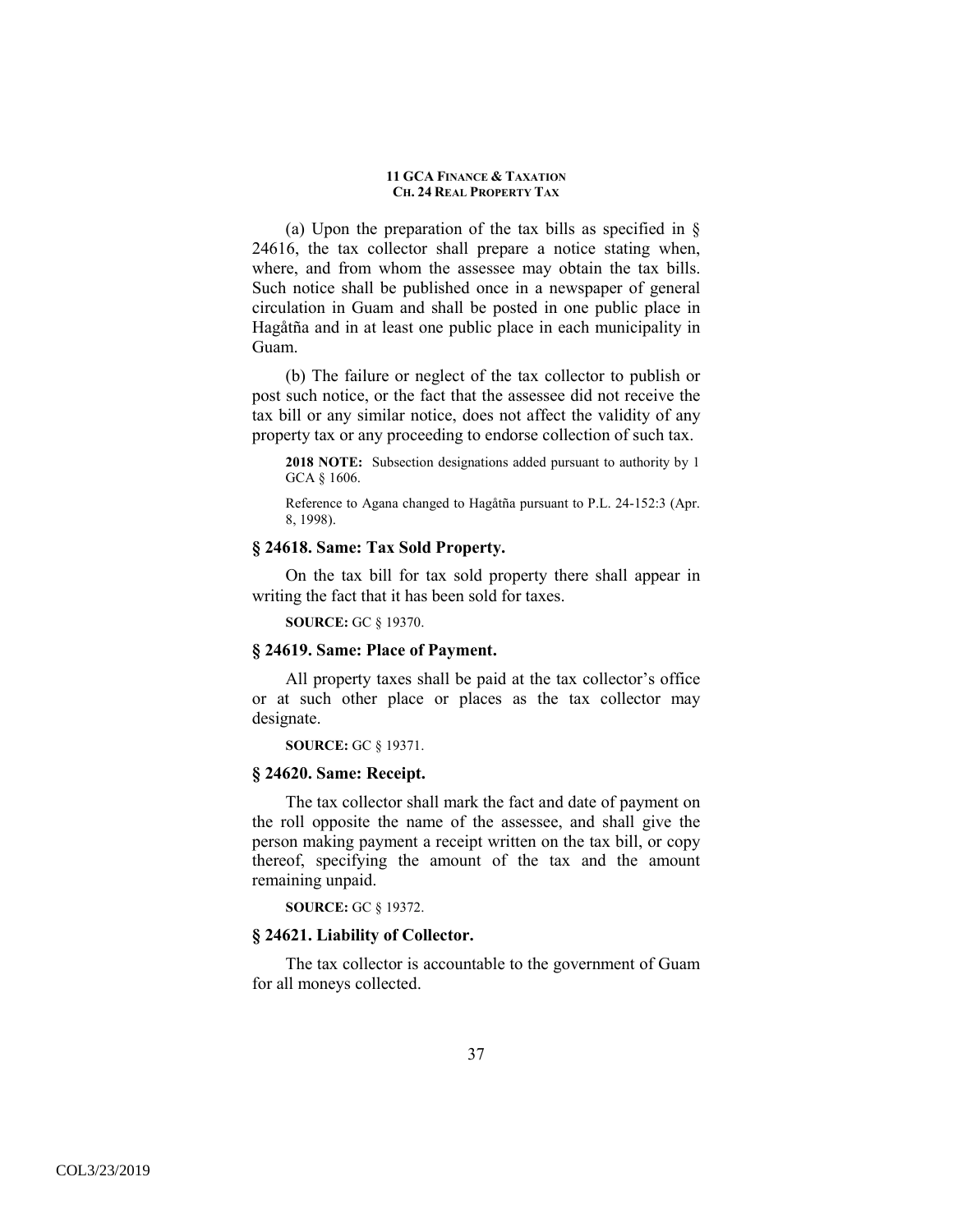(a) Upon the preparation of the tax bills as specified in § 24616, the tax collector shall prepare a notice stating when, where, and from whom the assessee may obtain the tax bills. Such notice shall be published once in a newspaper of general circulation in Guam and shall be posted in one public place in Hagåtña and in at least one public place in each municipality in Guam.

(b) The failure or neglect of the tax collector to publish or post such notice, or the fact that the assessee did not receive the tax bill or any similar notice, does not affect the validity of any property tax or any proceeding to endorse collection of such tax.

**2018 NOTE:** Subsection designations added pursuant to authority by 1 GCA § 1606.

Reference to Agana changed to Hagåtña pursuant to P.L. 24-152:3 (Apr. 8, 1998).

### § 24618. Same: Tax Sold Property.

On the tax bill for tax sold property there shall appear in writing the fact that it has been sold for taxes.

**SOURCE:** GC § 19370.

### § 24619. Same: Place of Payment.

All property taxes shall be paid at the tax collector's office or at such other place or places as the tax collector may designate.

**SOURCE:** GC § 19371.

### § 24620. Same: Receipt.

The tax collector shall mark the fact and date of payment on the roll opposite the name of the assessee, and shall give the person making payment a receipt written on the tax bill, or copy thereof, specifying the amount of the tax and the amount remaining unpaid.

**SOURCE:** GC § 19372.

### § 24621. Liability of Collector.

The tax collector is accountable to the government of Guam for all moneys collected.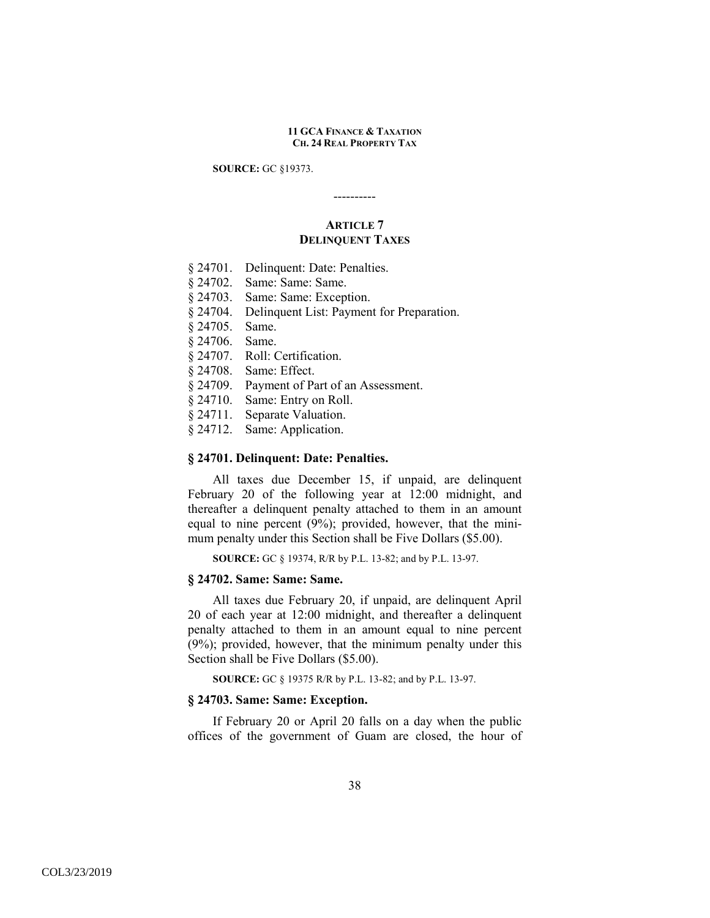**SOURCE:** GC §19373.

----------

## ARTICLE 7
## DELINQUENT TAXES

§ 24701. Delinquent: Date: Penalties.
§ 24702. Same: Same: Same.
§ 24703. Same: Same: Exception.
§ 24704. Delinquent List: Payment for Preparation.
§ 24705. Same.
§ 24706. Same.
§ 24707. Roll: Certification.
§ 24708. Same: Effect.
§ 24709. Payment of Part of an Assessment.
§ 24710. Same: Entry on Roll.
§ 24711. Separate Valuation.
§ 24712. Same: Application.

### § 24701. Delinquent: Date: Penalties.

All taxes due December 15, if unpaid, are delinquent February 20 of the following year at 12:00 midnight, and thereafter a delinquent penalty attached to them in an amount equal to nine percent (9%); provided, however, that the minimum penalty under this Section shall be Five Dollars ($5.00).

**SOURCE:** GC § 19374, R/R by P.L. 13-82; and by P.L. 13-97.

### § 24702. Same: Same: Same.

All taxes due February 20, if unpaid, are delinquent April 20 of each year at 12:00 midnight, and thereafter a delinquent penalty attached to them in an amount equal to nine percent (9%); provided, however, that the minimum penalty under this Section shall be Five Dollars ($5.00).

**SOURCE:** GC § 19375 R/R by P.L. 13-82; and by P.L. 13-97.

### § 24703. Same: Same: Exception.

If February 20 or April 20 falls on a day when the public offices of the government of Guam are closed, the hour of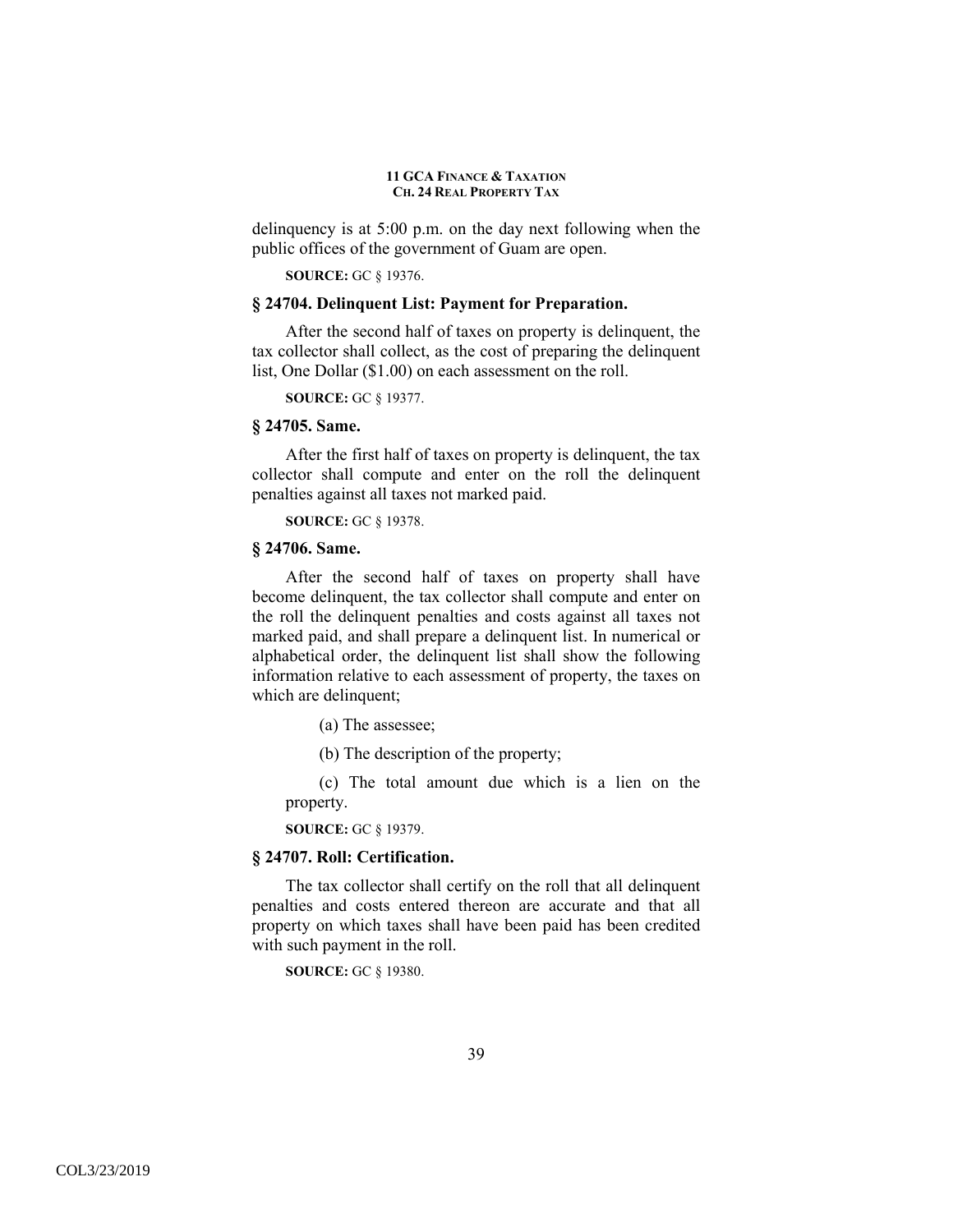delinquency is at 5:00 p.m. on the day next following when the public offices of the government of Guam are open.

**SOURCE:** GC § 19376.

### § 24704. Delinquent List: Payment for Preparation.

After the second half of taxes on property is delinquent, the tax collector shall collect, as the cost of preparing the delinquent list, One Dollar ($1.00) on each assessment on the roll.

**SOURCE:** GC § 19377.

### § 24705. Same.

After the first half of taxes on property is delinquent, the tax collector shall compute and enter on the roll the delinquent penalties against all taxes not marked paid.

**SOURCE:** GC § 19378.

### § 24706. Same.

After the second half of taxes on property shall have become delinquent, the tax collector shall compute and enter on the roll the delinquent penalties and costs against all taxes not marked paid, and shall prepare a delinquent list. In numerical or alphabetical order, the delinquent list shall show the following information relative to each assessment of property, the taxes on which are delinquent;

(a) The assessee;

(b) The description of the property;

(c) The total amount due which is a lien on the property.

**SOURCE:** GC § 19379.

### § 24707. Roll: Certification.

The tax collector shall certify on the roll that all delinquent penalties and costs entered thereon are accurate and that all property on which taxes shall have been paid has been credited with such payment in the roll.

**SOURCE:** GC § 19380.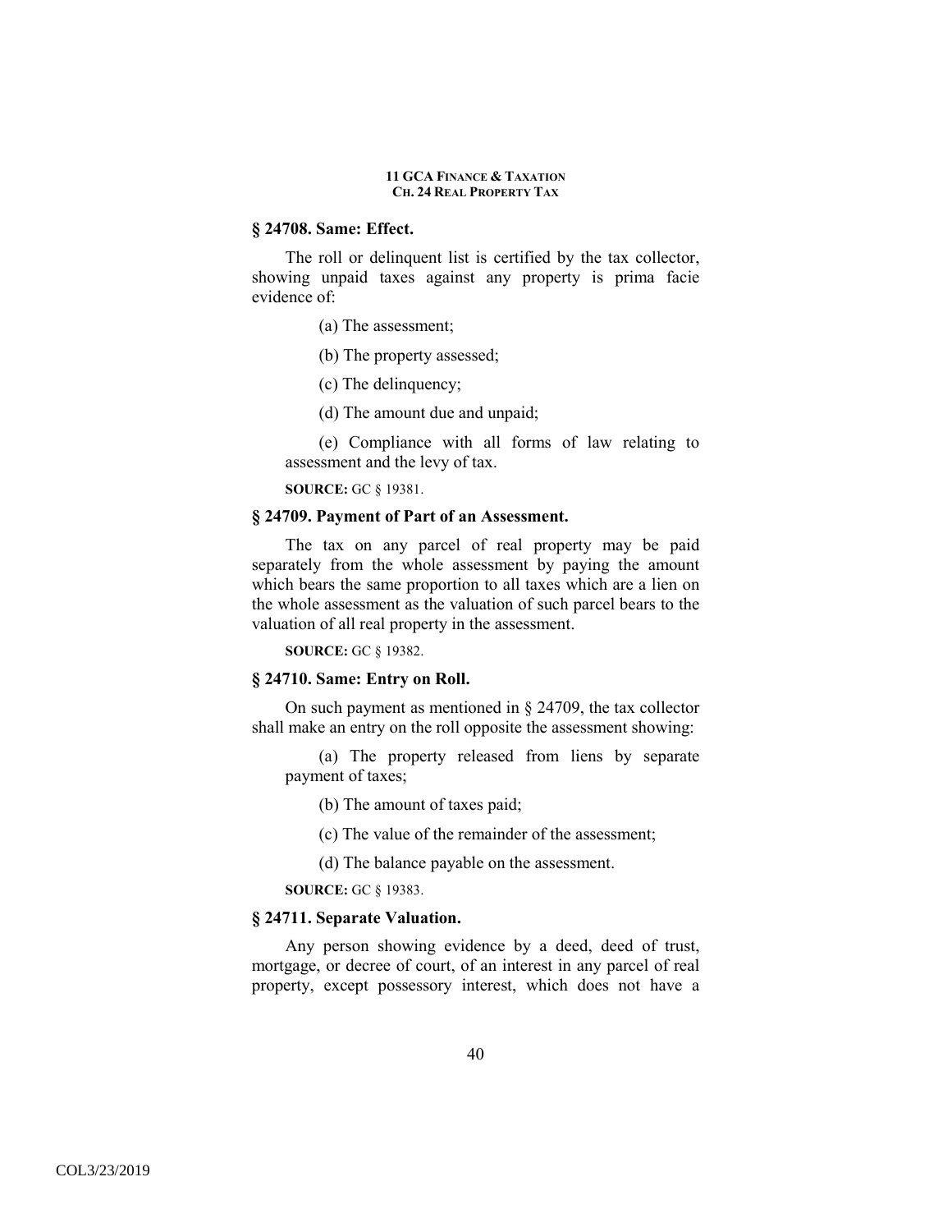### § 24708. Same: Effect.

The roll or delinquent list is certified by the tax collector, showing unpaid taxes against any property is prima facie evidence of:

(a) The assessment;

(b) The property assessed;

(c) The delinquency;

(d) The amount due and unpaid;

(e) Compliance with all forms of law relating to assessment and the levy of tax.

**SOURCE:** GC § 19381.

### § 24709. Payment of Part of an Assessment.

The tax on any parcel of real property may be paid separately from the whole assessment by paying the amount which bears the same proportion to all taxes which are a lien on the whole assessment as the valuation of such parcel bears to the valuation of all real property in the assessment.

**SOURCE:** GC § 19382.

### § 24710. Same: Entry on Roll.

On such payment as mentioned in § 24709, the tax collector shall make an entry on the roll opposite the assessment showing:

(a) The property released from liens by separate payment of taxes;

(b) The amount of taxes paid;

(c) The value of the remainder of the assessment;

(d) The balance payable on the assessment.

**SOURCE:** GC § 19383.

### § 24711. Separate Valuation.

Any person showing evidence by a deed, deed of trust, mortgage, or decree of court, of an interest in any parcel of real property, except possessory interest, which does not have a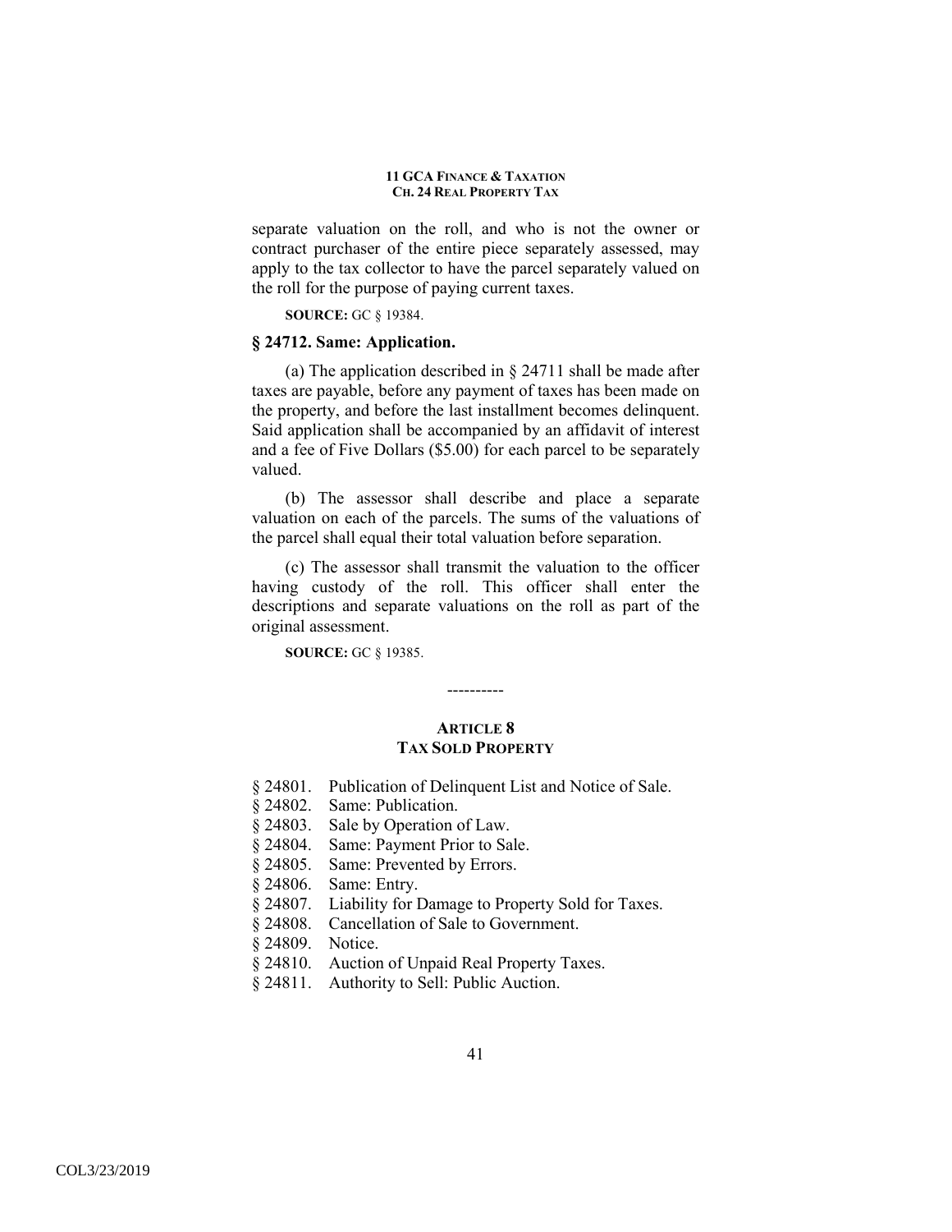separate valuation on the roll, and who is not the owner or contract purchaser of the entire piece separately assessed, may apply to the tax collector to have the parcel separately valued on the roll for the purpose of paying current taxes.

**SOURCE:** GC § 19384.

### § 24712. Same: Application.

(a) The application described in § 24711 shall be made after taxes are payable, before any payment of taxes has been made on the property, and before the last installment becomes delinquent. Said application shall be accompanied by an affidavit of interest and a fee of Five Dollars ($5.00) for each parcel to be separately valued.

(b) The assessor shall describe and place a separate valuation on each of the parcels. The sums of the valuations of the parcel shall equal their total valuation before separation.

(c) The assessor shall transmit the valuation to the officer having custody of the roll. This officer shall enter the descriptions and separate valuations on the roll as part of the original assessment.

**SOURCE:** GC § 19385.

----------

## ARTICLE 8
## TAX SOLD PROPERTY

§ 24801. Publication of Delinquent List and Notice of Sale.
§ 24802. Same: Publication.
§ 24803. Sale by Operation of Law.
§ 24804. Same: Payment Prior to Sale.
§ 24805. Same: Prevented by Errors.
§ 24806. Same: Entry.
§ 24807. Liability for Damage to Property Sold for Taxes.
§ 24808. Cancellation of Sale to Government.
§ 24809. Notice.
§ 24810. Auction of Unpaid Real Property Taxes.
§ 24811. Authority to Sell: Public Auction.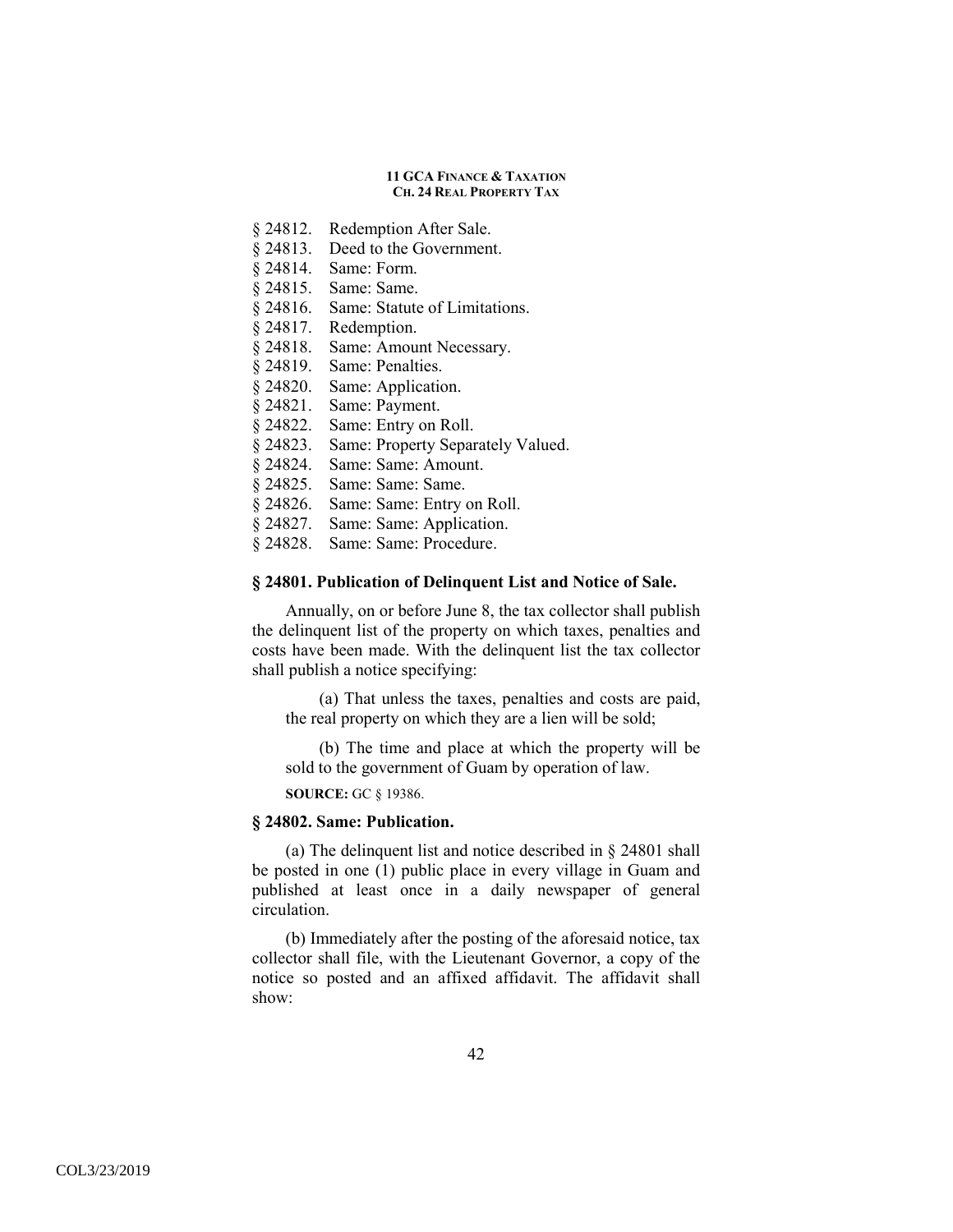§ 24812. Redemption After Sale.
§ 24813. Deed to the Government.
§ 24814. Same: Form.
§ 24815. Same: Same.
§ 24816. Same: Statute of Limitations.
§ 24817. Redemption.
§ 24818. Same: Amount Necessary.
§ 24819. Same: Penalties.
§ 24820. Same: Application.
§ 24821. Same: Payment.
§ 24822. Same: Entry on Roll.
§ 24823. Same: Property Separately Valued.
§ 24824. Same: Same: Amount.
§ 24825. Same: Same: Same.
§ 24826. Same: Same: Entry on Roll.
§ 24827. Same: Same: Application.
§ 24828. Same: Same: Procedure.

### § 24801. Publication of Delinquent List and Notice of Sale.

Annually, on or before June 8, the tax collector shall publish the delinquent list of the property on which taxes, penalties and costs have been made. With the delinquent list the tax collector shall publish a notice specifying:

(a) That unless the taxes, penalties and costs are paid, the real property on which they are a lien will be sold;

(b) The time and place at which the property will be sold to the government of Guam by operation of law.

**SOURCE:** GC § 19386.

### § 24802. Same: Publication.

(a) The delinquent list and notice described in § 24801 shall be posted in one (1) public place in every village in Guam and published at least once in a daily newspaper of general circulation.

(b) Immediately after the posting of the aforesaid notice, tax collector shall file, with the Lieutenant Governor, a copy of the notice so posted and an affixed affidavit. The affidavit shall show: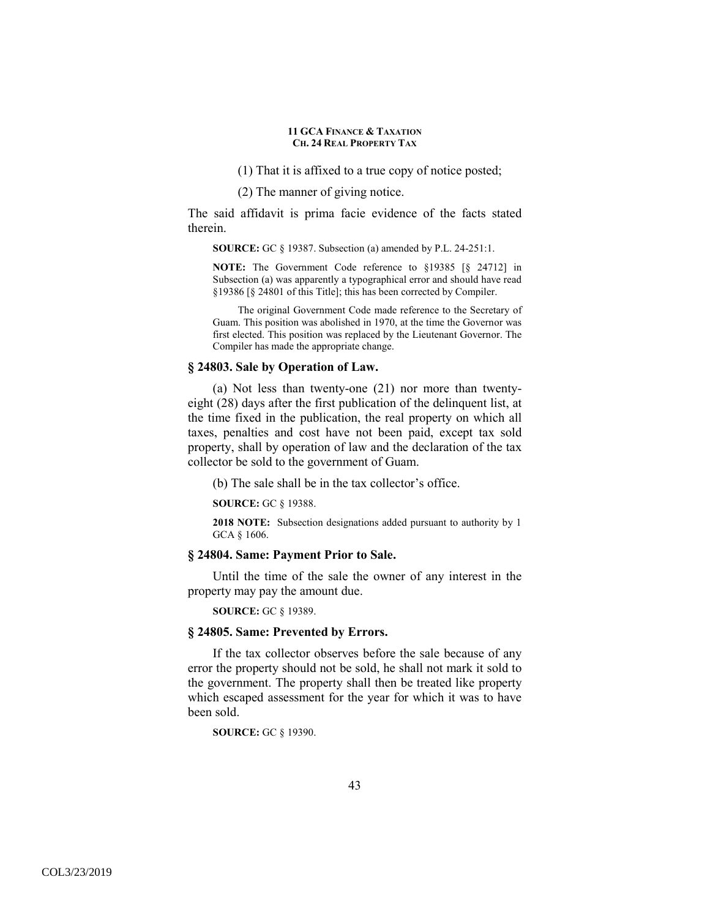(1) That it is affixed to a true copy of notice posted;

(2) The manner of giving notice.

The said affidavit is prima facie evidence of the facts stated therein.

**SOURCE:** GC § 19387. Subsection (a) amended by P.L. 24-251:1.

**NOTE:** The Government Code reference to §19385 [§ 24712] in Subsection (a) was apparently a typographical error and should have read §19386 [§ 24801 of this Title]; this has been corrected by Compiler.

The original Government Code made reference to the Secretary of Guam. This position was abolished in 1970, at the time the Governor was first elected. This position was replaced by the Lieutenant Governor. The Compiler has made the appropriate change.

### § 24803. Sale by Operation of Law.

(a) Not less than twenty-one (21) nor more than twenty-eight (28) days after the first publication of the delinquent list, at the time fixed in the publication, the real property on which all taxes, penalties and cost have not been paid, except tax sold property, shall by operation of law and the declaration of the tax collector be sold to the government of Guam.

(b) The sale shall be in the tax collector's office.

**SOURCE:** GC § 19388.

**2018 NOTE:** Subsection designations added pursuant to authority by 1 GCA § 1606.

### § 24804. Same: Payment Prior to Sale.

Until the time of the sale the owner of any interest in the property may pay the amount due.

**SOURCE:** GC § 19389.

### § 24805. Same: Prevented by Errors.

If the tax collector observes before the sale because of any error the property should not be sold, he shall not mark it sold to the government. The property shall then be treated like property which escaped assessment for the year for which it was to have been sold.

**SOURCE:** GC § 19390.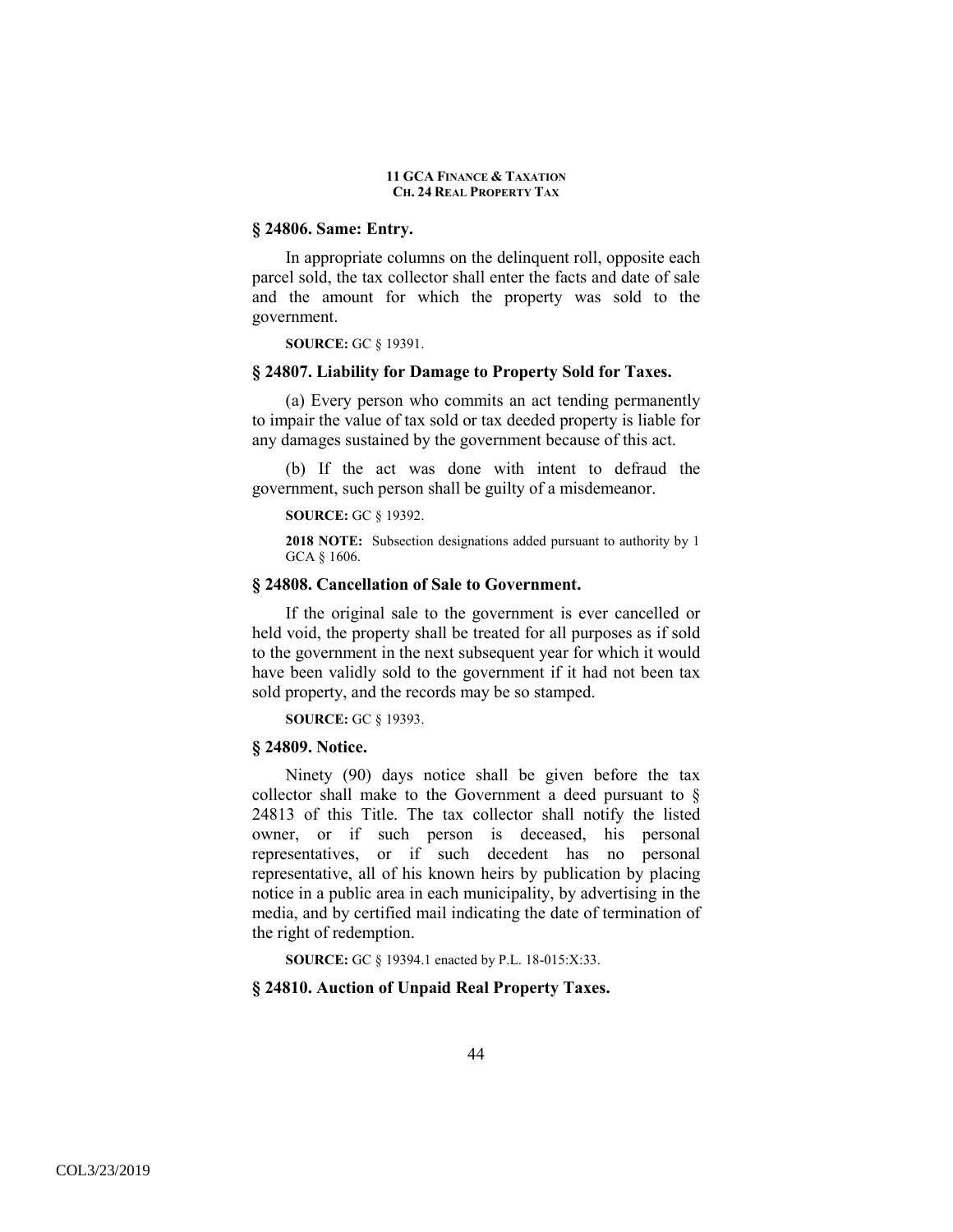### § 24806. Same: Entry.

In appropriate columns on the delinquent roll, opposite each parcel sold, the tax collector shall enter the facts and date of sale and the amount for which the property was sold to the government.

**SOURCE:** GC § 19391.

### § 24807. Liability for Damage to Property Sold for Taxes.

(a) Every person who commits an act tending permanently to impair the value of tax sold or tax deeded property is liable for any damages sustained by the government because of this act.

(b) If the act was done with intent to defraud the government, such person shall be guilty of a misdemeanor.

**SOURCE:** GC § 19392.

**2018 NOTE:** Subsection designations added pursuant to authority by 1 GCA § 1606.

### § 24808. Cancellation of Sale to Government.

If the original sale to the government is ever cancelled or held void, the property shall be treated for all purposes as if sold to the government in the next subsequent year for which it would have been validly sold to the government if it had not been tax sold property, and the records may be so stamped.

**SOURCE:** GC § 19393.

### § 24809. Notice.

Ninety (90) days notice shall be given before the tax collector shall make to the Government a deed pursuant to § 24813 of this Title. The tax collector shall notify the listed owner, or if such person is deceased, his personal representatives, or if such decedent has no personal representative, all of his known heirs by publication by placing notice in a public area in each municipality, by advertising in the media, and by certified mail indicating the date of termination of the right of redemption.

**SOURCE:** GC § 19394.1 enacted by P.L. 18-015:X:33.

### § 24810. Auction of Unpaid Real Property Taxes.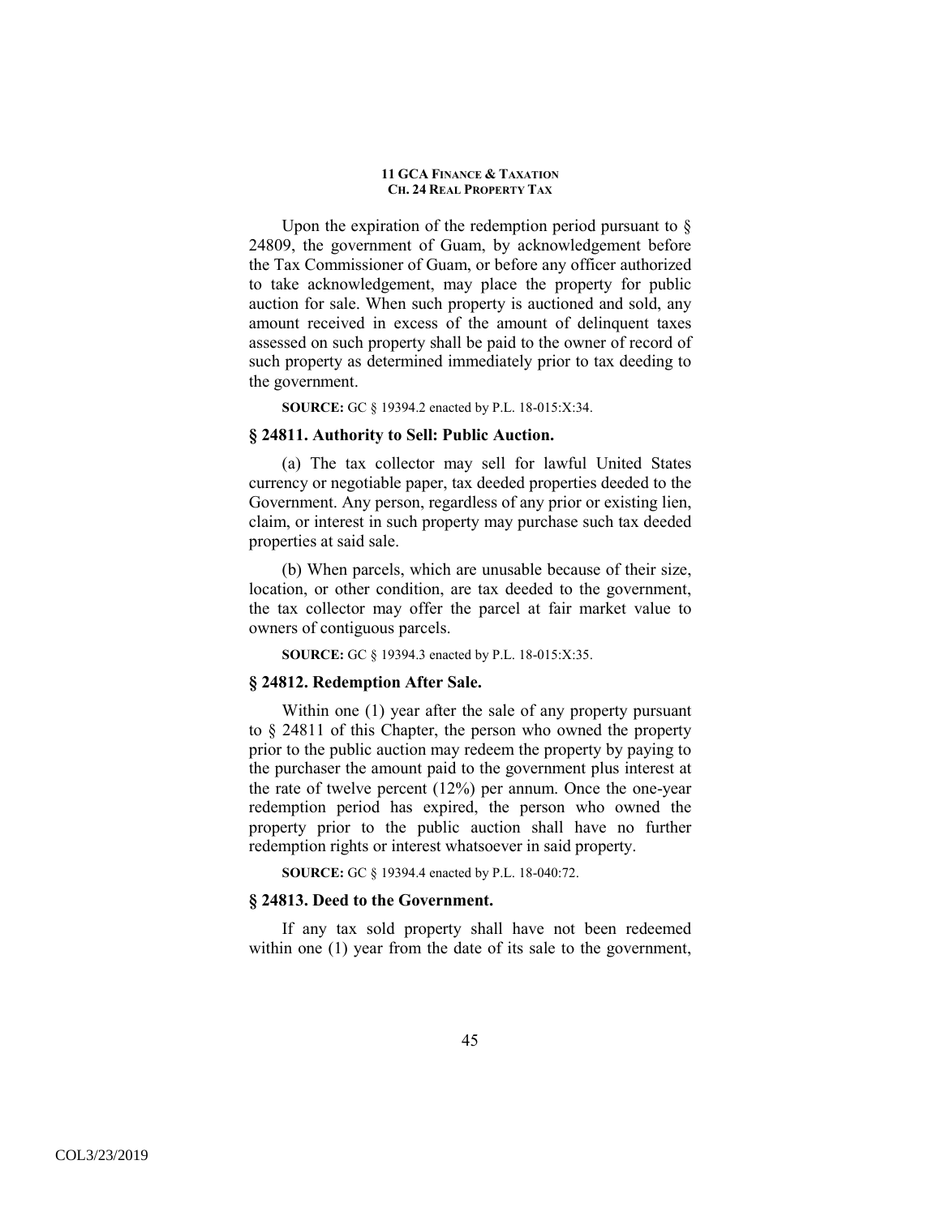Upon the expiration of the redemption period pursuant to § 24809, the government of Guam, by acknowledgement before the Tax Commissioner of Guam, or before any officer authorized to take acknowledgement, may place the property for public auction for sale. When such property is auctioned and sold, any amount received in excess of the amount of delinquent taxes assessed on such property shall be paid to the owner of record of such property as determined immediately prior to tax deeding to the government.

**SOURCE:** GC § 19394.2 enacted by P.L. 18-015:X:34.

### § 24811. Authority to Sell: Public Auction.

(a) The tax collector may sell for lawful United States currency or negotiable paper, tax deeded properties deeded to the Government. Any person, regardless of any prior or existing lien, claim, or interest in such property may purchase such tax deeded properties at said sale.

(b) When parcels, which are unusable because of their size, location, or other condition, are tax deeded to the government, the tax collector may offer the parcel at fair market value to owners of contiguous parcels.

**SOURCE:** GC § 19394.3 enacted by P.L. 18-015:X:35.

### § 24812. Redemption After Sale.

Within one (1) year after the sale of any property pursuant to § 24811 of this Chapter, the person who owned the property prior to the public auction may redeem the property by paying to the purchaser the amount paid to the government plus interest at the rate of twelve percent (12%) per annum. Once the one-year redemption period has expired, the person who owned the property prior to the public auction shall have no further redemption rights or interest whatsoever in said property.

**SOURCE:** GC § 19394.4 enacted by P.L. 18-040:72.

### § 24813. Deed to the Government.

If any tax sold property shall have not been redeemed within one (1) year from the date of its sale to the government,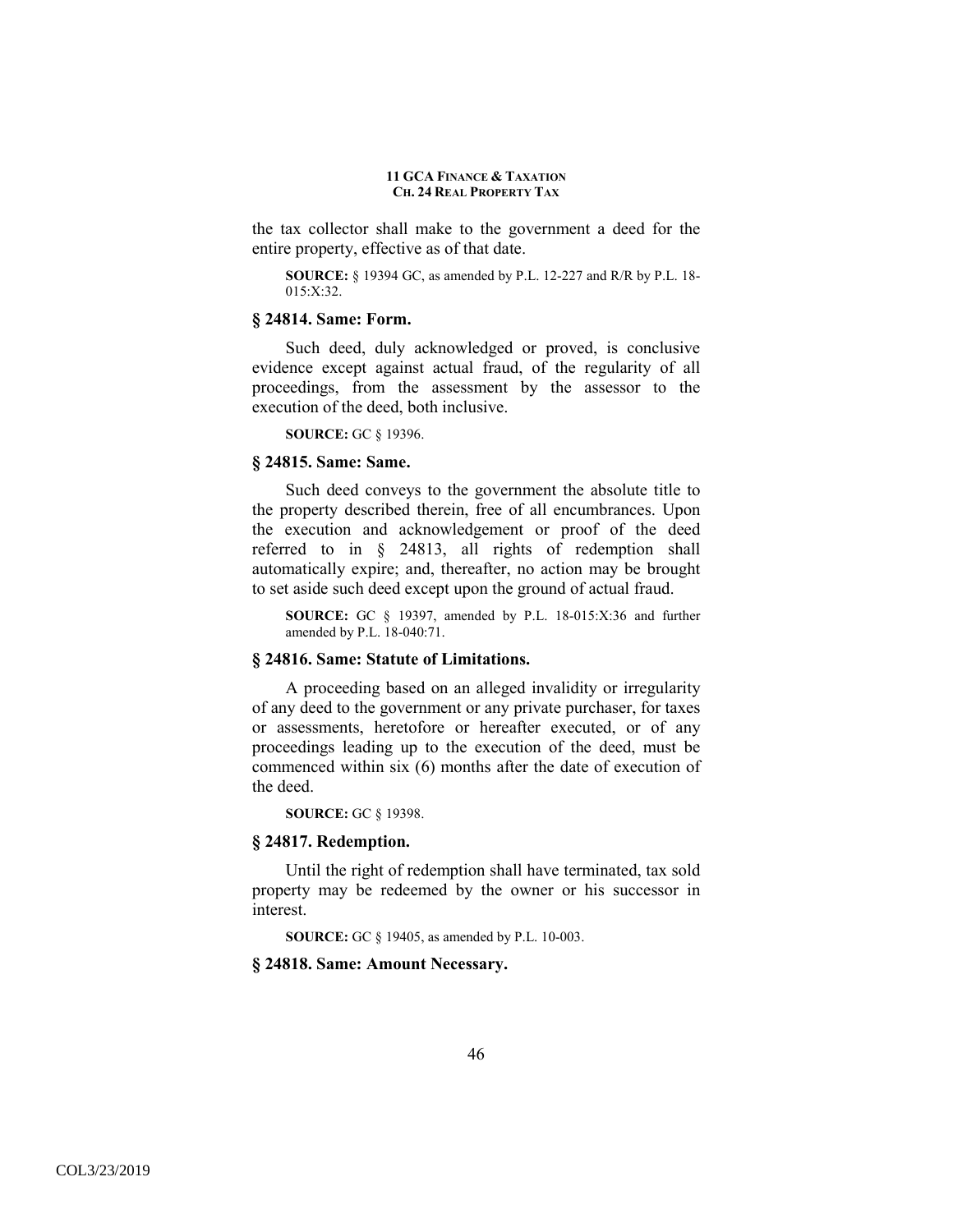the tax collector shall make to the government a deed for the entire property, effective as of that date.

**SOURCE:** § 19394 GC, as amended by P.L. 12-227 and R/R by P.L. 18-015:X:32.

### § 24814. Same: Form.

Such deed, duly acknowledged or proved, is conclusive evidence except against actual fraud, of the regularity of all proceedings, from the assessment by the assessor to the execution of the deed, both inclusive.

**SOURCE:** GC § 19396.

### § 24815. Same: Same.

Such deed conveys to the government the absolute title to the property described therein, free of all encumbrances. Upon the execution and acknowledgement or proof of the deed referred to in § 24813, all rights of redemption shall automatically expire; and, thereafter, no action may be brought to set aside such deed except upon the ground of actual fraud.

**SOURCE:** GC § 19397, amended by P.L. 18-015:X:36 and further amended by P.L. 18-040:71.

### § 24816. Same: Statute of Limitations.

A proceeding based on an alleged invalidity or irregularity of any deed to the government or any private purchaser, for taxes or assessments, heretofore or hereafter executed, or of any proceedings leading up to the execution of the deed, must be commenced within six (6) months after the date of execution of the deed.

**SOURCE:** GC § 19398.

### § 24817. Redemption.

Until the right of redemption shall have terminated, tax sold property may be redeemed by the owner or his successor in interest.

**SOURCE:** GC § 19405, as amended by P.L. 10-003.

### § 24818. Same: Amount Necessary.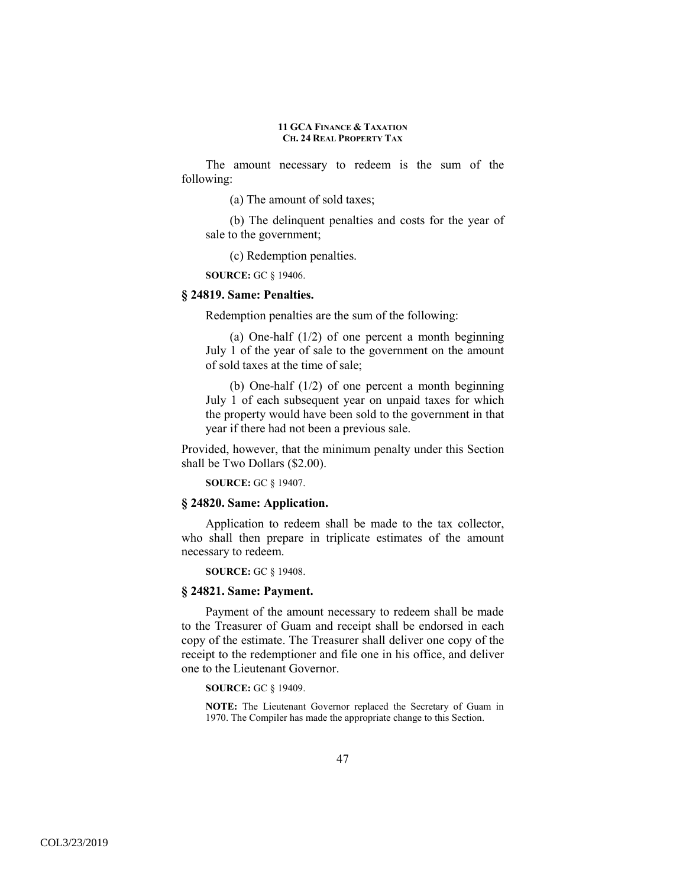The amount necessary to redeem is the sum of the following:

(a) The amount of sold taxes;

(b) The delinquent penalties and costs for the year of sale to the government;

(c) Redemption penalties.

**SOURCE:** GC § 19406.

### § 24819. Same: Penalties.

Redemption penalties are the sum of the following:

(a) One-half (1/2) of one percent a month beginning July 1 of the year of sale to the government on the amount of sold taxes at the time of sale;

(b) One-half (1/2) of one percent a month beginning July 1 of each subsequent year on unpaid taxes for which the property would have been sold to the government in that year if there had not been a previous sale.

Provided, however, that the minimum penalty under this Section shall be Two Dollars ($2.00).

**SOURCE:** GC § 19407.

### § 24820. Same: Application.

Application to redeem shall be made to the tax collector, who shall then prepare in triplicate estimates of the amount necessary to redeem.

**SOURCE:** GC § 19408.

### § 24821. Same: Payment.

Payment of the amount necessary to redeem shall be made to the Treasurer of Guam and receipt shall be endorsed in each copy of the estimate. The Treasurer shall deliver one copy of the receipt to the redemptioner and file one in his office, and deliver one to the Lieutenant Governor.

**SOURCE:** GC § 19409.

**NOTE:** The Lieutenant Governor replaced the Secretary of Guam in 1970. The Compiler has made the appropriate change to this Section.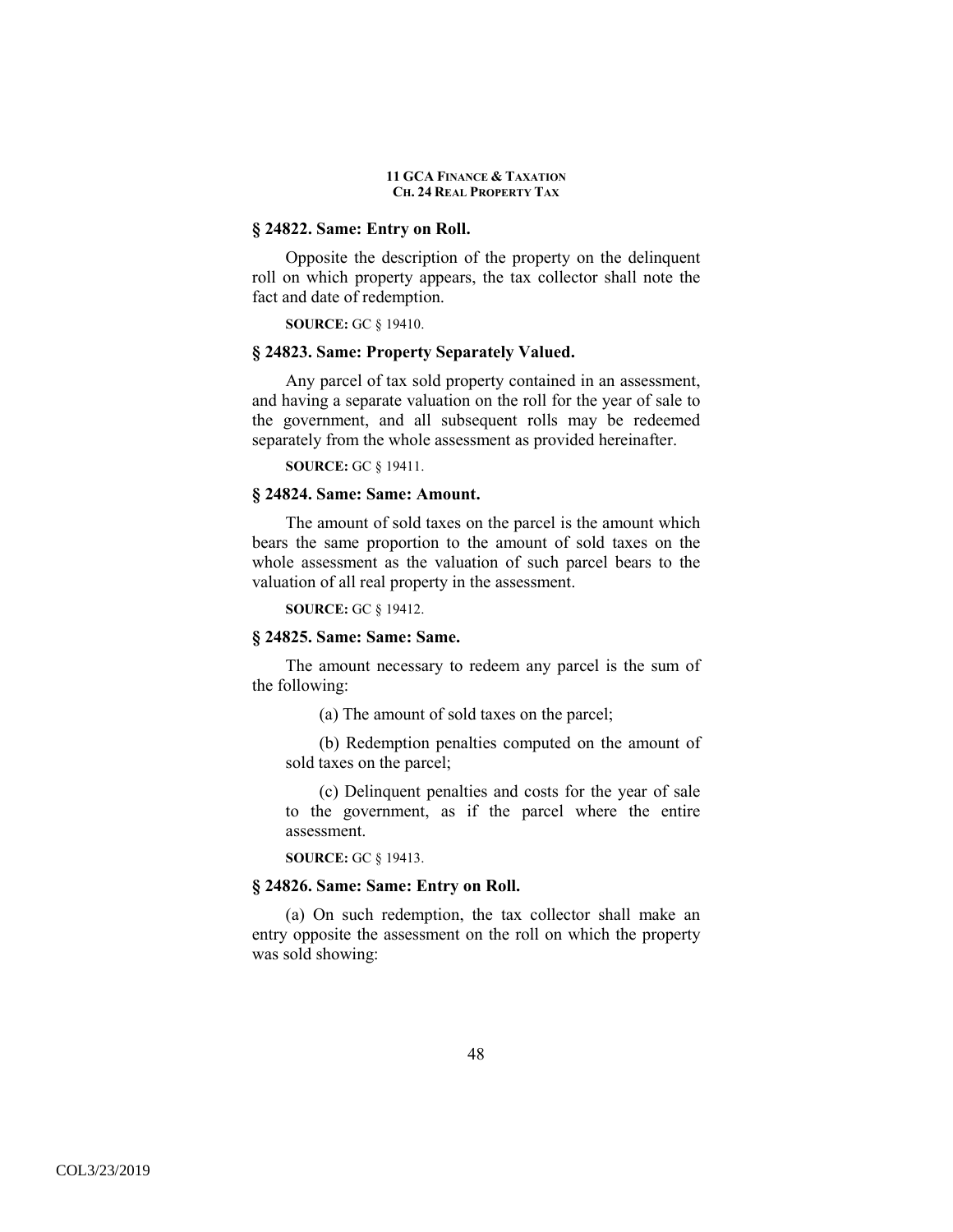### § 24822. Same: Entry on Roll.

Opposite the description of the property on the delinquent roll on which property appears, the tax collector shall note the fact and date of redemption.

**SOURCE:** GC § 19410.

### § 24823. Same: Property Separately Valued.

Any parcel of tax sold property contained in an assessment, and having a separate valuation on the roll for the year of sale to the government, and all subsequent rolls may be redeemed separately from the whole assessment as provided hereinafter.

**SOURCE:** GC § 19411.

### § 24824. Same: Same: Amount.

The amount of sold taxes on the parcel is the amount which bears the same proportion to the amount of sold taxes on the whole assessment as the valuation of such parcel bears to the valuation of all real property in the assessment.

**SOURCE:** GC § 19412.

### § 24825. Same: Same: Same.

The amount necessary to redeem any parcel is the sum of the following:

(a) The amount of sold taxes on the parcel;

(b) Redemption penalties computed on the amount of sold taxes on the parcel;

(c) Delinquent penalties and costs for the year of sale to the government, as if the parcel where the entire assessment.

**SOURCE:** GC § 19413.

### § 24826. Same: Same: Entry on Roll.

(a) On such redemption, the tax collector shall make an entry opposite the assessment on the roll on which the property was sold showing: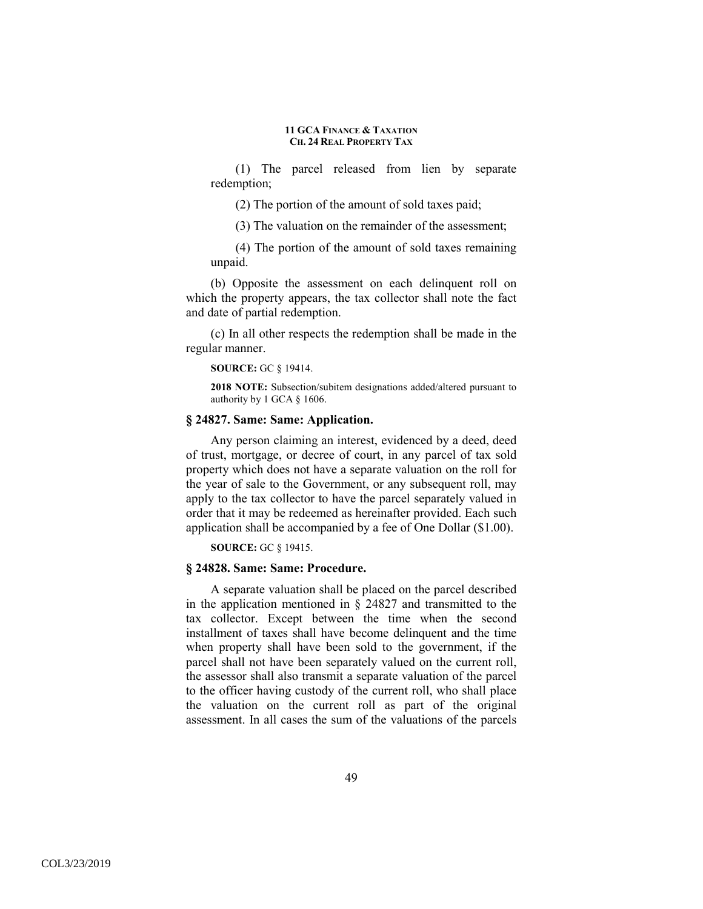(1) The parcel released from lien by separate redemption;

(2) The portion of the amount of sold taxes paid;

(3) The valuation on the remainder of the assessment;

(4) The portion of the amount of sold taxes remaining unpaid.

(b) Opposite the assessment on each delinquent roll on which the property appears, the tax collector shall note the fact and date of partial redemption.

(c) In all other respects the redemption shall be made in the regular manner.

**SOURCE:** GC § 19414.

**2018 NOTE:** Subsection/subitem designations added/altered pursuant to authority by 1 GCA § 1606.

### § 24827. Same: Same: Application.

Any person claiming an interest, evidenced by a deed, deed of trust, mortgage, or decree of court, in any parcel of tax sold property which does not have a separate valuation on the roll for the year of sale to the Government, or any subsequent roll, may apply to the tax collector to have the parcel separately valued in order that it may be redeemed as hereinafter provided. Each such application shall be accompanied by a fee of One Dollar ($1.00).

**SOURCE:** GC § 19415.

### § 24828. Same: Same: Procedure.

A separate valuation shall be placed on the parcel described in the application mentioned in § 24827 and transmitted to the tax collector. Except between the time when the second installment of taxes shall have become delinquent and the time when property shall have been sold to the government, if the parcel shall not have been separately valued on the current roll, the assessor shall also transmit a separate valuation of the parcel to the officer having custody of the current roll, who shall place the valuation on the current roll as part of the original assessment. In all cases the sum of the valuations of the parcels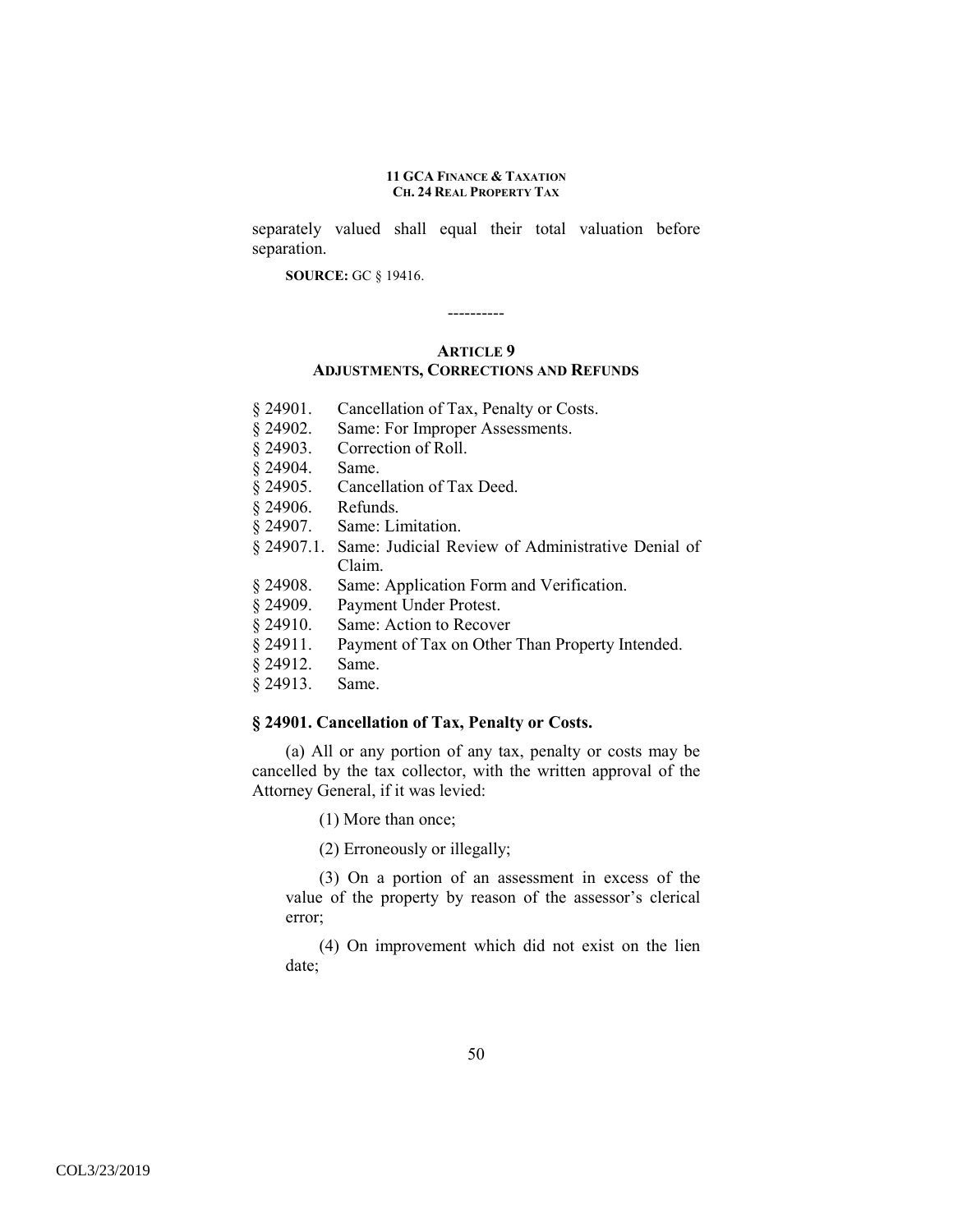separately valued shall equal their total valuation before separation.

**SOURCE:** GC § 19416.

----------

## ARTICLE 9
## ADJUSTMENTS, CORRECTIONS AND REFUNDS

§ 24901. Cancellation of Tax, Penalty or Costs.
§ 24902. Same: For Improper Assessments.
§ 24903. Correction of Roll.
§ 24904. Same.
§ 24905. Cancellation of Tax Deed.
§ 24906. Refunds.
§ 24907. Same: Limitation.
§ 24907.1. Same: Judicial Review of Administrative Denial of Claim.
§ 24908. Same: Application Form and Verification.
§ 24909. Payment Under Protest.
§ 24910. Same: Action to Recover
§ 24911. Payment of Tax on Other Than Property Intended.
§ 24912. Same.
§ 24913. Same.

### § 24901. Cancellation of Tax, Penalty or Costs.

(a) All or any portion of any tax, penalty or costs may be cancelled by the tax collector, with the written approval of the Attorney General, if it was levied:

(1) More than once;

(2) Erroneously or illegally;

(3) On a portion of an assessment in excess of the value of the property by reason of the assessor's clerical error;

(4) On improvement which did not exist on the lien date;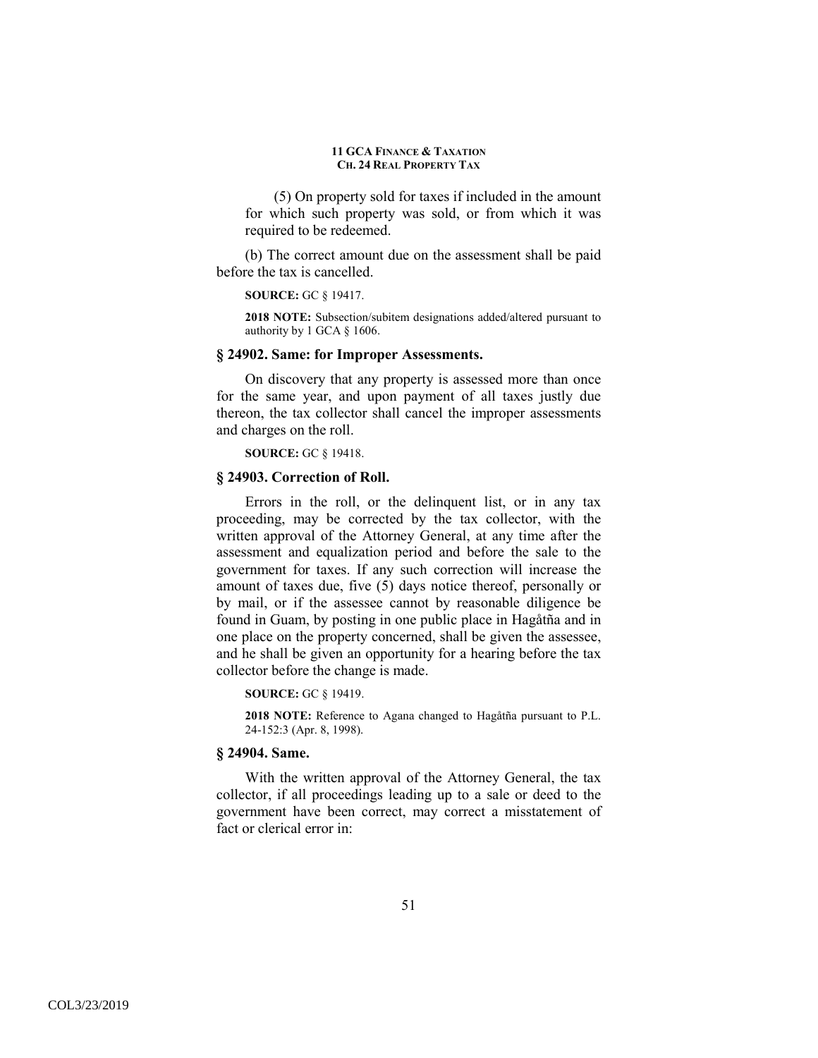(5) On property sold for taxes if included in the amount for which such property was sold, or from which it was required to be redeemed.

(b) The correct amount due on the assessment shall be paid before the tax is cancelled.

**SOURCE:** GC § 19417.

**2018 NOTE:** Subsection/subitem designations added/altered pursuant to authority by 1 GCA § 1606.

### § 24902. Same: for Improper Assessments.

On discovery that any property is assessed more than once for the same year, and upon payment of all taxes justly due thereon, the tax collector shall cancel the improper assessments and charges on the roll.

**SOURCE:** GC § 19418.

### § 24903. Correction of Roll.

Errors in the roll, or the delinquent list, or in any tax proceeding, may be corrected by the tax collector, with the written approval of the Attorney General, at any time after the assessment and equalization period and before the sale to the government for taxes. If any such correction will increase the amount of taxes due, five (5) days notice thereof, personally or by mail, or if the assessee cannot by reasonable diligence be found in Guam, by posting in one public place in Hagåtña and in one place on the property concerned, shall be given the assessee, and he shall be given an opportunity for a hearing before the tax collector before the change is made.

**SOURCE:** GC § 19419.

**2018 NOTE:** Reference to Agana changed to Hagåtña pursuant to P.L. 24-152:3 (Apr. 8, 1998).

### § 24904. Same.

With the written approval of the Attorney General, the tax collector, if all proceedings leading up to a sale or deed to the government have been correct, may correct a misstatement of fact or clerical error in: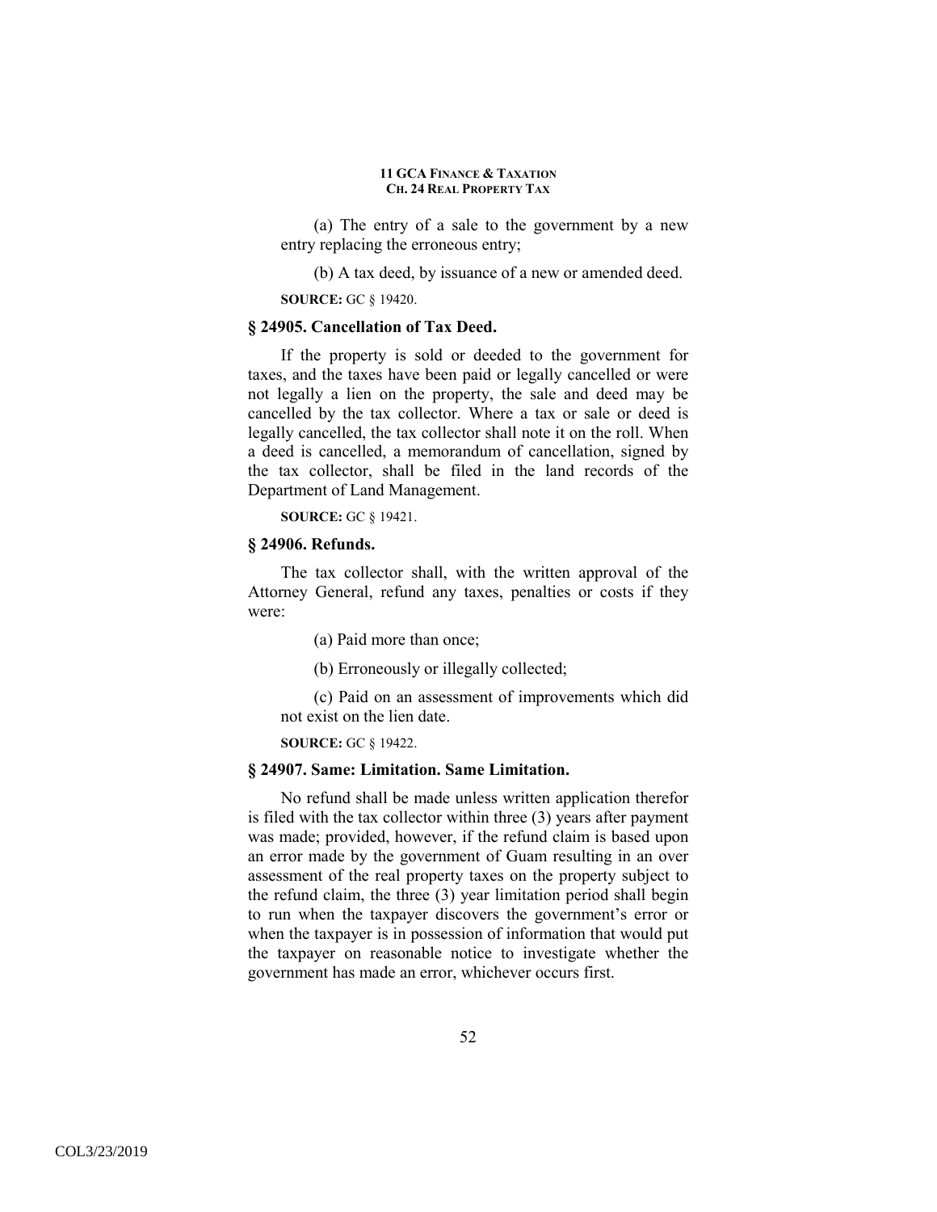(a) The entry of a sale to the government by a new entry replacing the erroneous entry;

(b) A tax deed, by issuance of a new or amended deed.

**SOURCE:** GC § 19420.

### § 24905. Cancellation of Tax Deed.

If the property is sold or deeded to the government for taxes, and the taxes have been paid or legally cancelled or were not legally a lien on the property, the sale and deed may be cancelled by the tax collector. Where a tax or sale or deed is legally cancelled, the tax collector shall note it on the roll. When a deed is cancelled, a memorandum of cancellation, signed by the tax collector, shall be filed in the land records of the Department of Land Management.

**SOURCE:** GC § 19421.

### § 24906. Refunds.

The tax collector shall, with the written approval of the Attorney General, refund any taxes, penalties or costs if they were:

(a) Paid more than once;

(b) Erroneously or illegally collected;

(c) Paid on an assessment of improvements which did not exist on the lien date.

**SOURCE:** GC § 19422.

### § 24907. Same: Limitation. Same Limitation.

No refund shall be made unless written application therefor is filed with the tax collector within three (3) years after payment was made; provided, however, if the refund claim is based upon an error made by the government of Guam resulting in an over assessment of the real property taxes on the property subject to the refund claim, the three (3) year limitation period shall begin to run when the taxpayer discovers the government's error or when the taxpayer is in possession of information that would put the taxpayer on reasonable notice to investigate whether the government has made an error, whichever occurs first.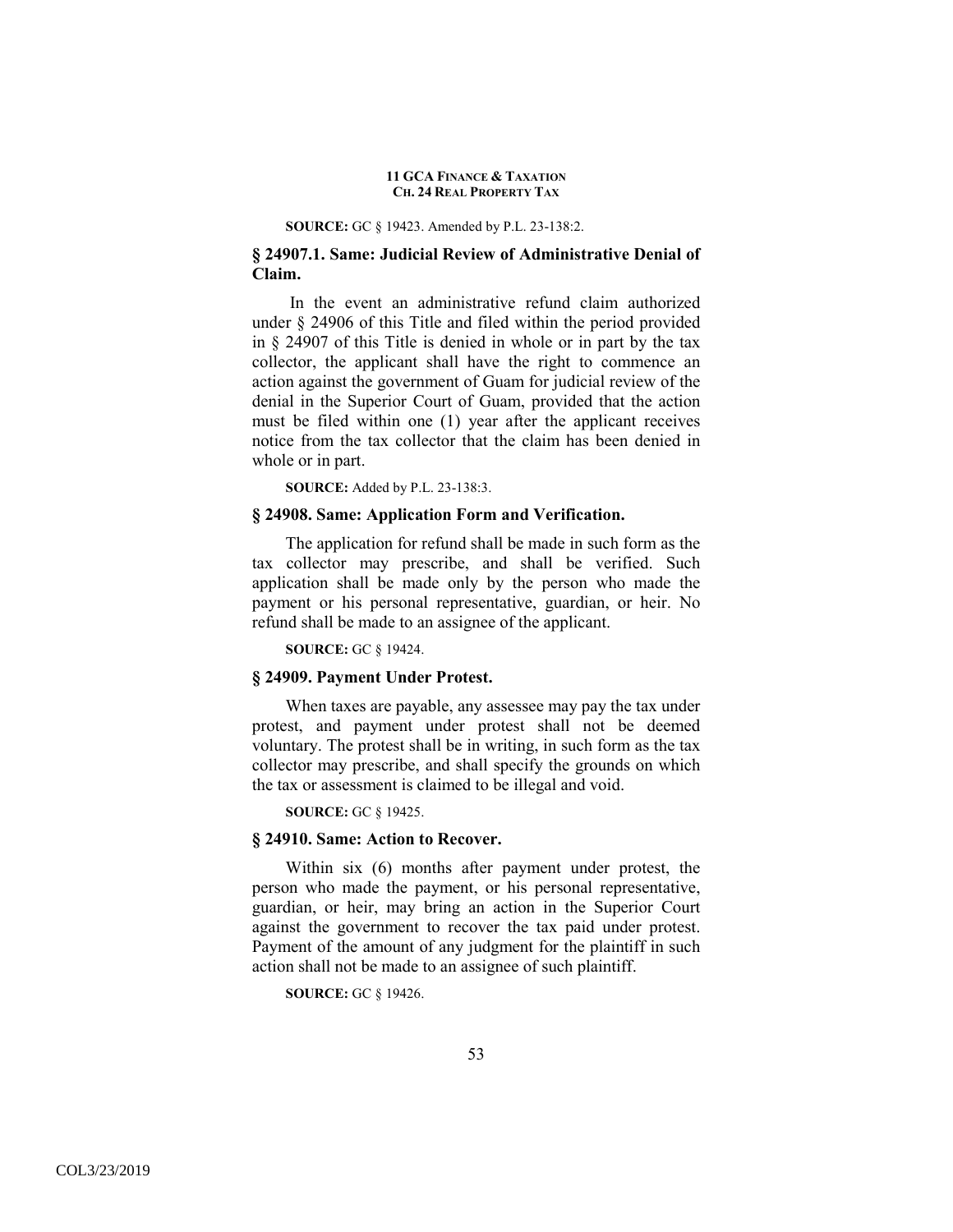**SOURCE:** GC § 19423. Amended by P.L. 23-138:2.

### § 24907.1. Same: Judicial Review of Administrative Denial of Claim.

In the event an administrative refund claim authorized under § 24906 of this Title and filed within the period provided in § 24907 of this Title is denied in whole or in part by the tax collector, the applicant shall have the right to commence an action against the government of Guam for judicial review of the denial in the Superior Court of Guam, provided that the action must be filed within one (1) year after the applicant receives notice from the tax collector that the claim has been denied in whole or in part.

**SOURCE:** Added by P.L. 23-138:3.

### § 24908. Same: Application Form and Verification.

The application for refund shall be made in such form as the tax collector may prescribe, and shall be verified. Such application shall be made only by the person who made the payment or his personal representative, guardian, or heir. No refund shall be made to an assignee of the applicant.

**SOURCE:** GC § 19424.

### § 24909. Payment Under Protest.

When taxes are payable, any assessee may pay the tax under protest, and payment under protest shall not be deemed voluntary. The protest shall be in writing, in such form as the tax collector may prescribe, and shall specify the grounds on which the tax or assessment is claimed to be illegal and void.

**SOURCE:** GC § 19425.

### § 24910. Same: Action to Recover.

Within six (6) months after payment under protest, the person who made the payment, or his personal representative, guardian, or heir, may bring an action in the Superior Court against the government to recover the tax paid under protest. Payment of the amount of any judgment for the plaintiff in such action shall not be made to an assignee of such plaintiff.

**SOURCE:** GC § 19426.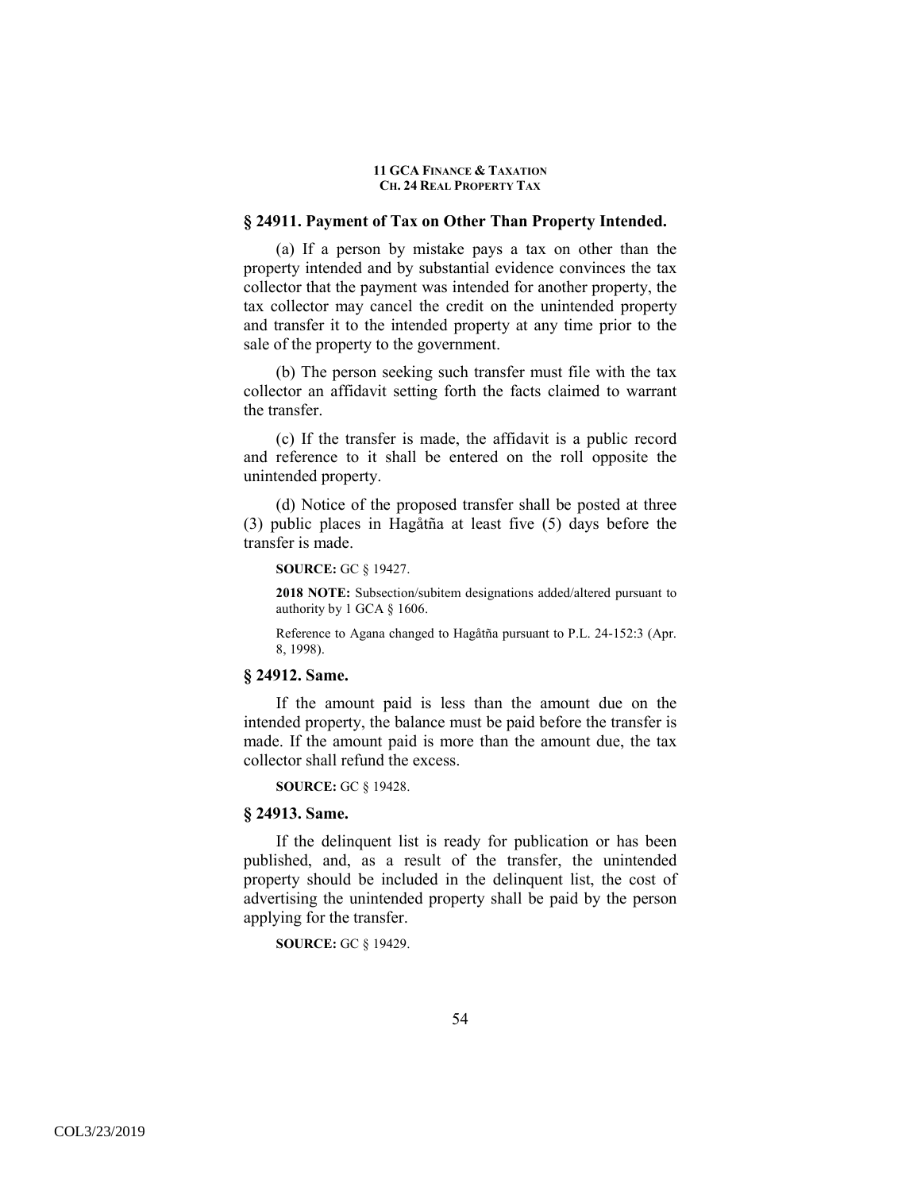### § 24911. Payment of Tax on Other Than Property Intended.

(a) If a person by mistake pays a tax on other than the property intended and by substantial evidence convinces the tax collector that the payment was intended for another property, the tax collector may cancel the credit on the unintended property and transfer it to the intended property at any time prior to the sale of the property to the government.

(b) The person seeking such transfer must file with the tax collector an affidavit setting forth the facts claimed to warrant the transfer.

(c) If the transfer is made, the affidavit is a public record and reference to it shall be entered on the roll opposite the unintended property.

(d) Notice of the proposed transfer shall be posted at three (3) public places in Hagåtña at least five (5) days before the transfer is made.

**SOURCE:** GC § 19427.

**2018 NOTE:** Subsection/subitem designations added/altered pursuant to authority by 1 GCA § 1606.

Reference to Agana changed to Hagåtña pursuant to P.L. 24-152:3 (Apr. 8, 1998).

### § 24912. Same.

If the amount paid is less than the amount due on the intended property, the balance must be paid before the transfer is made. If the amount paid is more than the amount due, the tax collector shall refund the excess.

**SOURCE:** GC § 19428.

### § 24913. Same.

If the delinquent list is ready for publication or has been published, and, as a result of the transfer, the unintended property should be included in the delinquent list, the cost of advertising the unintended property shall be paid by the person applying for the transfer.

**SOURCE:** GC § 19429.